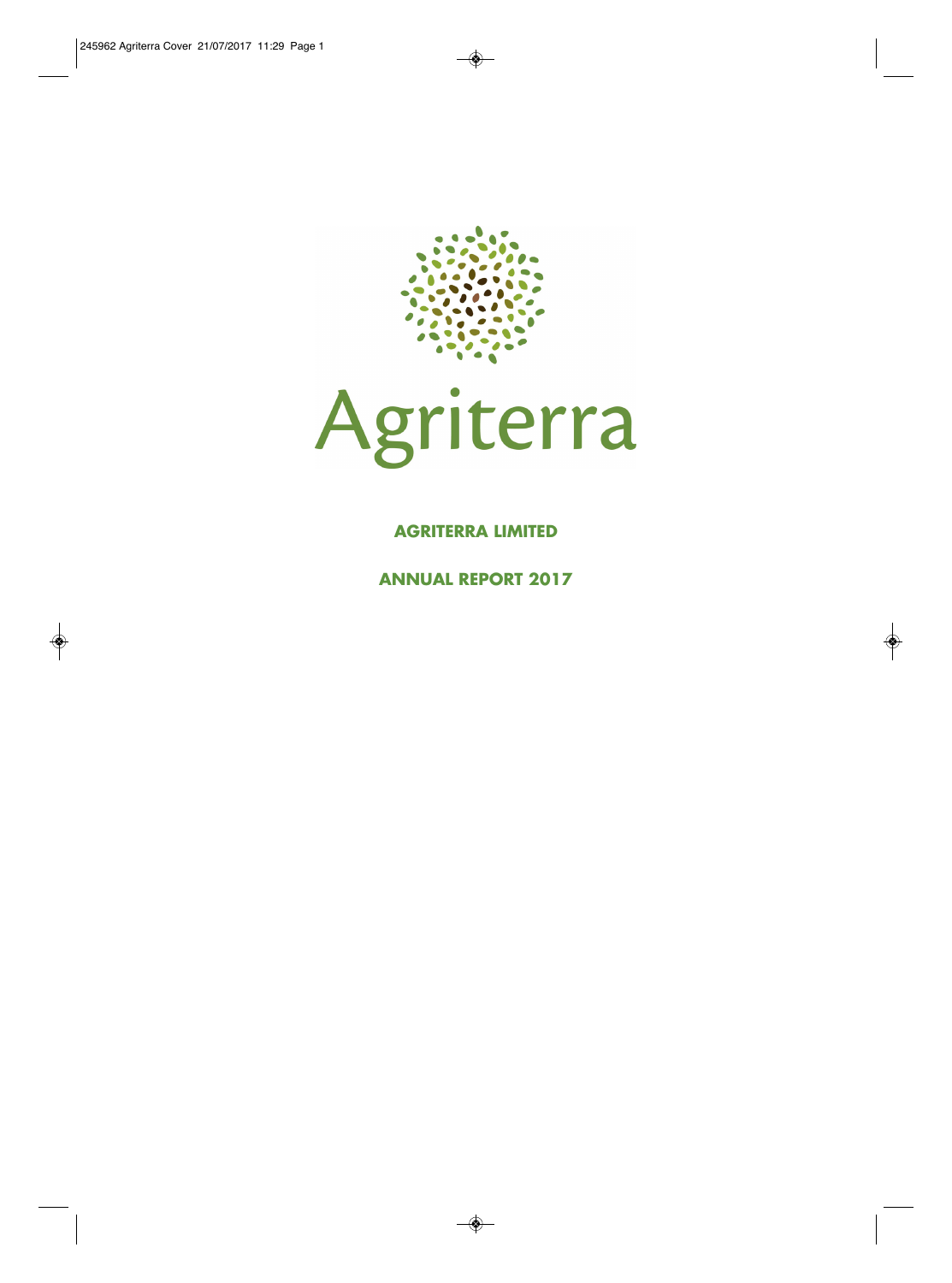Agriterra

**AGRITERRA LIMITED**

**ANNUAL REPORT 2017**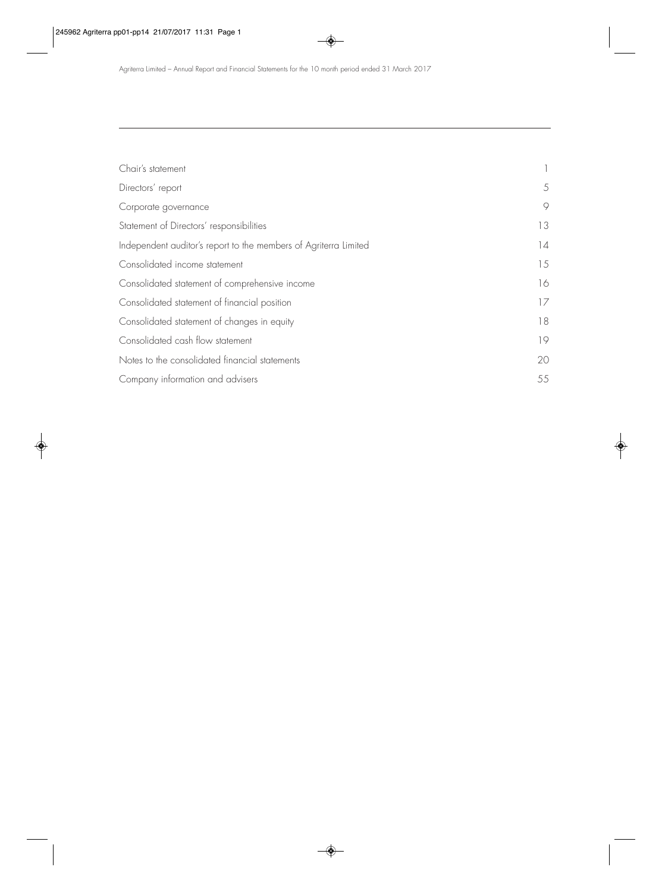| | |
|---|---|
| Chair's statement | 1 |
| Directors' report | 5 |
| Corporate governance | 9 |
| Statement of Directors' responsibilities | 13 |
| Independent auditor's report to the members of Agriterra Limited | 14 |
| Consolidated income statement | 15 |
| Consolidated statement of comprehensive income | 16 |
| Consolidated statement of financial position | 17 |
| Consolidated statement of changes in equity | 18 |
| Consolidated cash flow statement | 19 |
| Notes to the consolidated financial statements | 20 |
| Company information and advisers | 55 |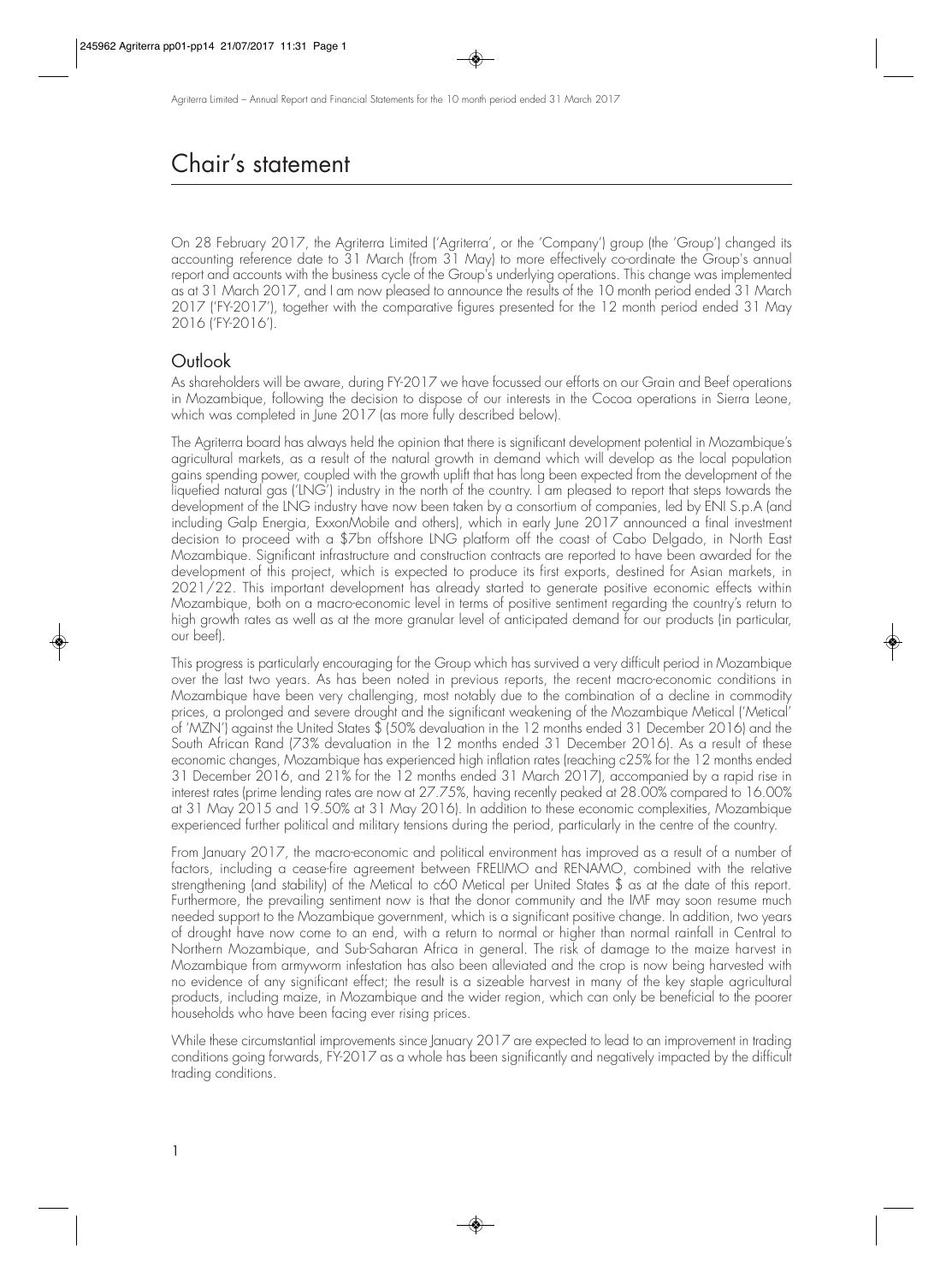# Chair's statement

On 28 February 2017, the Agriterra Limited ('Agriterra', or the 'Company') group (the 'Group') changed its accounting reference date to 31 March (from 31 May) to more effectively co-ordinate the Group's annual report and accounts with the business cycle of the Group's underlying operations. This change was implemented as at 31 March 2017, and I am now pleased to announce the results of the 10 month period ended 31 March 2017 ('FY-2017'), together with the comparative figures presented for the 12 month period ended 31 May 2016 ('FY-2016').

## Outlook

As shareholders will be aware, during FY-2017 we have focussed our efforts on our Grain and Beef operations in Mozambique, following the decision to dispose of our interests in the Cocoa operations in Sierra Leone, which was completed in June 2017 (as more fully described below).

The Agriterra board has always held the opinion that there is significant development potential in Mozambique's agricultural markets, as a result of the natural growth in demand which will develop as the local population gains spending power, coupled with the growth uplift that has long been expected from the development of the liquefied natural gas ('LNG') industry in the north of the country. I am pleased to report that steps towards the development of the LNG industry have now been taken by a consortium of companies, led by ENI S.p.A (and including Galp Energia, ExxonMobile and others), which in early June 2017 announced a final investment decision to proceed with a $7bn offshore LNG platform off the coast of Cabo Delgado, in North East Mozambique. Significant infrastructure and construction contracts are reported to have been awarded for the development of this project, which is expected to produce its first exports, destined for Asian markets, in 2021/22. This important development has already started to generate positive economic effects within Mozambique, both on a macro-economic level in terms of positive sentiment regarding the country's return to high growth rates as well as at the more granular level of anticipated demand for our products (in particular, our beef).

This progress is particularly encouraging for the Group which has survived a very difficult period in Mozambique over the last two years. As has been noted in previous reports, the recent macro-economic conditions in Mozambique have been very challenging, most notably due to the combination of a decline in commodity prices, a prolonged and severe drought and the significant weakening of the Mozambique Metical ('Metical' or 'MZN') against the United States $ (50% devaluation in the 12 months ended 31 December 2016) and the South African Rand (73% devaluation in the 12 months ended 31 December 2016). As a result of these economic changes, Mozambique has experienced high inflation rates (reaching c25% for the 12 months ended 31 December 2016, and 21% for the 12 months ended 31 March 2017), accompanied by a rapid rise in interest rates (prime lending rates are now at 27.75%, having recently peaked at 28.00% compared to 16.00% at 31 May 2015 and 19.50% at 31 May 2016). In addition to these economic complexities, Mozambique experienced further political and military tensions during the period, particularly in the centre of the country.

From January 2017, the macro-economic and political environment has improved as a result of a number of factors, including a cease-fire agreement between FRELIMO and RENAMO, combined with the relative strengthening (and stability) of the Metical to c60 Metical per United States $ as at the date of this report. Furthermore, the prevailing sentiment now is that the donor community and the IMF may soon resume much needed support to the Mozambique government, which is a significant positive change. In addition, two years of drought have now come to an end, with a return to normal or higher than normal rainfall in Central to Northern Mozambique, and Sub-Saharan Africa in general. The risk of damage to the maize harvest in Mozambique from armyworm infestation has also been alleviated and the crop is now being harvested with no evidence of any significant effect; the result is a sizeable harvest in many of the key staple agricultural products, including maize, in Mozambique and the wider region, which can only be beneficial to the poorer households who have been facing ever rising prices.

While these circumstantial improvements since January 2017 are expected to lead to an improvement in trading conditions going forwards, FY-2017 as a whole has been significantly and negatively impacted by the difficult trading conditions.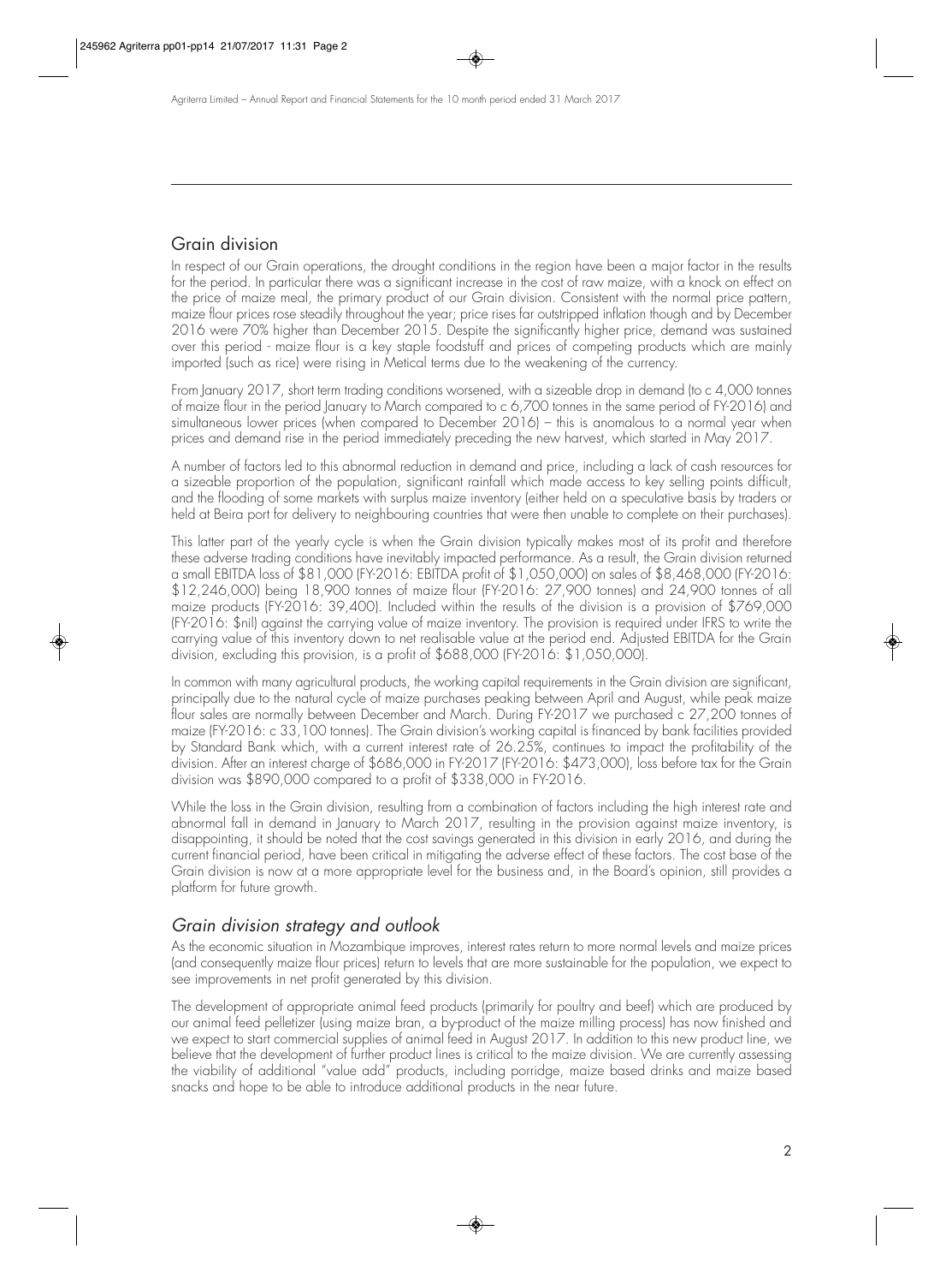## Grain division

In respect of our Grain operations, the drought conditions in the region have been a major factor in the results for the period. In particular there was a significant increase in the cost of raw maize, with a knock on effect on the price of maize meal, the primary product of our Grain division. Consistent with the normal price pattern, maize flour prices rose steadily throughout the year; price rises far outstripped inflation though and by December 2016 were 70% higher than December 2015. Despite the significantly higher price, demand was sustained over this period - maize flour is a key staple foodstuff and prices of competing products which are mainly imported (such as rice) were rising in Metical terms due to the weakening of the currency.

From January 2017, short term trading conditions worsened, with a sizeable drop in demand (to c 4,000 tonnes of maize flour in the period January to March compared to c 6,700 tonnes in the same period of FY-2016) and simultaneous lower prices (when compared to December 2016) – this is anomalous to a normal year when prices and demand rise in the period immediately preceding the new harvest, which started in May 2017.

A number of factors led to this abnormal reduction in demand and price, including a lack of cash resources for a sizeable proportion of the population, significant rainfall which made access to key selling points difficult, and the flooding of some markets with surplus maize inventory (either held on a speculative basis by traders or held at Beira port for delivery to neighbouring countries that were then unable to complete on their purchases).

This latter part of the yearly cycle is when the Grain division typically makes most of its profit and therefore these adverse trading conditions have inevitably impacted performance. As a result, the Grain division returned a small EBITDA loss of $81,000 (FY-2016: EBITDA profit of $1,050,000) on sales of $8,468,000 (FY-2016: $12,246,000) being 18,900 tonnes of maize flour (FY-2016: 27,900 tonnes) and 24,900 tonnes of all maize products (FY-2016: 39,400). Included within the results of the division is a provision of $769,000 (FY-2016: $nil) against the carrying value of maize inventory. The provision is required under IFRS to write the carrying value of this inventory down to net realisable value at the period end. Adjusted EBITDA for the Grain division, excluding this provision, is a profit of $688,000 (FY-2016: $1,050,000).

In common with many agricultural products, the working capital requirements in the Grain division are significant, principally due to the natural cycle of maize purchases peaking between April and August, while peak maize flour sales are normally between December and March. During FY-2017 we purchased c 27,200 tonnes of maize (FY-2016: c 33,100 tonnes). The Grain division's working capital is financed by bank facilities provided by Standard Bank which, with a current interest rate of 26.25%, continues to impact the profitability of the division. After an interest charge of $686,000 in FY-2017 (FY-2016: $473,000), loss before tax for the Grain division was $890,000 compared to a profit of $338,000 in FY-2016.

While the loss in the Grain division, resulting from a combination of factors including the high interest rate and abnormal fall in demand in January to March 2017, resulting in the provision against maize inventory, is disappointing, it should be noted that the cost savings generated in this division in early 2016, and during the current financial period, have been critical in mitigating the adverse effect of these factors. The cost base of the Grain division is now at a more appropriate level for the business and, in the Board's opinion, still provides a platform for future growth.

### *Grain division strategy and outlook*

As the economic situation in Mozambique improves, interest rates return to more normal levels and maize prices (and consequently maize flour prices) return to levels that are more sustainable for the population, we expect to see improvements in net profit generated by this division.

The development of appropriate animal feed products (primarily for poultry and beef) which are produced by our animal feed pelletizer (using maize bran, a by-product of the maize milling process) has now finished and we expect to start commercial supplies of animal feed in August 2017. In addition to this new product line, we believe that the development of further product lines is critical to the maize division. We are currently assessing the viability of additional "value add" products, including porridge, maize based drinks and maize based snacks and hope to be able to introduce additional products in the near future.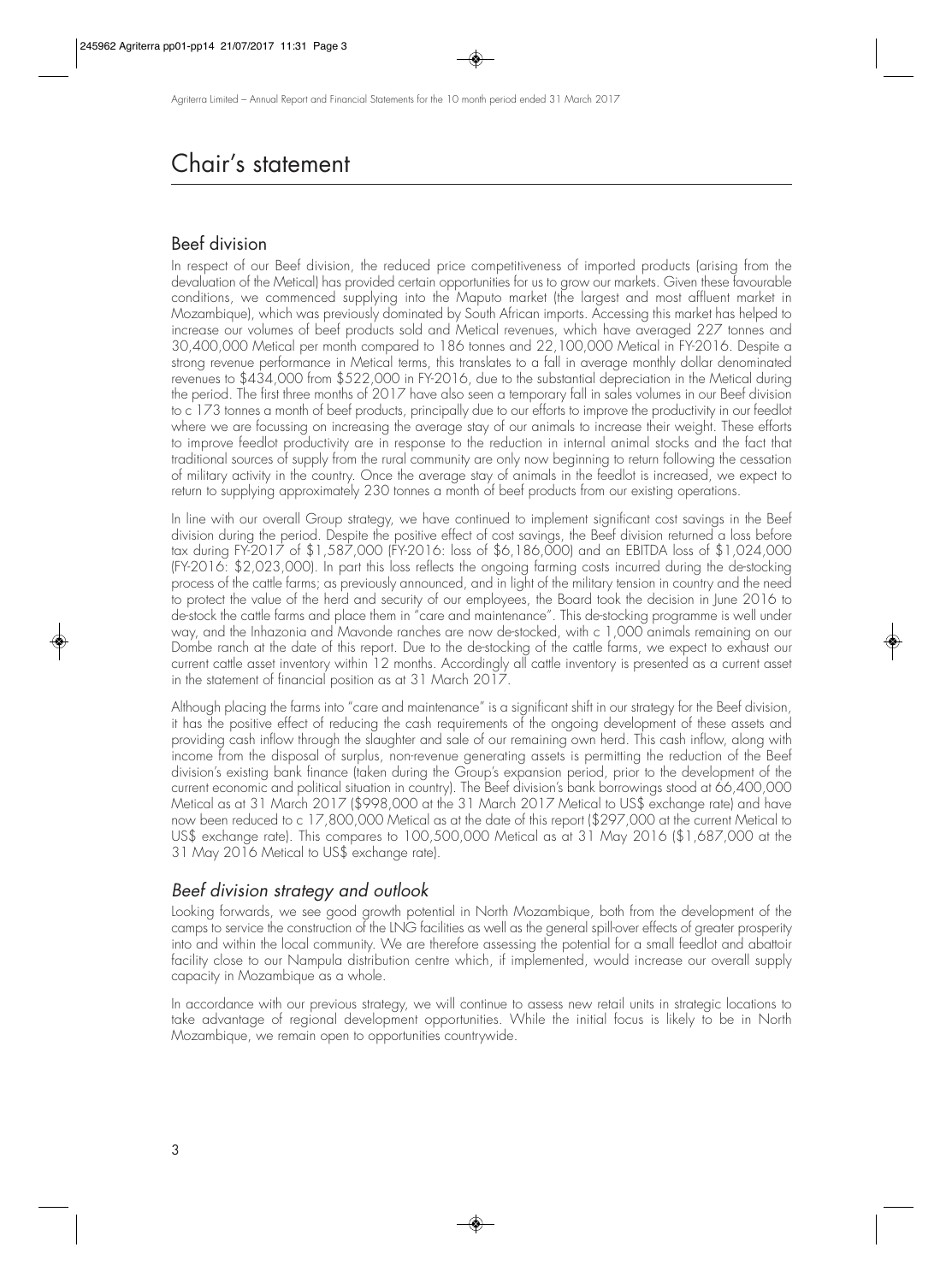# Chair's statement

## Beef division

In respect of our Beef division, the reduced price competitiveness of imported products (arising from the devaluation of the Metical) has provided certain opportunities for us to grow our markets. Given these favourable conditions, we commenced supplying into the Maputo market (the largest and most affluent market in Mozambique), which was previously dominated by South African imports. Accessing this market has helped to increase our volumes of beef products sold and Metical revenues, which have averaged 227 tonnes and 30,400,000 Metical per month compared to 186 tonnes and 22,100,000 Metical in FY-2016. Despite a strong revenue performance in Metical terms, this translates to a fall in average monthly dollar denominated revenues to $434,000 from $522,000 in FY-2016, due to the substantial depreciation in the Metical during the period. The first three months of 2017 have also seen a temporary fall in sales volumes in our Beef division to c 173 tonnes a month of beef products, principally due to our efforts to improve the productivity in our feedlot where we are focussing on increasing the average stay of our animals to increase their weight. These efforts to improve feedlot productivity are in response to the reduction in internal animal stocks and the fact that traditional sources of supply from the rural community are only now beginning to return following the cessation of military activity in the country. Once the average stay of animals in the feedlot is increased, we expect to return to supplying approximately 230 tonnes a month of beef products from our existing operations.

In line with our overall Group strategy, we have continued to implement significant cost savings in the Beef division during the period. Despite the positive effect of cost savings, the Beef division returned a loss before tax during FY-2017 of $1,587,000 (FY-2016: loss of $6,186,000) and an EBITDA loss of $1,024,000 (FY-2016: $2,023,000). In part this loss reflects the ongoing farming costs incurred during the de-stocking process of the cattle farms; as previously announced, and in light of the military tension in country and the need to protect the value of the herd and security of our employees, the Board took the decision in June 2016 to de-stock the cattle farms and place them in "care and maintenance". This de-stocking programme is well under way, and the Inhazonia and Mavonde ranches are now de-stocked, with c 1,000 animals remaining on our Dombe ranch at the date of this report. Due to the de-stocking of the cattle farms, we expect to exhaust our current cattle asset inventory within 12 months. Accordingly all cattle inventory is presented as a current asset in the statement of financial position as at 31 March 2017.

Although placing the farms into "care and maintenance" is a significant shift in our strategy for the Beef division, it has the positive effect of reducing the cash requirements of the ongoing development of these assets and providing cash inflow through the slaughter and sale of our remaining own herd. This cash inflow, along with income from the disposal of surplus, non-revenue generating assets is permitting the reduction of the Beef division's existing bank finance (taken during the Group's expansion period, prior to the development of the current economic and political situation in country). The Beef division's bank borrowings stood at 66,400,000 Metical as at 31 March 2017 ($998,000 at the 31 March 2017 Metical to US$ exchange rate) and have now been reduced to c 17,800,000 Metical as at the date of this report ($297,000 at the current Metical to US$ exchange rate). This compares to 100,500,000 Metical as at 31 May 2016 ($1,687,000 at the 31 May 2016 Metical to US$ exchange rate).

### *Beef division strategy and outlook*

Looking forwards, we see good growth potential in North Mozambique, both from the development of the camps to service the construction of the LNG facilities as well as the general spill-over effects of greater prosperity into and within the local community. We are therefore assessing the potential for a small feedlot and abattoir facility close to our Nampula distribution centre which, if implemented, would increase our overall supply capacity in Mozambique as a whole.

In accordance with our previous strategy, we will continue to assess new retail units in strategic locations to take advantage of regional development opportunities. While the initial focus is likely to be in North Mozambique, we remain open to opportunities countrywide.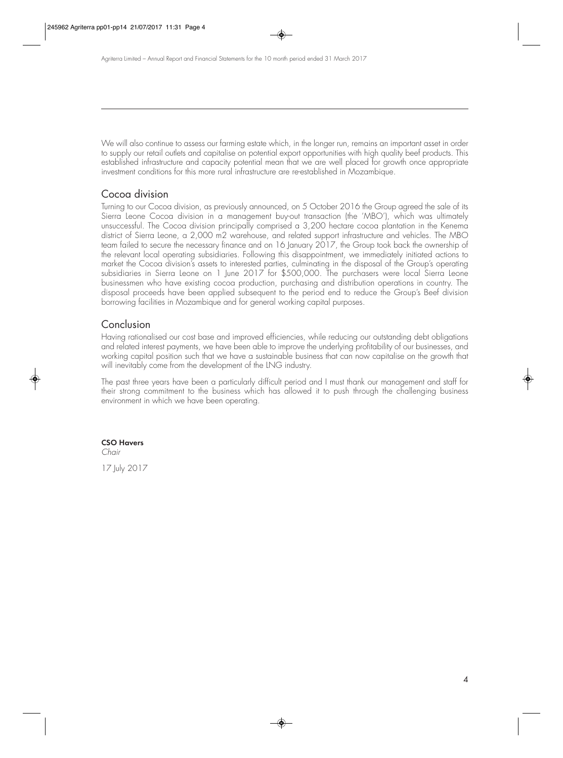We will also continue to assess our farming estate which, in the longer run, remains an important asset in order to supply our retail outlets and capitalise on potential export opportunities with high quality beef products. This established infrastructure and capacity potential mean that we are well placed for growth once appropriate investment conditions for this more rural infrastructure are re-established in Mozambique.

## Cocoa division

Turning to our Cocoa division, as previously announced, on 5 October 2016 the Group agreed the sale of its Sierra Leone Cocoa division in a management buy-out transaction (the 'MBO'), which was ultimately unsuccessful. The Cocoa division principally comprised a 3,200 hectare cocoa plantation in the Kenema district of Sierra Leone, a 2,000 m2 warehouse, and related support infrastructure and vehicles. The MBO team failed to secure the necessary finance and on 16 January 2017, the Group took back the ownership of the relevant local operating subsidiaries. Following this disappointment, we immediately initiated actions to market the Cocoa division's assets to interested parties, culminating in the disposal of the Group's operating subsidiaries in Sierra Leone on 1 June 2017 for $500,000. The purchasers were local Sierra Leone businessmen who have existing cocoa production, purchasing and distribution operations in country. The disposal proceeds have been applied subsequent to the period end to reduce the Group's Beef division borrowing facilities in Mozambique and for general working capital purposes.

## Conclusion

Having rationalised our cost base and improved efficiencies, while reducing our outstanding debt obligations and related interest payments, we have been able to improve the underlying profitability of our businesses, and working capital position such that we have a sustainable business that can now capitalise on the growth that will inevitably come from the development of the LNG industry.

The past three years have been a particularly difficult period and I must thank our management and staff for their strong commitment to the business which has allowed it to push through the challenging business environment in which we have been operating.

**CSO Havers**
*Chair*

17 July 2017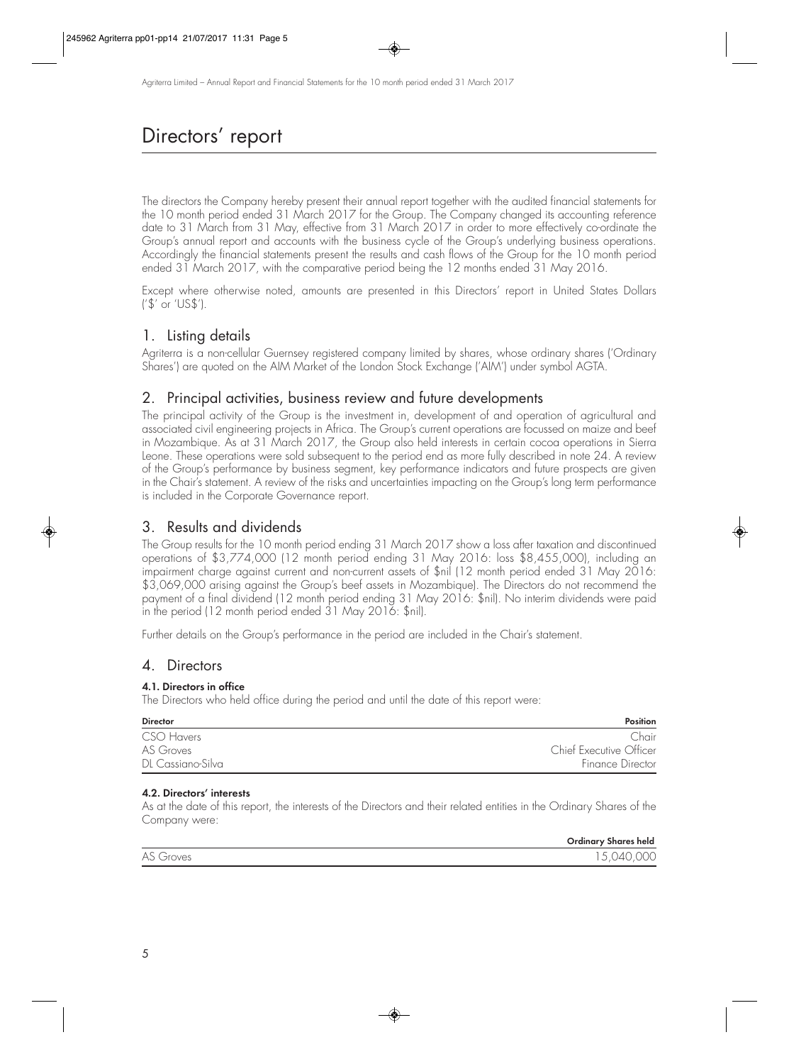# Directors' report

The directors the Company hereby present their annual report together with the audited financial statements for the 10 month period ended 31 March 2017 for the Group. The Company changed its accounting reference date to 31 March from 31 May, effective from 31 March 2017 in order to more effectively co-ordinate the Group's annual report and accounts with the business cycle of the Group's underlying business operations. Accordingly the financial statements present the results and cash flows of the Group for the 10 month period ended 31 March 2017, with the comparative period being the 12 months ended 31 May 2016.

Except where otherwise noted, amounts are presented in this Directors' report in United States Dollars ('$' or 'US$').

## 1. Listing details

Agriterra is a non-cellular Guernsey registered company limited by shares, whose ordinary shares ('Ordinary Shares') are quoted on the AIM Market of the London Stock Exchange ('AIM') under symbol AGTA.

## 2. Principal activities, business review and future developments

The principal activity of the Group is the investment in, development of and operation of agricultural and associated civil engineering projects in Africa. The Group's current operations are focussed on maize and beef in Mozambique. As at 31 March 2017, the Group also held interests in certain cocoa operations in Sierra Leone. These operations were sold subsequent to the period end as more fully described in note 24. A review of the Group's performance by business segment, key performance indicators and future prospects are given in the Chair's statement. A review of the risks and uncertainties impacting on the Group's long term performance is included in the Corporate Governance report.

## 3. Results and dividends

The Group results for the 10 month period ending 31 March 2017 show a loss after taxation and discontinued operations of $3,774,000 (12 month period ending 31 May 2016: loss $8,455,000), including an impairment charge against current and non-current assets of $nil (12 month period ended 31 May 2016: $3,069,000 arising against the Group's beef assets in Mozambique). The Directors do not recommend the payment of a final dividend (12 month period ending 31 May 2016: $nil). No interim dividends were paid in the period (12 month period ended 31 May 2016: $nil).

Further details on the Group's performance in the period are included in the Chair's statement.

## 4. Directors

### 4.1. Directors in office

The Directors who held office during the period and until the date of this report were:

| Director | Position |
|---|---|
| CSO Havers | Chair |
| AS Groves | Chief Executive Officer |
| DL Cassiano-Silva | Finance Director |

### 4.2. Directors' interests

As at the date of this report, the interests of the Directors and their related entities in the Ordinary Shares of the Company were:

| | Ordinary Shares held |
|---|---|
| AS Groves | 15,040,000 |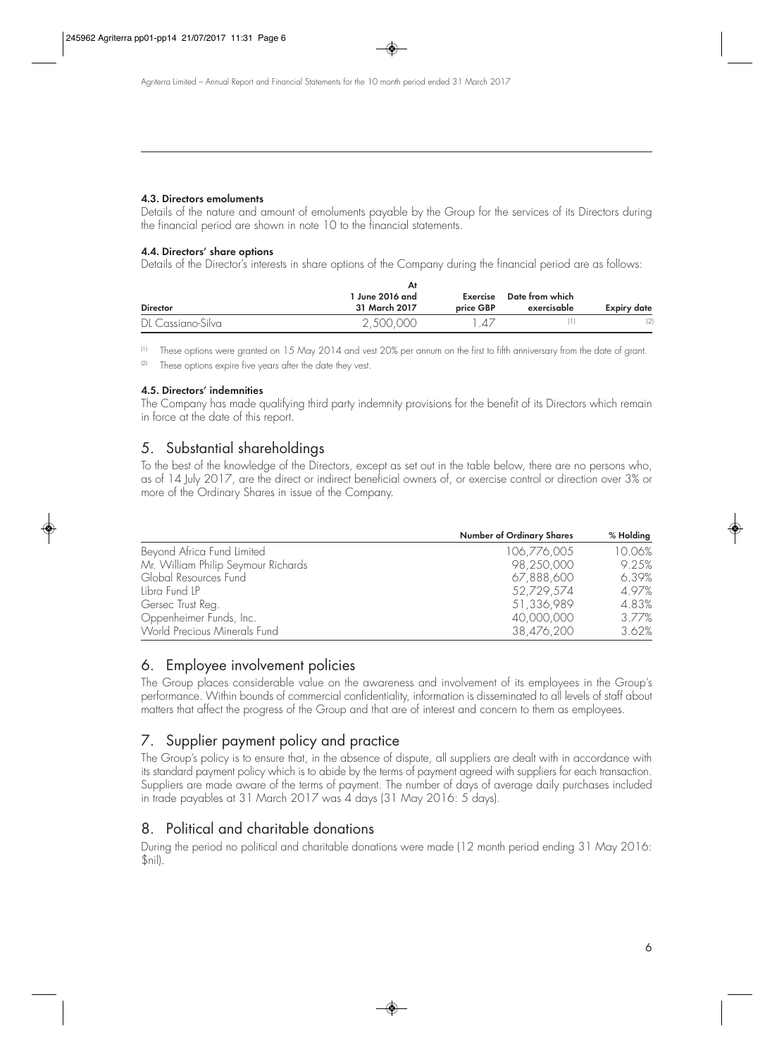#### 4.3. Directors emoluments

Details of the nature and amount of emoluments payable by the Group for the services of its Directors during the financial period are shown in note 10 to the financial statements.

#### 4.4. Directors' share options

Details of the Director's interests in share options of the Company during the financial period are as follows:

| Director | At 1 June 2016 and 31 March 2017 | Exercise price GBP | Date from which exercisable | Expiry date |
|---|---|---|---|---|
| DL Cassiano-Silva | 2,500,000 | 1.47 | (1) | (2) |

(1) These options were granted on 15 May 2014 and vest 20% per annum on the first to fifth anniversary from the date of grant.

(2) These options expire five years after the date they vest.

#### 4.5. Directors' indemnities

The Company has made qualifying third party indemnity provisions for the benefit of its Directors which remain in force at the date of this report.

## 5. Substantial shareholdings

To the best of the knowledge of the Directors, except as set out in the table below, there are no persons who, as of 14 July 2017, are the direct or indirect beneficial owners of, or exercise control or direction over 3% or more of the Ordinary Shares in issue of the Company.

| | Number of Ordinary Shares | % Holding |
|---|---|---|
| Beyond Africa Fund Limited | 106,776,005 | 10.06% |
| Mr. William Philip Seymour Richards | 98,250,000 | 9.25% |
| Global Resources Fund | 67,888,600 | 6.39% |
| Libra Fund LP | 52,729,574 | 4.97% |
| Gersec Trust Reg. | 51,336,989 | 4.83% |
| Oppenheimer Funds, Inc. | 40,000,000 | 3.77% |
| World Precious Minerals Fund | 38,476,200 | 3.62% |

## 6. Employee involvement policies

The Group places considerable value on the awareness and involvement of its employees in the Group's performance. Within bounds of commercial confidentiality, information is disseminated to all levels of staff about matters that affect the progress of the Group and that are of interest and concern to them as employees.

## 7. Supplier payment policy and practice

The Group's policy is to ensure that, in the absence of dispute, all suppliers are dealt with in accordance with its standard payment policy which is to abide by the terms of payment agreed with suppliers for each transaction. Suppliers are made aware of the terms of payment. The number of days of average daily purchases included in trade payables at 31 March 2017 was 4 days (31 May 2016: 5 days).

## 8. Political and charitable donations

During the period no political and charitable donations were made (12 month period ending 31 May 2016: $nil).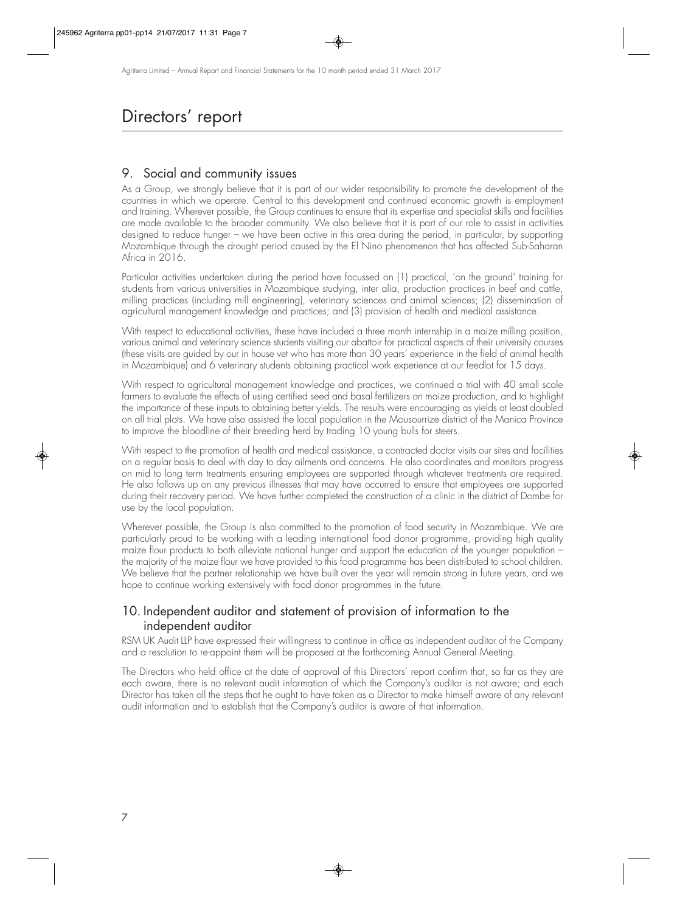# Directors' report

## 9. Social and community issues

As a Group, we strongly believe that it is part of our wider responsibility to promote the development of the countries in which we operate. Central to this development and continued economic growth is employment and training. Wherever possible, the Group continues to ensure that its expertise and specialist skills and facilities are made available to the broader community. We also believe that it is part of our role to assist in activities designed to reduce hunger – we have been active in this area during the period, in particular, by supporting Mozambique through the drought period caused by the El Nino phenomenon that has affected Sub-Saharan Africa in 2016.

Particular activities undertaken during the period have focussed on (1) practical, 'on the ground' training for students from various universities in Mozambique studying, inter alia, production practices in beef and cattle, milling practices (including mill engineering), veterinary sciences and animal sciences; (2) dissemination of agricultural management knowledge and practices; and (3) provision of health and medical assistance.

With respect to educational activities, these have included a three month internship in a maize milling position, various animal and veterinary science students visiting our abattoir for practical aspects of their university courses (these visits are guided by our in house vet who has more than 30 years' experience in the field of animal health in Mozambique) and 6 veterinary students obtaining practical work experience at our feedlot for 15 days.

With respect to agricultural management knowledge and practices, we continued a trial with 40 small scale farmers to evaluate the effects of using certified seed and basal fertilizers on maize production, and to highlight the importance of these inputs to obtaining better yields. The results were encouraging as yields at least doubled on all trial plots. We have also assisted the local population in the Mousourrize district of the Manica Province to improve the bloodline of their breeding herd by trading 10 young bulls for steers.

With respect to the promotion of health and medical assistance, a contracted doctor visits our sites and facilities on a regular basis to deal with day to day ailments and concerns. He also coordinates and monitors progress on mid to long term treatments ensuring employees are supported through whatever treatments are required. He also follows up on any previous illnesses that may have occurred to ensure that employees are supported during their recovery period. We have further completed the construction of a clinic in the district of Dombe for use by the local population.

Wherever possible, the Group is also committed to the promotion of food security in Mozambique. We are particularly proud to be working with a leading international food donor programme, providing high quality maize flour products to both alleviate national hunger and support the education of the younger population – the majority of the maize flour we have provided to this food programme has been distributed to school children. We believe that the partner relationship we have built over the year will remain strong in future years, and we hope to continue working extensively with food donor programmes in the future.

## 10. Independent auditor and statement of provision of information to the independent auditor

RSM UK Audit LLP have expressed their willingness to continue in office as independent auditor of the Company and a resolution to re-appoint them will be proposed at the forthcoming Annual General Meeting.

The Directors who held office at the date of approval of this Directors' report confirm that, so far as they are each aware, there is no relevant audit information of which the Company's auditor is not aware; and each Director has taken all the steps that he ought to have taken as a Director to make himself aware of any relevant audit information and to establish that the Company's auditor is aware of that information.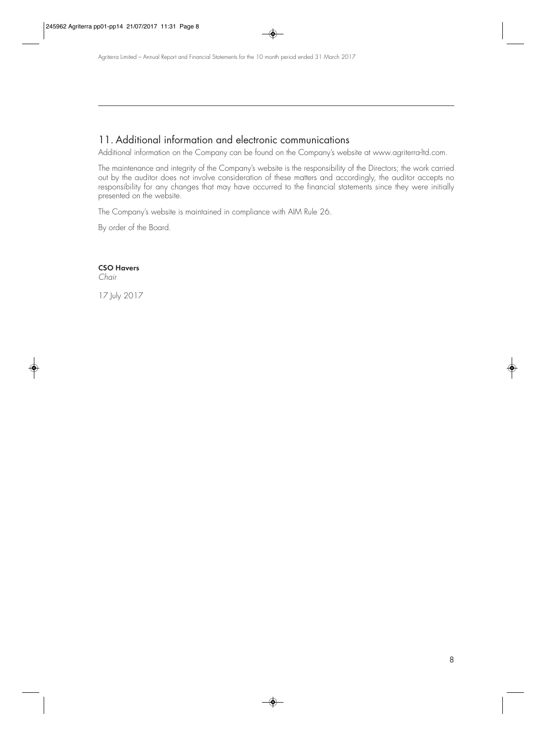## 11. Additional information and electronic communications

Additional information on the Company can be found on the Company's website at www.agriterra-ltd.com.

The maintenance and integrity of the Company's website is the responsibility of the Directors; the work carried out by the auditor does not involve consideration of these matters and accordingly, the auditor accepts no responsibility for any changes that may have occurred to the financial statements since they were initially presented on the website.

The Company's website is maintained in compliance with AIM Rule 26.

By order of the Board.

**CSO Havers**
*Chair*

17 July 2017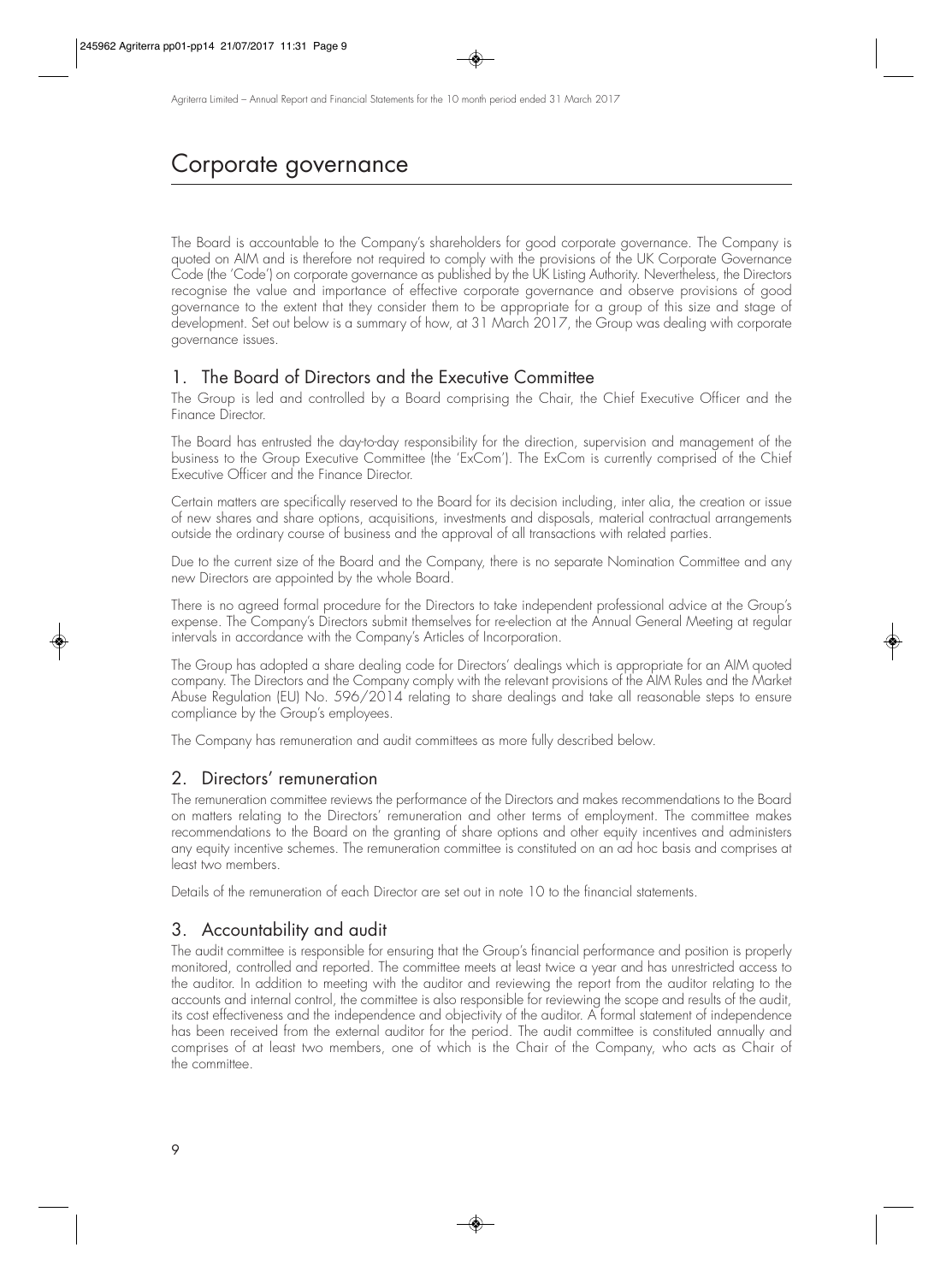# Corporate governance

The Board is accountable to the Company's shareholders for good corporate governance. The Company is quoted on AIM and is therefore not required to comply with the provisions of the UK Corporate Governance Code (the 'Code') on corporate governance as published by the UK Listing Authority. Nevertheless, the Directors recognise the value and importance of effective corporate governance and observe provisions of good governance to the extent that they consider them to be appropriate for a group of this size and stage of development. Set out below is a summary of how, at 31 March 2017, the Group was dealing with corporate governance issues.

## 1. The Board of Directors and the Executive Committee

The Group is led and controlled by a Board comprising the Chair, the Chief Executive Officer and the Finance Director.

The Board has entrusted the day-to-day responsibility for the direction, supervision and management of the business to the Group Executive Committee (the 'ExCom'). The ExCom is currently comprised of the Chief Executive Officer and the Finance Director.

Certain matters are specifically reserved to the Board for its decision including, inter alia, the creation or issue of new shares and share options, acquisitions, investments and disposals, material contractual arrangements outside the ordinary course of business and the approval of all transactions with related parties.

Due to the current size of the Board and the Company, there is no separate Nomination Committee and any new Directors are appointed by the whole Board.

There is no agreed formal procedure for the Directors to take independent professional advice at the Group's expense. The Company's Directors submit themselves for re-election at the Annual General Meeting at regular intervals in accordance with the Company's Articles of Incorporation.

The Group has adopted a share dealing code for Directors' dealings which is appropriate for an AIM quoted company. The Directors and the Company comply with the relevant provisions of the AIM Rules and the Market Abuse Regulation (EU) No. 596/2014 relating to share dealings and take all reasonable steps to ensure compliance by the Group's employees.

The Company has remuneration and audit committees as more fully described below.

## 2. Directors' remuneration

The remuneration committee reviews the performance of the Directors and makes recommendations to the Board on matters relating to the Directors' remuneration and other terms of employment. The committee makes recommendations to the Board on the granting of share options and other equity incentives and administers any equity incentive schemes. The remuneration committee is constituted on an ad hoc basis and comprises at least two members.

Details of the remuneration of each Director are set out in note 10 to the financial statements.

## 3. Accountability and audit

The audit committee is responsible for ensuring that the Group's financial performance and position is properly monitored, controlled and reported. The committee meets at least twice a year and has unrestricted access to the auditor. In addition to meeting with the auditor and reviewing the report from the auditor relating to the accounts and internal control, the committee is also responsible for reviewing the scope and results of the audit, its cost effectiveness and the independence and objectivity of the auditor. A formal statement of independence has been received from the external auditor for the period. The audit committee is constituted annually and comprises of at least two members, one of which is the Chair of the Company, who acts as Chair of the committee.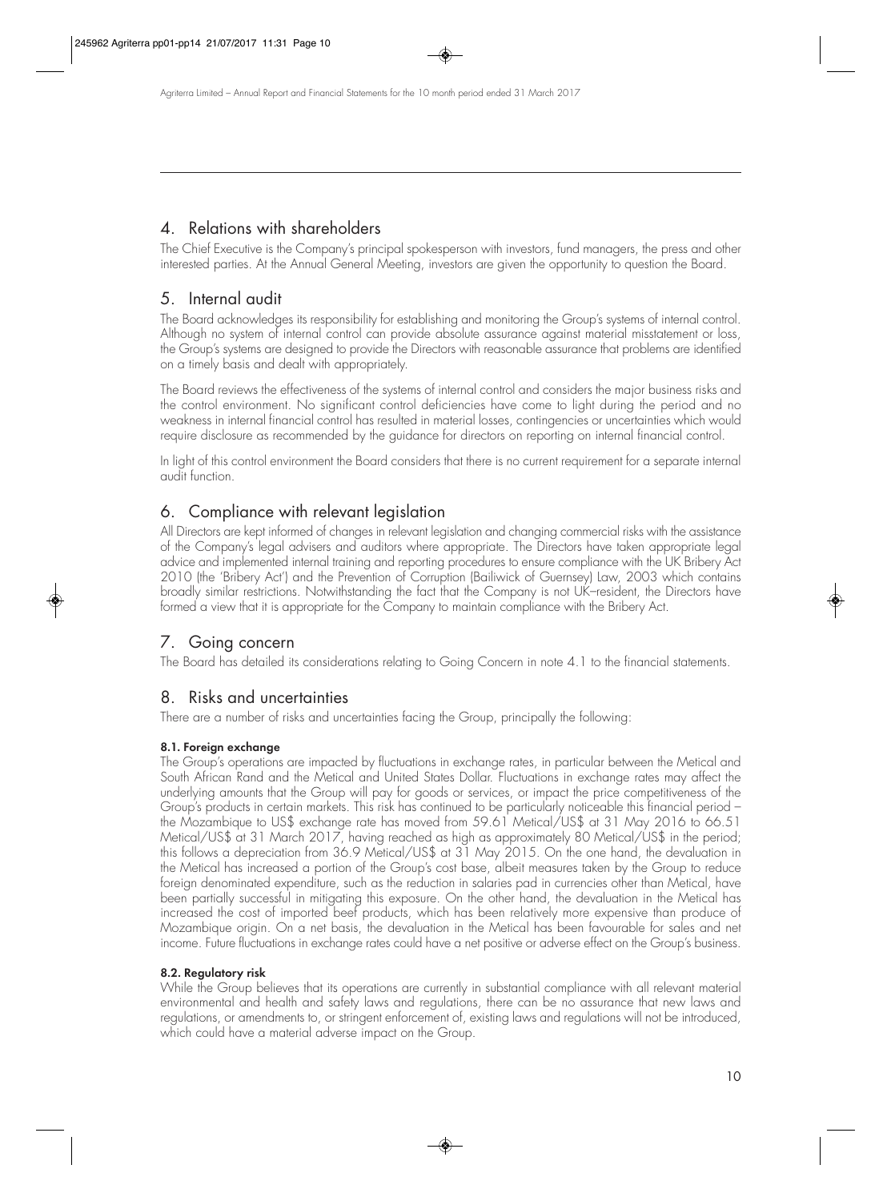## 4. Relations with shareholders

The Chief Executive is the Company's principal spokesperson with investors, fund managers, the press and other interested parties. At the Annual General Meeting, investors are given the opportunity to question the Board.

## 5. Internal audit

The Board acknowledges its responsibility for establishing and monitoring the Group's systems of internal control. Although no system of internal control can provide absolute assurance against material misstatement or loss, the Group's systems are designed to provide the Directors with reasonable assurance that problems are identified on a timely basis and dealt with appropriately.

The Board reviews the effectiveness of the systems of internal control and considers the major business risks and the control environment. No significant control deficiencies have come to light during the period and no weakness in internal financial control has resulted in material losses, contingencies or uncertainties which would require disclosure as recommended by the guidance for directors on reporting on internal financial control.

In light of this control environment the Board considers that there is no current requirement for a separate internal audit function.

## 6. Compliance with relevant legislation

All Directors are kept informed of changes in relevant legislation and changing commercial risks with the assistance of the Company's legal advisers and auditors where appropriate. The Directors have taken appropriate legal advice and implemented internal training and reporting procedures to ensure compliance with the UK Bribery Act 2010 (the 'Bribery Act') and the Prevention of Corruption (Bailiwick of Guernsey) Law, 2003 which contains broadly similar restrictions. Notwithstanding the fact that the Company is not UK–resident, the Directors have formed a view that it is appropriate for the Company to maintain compliance with the Bribery Act.

## 7. Going concern

The Board has detailed its considerations relating to Going Concern in note 4.1 to the financial statements.

## 8. Risks and uncertainties

There are a number of risks and uncertainties facing the Group, principally the following:

**8.1. Foreign exchange**

The Group's operations are impacted by fluctuations in exchange rates, in particular between the Metical and South African Rand and the Metical and United States Dollar. Fluctuations in exchange rates may affect the underlying amounts that the Group will pay for goods or services, or impact the price competitiveness of the Group's products in certain markets. This risk has continued to be particularly noticeable this financial period – the Mozambique to US$ exchange rate has moved from 59.61 Metical/US$ at 31 May 2016 to 66.51 Metical/US$ at 31 March 2017, having reached as high as approximately 80 Metical/US$ in the period; this follows a depreciation from 36.9 Metical/US$ at 31 May 2015. On the one hand, the devaluation in the Metical has increased a portion of the Group's cost base, albeit measures taken by the Group to reduce foreign denominated expenditure, such as the reduction in salaries pad in currencies other than Metical, have been partially successful in mitigating this exposure. On the other hand, the devaluation in the Metical has increased the cost of imported beef products, which has been relatively more expensive than produce of Mozambique origin. On a net basis, the devaluation in the Metical has been favourable for sales and net income. Future fluctuations in exchange rates could have a net positive or adverse effect on the Group's business.

**8.2. Regulatory risk**

While the Group believes that its operations are currently in substantial compliance with all relevant material environmental and health and safety laws and regulations, there can be no assurance that new laws and regulations, or amendments to, or stringent enforcement of, existing laws and regulations will not be introduced, which could have a material adverse impact on the Group.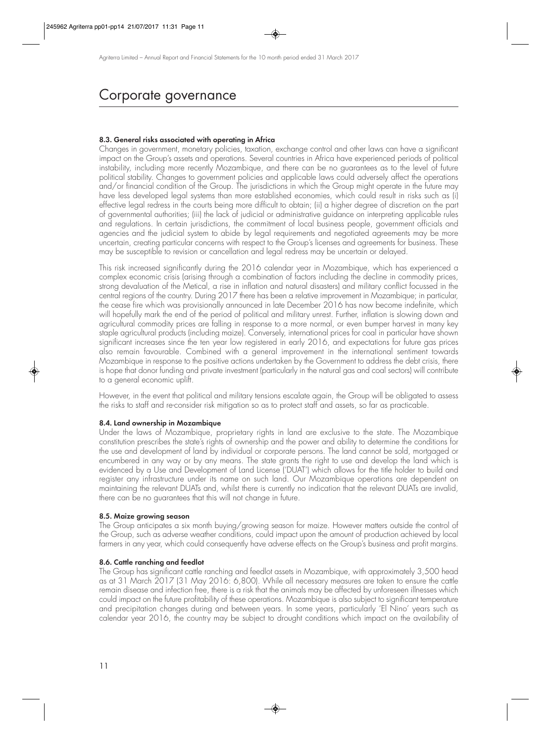# Corporate governance

#### 8.3. General risks associated with operating in Africa

Changes in government, monetary policies, taxation, exchange control and other laws can have a significant impact on the Group's assets and operations. Several countries in Africa have experienced periods of political instability, including more recently Mozambique, and there can be no guarantees as to the level of future political stability. Changes to government policies and applicable laws could adversely affect the operations and/or financial condition of the Group. The jurisdictions in which the Group might operate in the future may have less developed legal systems than more established economies, which could result in risks such as (i) effective legal redress in the courts being more difficult to obtain; (ii) a higher degree of discretion on the part of governmental authorities; (iii) the lack of judicial or administrative guidance on interpreting applicable rules and regulations. In certain jurisdictions, the commitment of local business people, government officials and agencies and the judicial system to abide by legal requirements and negotiated agreements may be more uncertain, creating particular concerns with respect to the Group's licenses and agreements for business. These may be susceptible to revision or cancellation and legal redress may be uncertain or delayed.

This risk increased significantly during the 2016 calendar year in Mozambique, which has experienced a complex economic crisis (arising through a combination of factors including the decline in commodity prices, strong devaluation of the Metical, a rise in inflation and natural disasters) and military conflict focussed in the central regions of the country. During 2017 there has been a relative improvement in Mozambique; in particular, the cease fire which was provisionally announced in late December 2016 has now become indefinite, which will hopefully mark the end of the period of political and military unrest. Further, inflation is slowing down and agricultural commodity prices are falling in response to a more normal, or even bumper harvest in many key staple agricultural products (including maize). Conversely, international prices for coal in particular have shown significant increases since the ten year low registered in early 2016, and expectations for future gas prices also remain favourable. Combined with a general improvement in the international sentiment towards Mozambique in response to the positive actions undertaken by the Government to address the debt crisis, there is hope that donor funding and private investment (particularly in the natural gas and coal sectors) will contribute to a general economic uplift.

However, in the event that political and military tensions escalate again, the Group will be obligated to assess the risks to staff and re-consider risk mitigation so as to protect staff and assets, so far as practicable.

#### 8.4. Land ownership in Mozambique

Under the laws of Mozambique, proprietary rights in land are exclusive to the state. The Mozambique constitution prescribes the state's rights of ownership and the power and ability to determine the conditions for the use and development of land by individual or corporate persons. The land cannot be sold, mortgaged or encumbered in any way or by any means. The state grants the right to use and develop the land which is evidenced by a Use and Development of Land License ('DUAT') which allows for the title holder to build and register any infrastructure under its name on such land. Our Mozambique operations are dependent on maintaining the relevant DUATs and, whilst there is currently no indication that the relevant DUATs are invalid, there can be no guarantees that this will not change in future.

#### 8.5. Maize growing season

The Group anticipates a six month buying/growing season for maize. However matters outside the control of the Group, such as adverse weather conditions, could impact upon the amount of production achieved by local farmers in any year, which could consequently have adverse effects on the Group's business and profit margins.

#### 8.6. Cattle ranching and feedlot

The Group has significant cattle ranching and feedlot assets in Mozambique, with approximately 3,500 head as at 31 March 2017 (31 May 2016: 6,800). While all necessary measures are taken to ensure the cattle remain disease and infection free, there is a risk that the animals may be affected by unforeseen illnesses which could impact on the future profitability of these operations. Mozambique is also subject to significant temperature and precipitation changes during and between years. In some years, particularly 'El Nino' years such as calendar year 2016, the country may be subject to drought conditions which impact on the availability of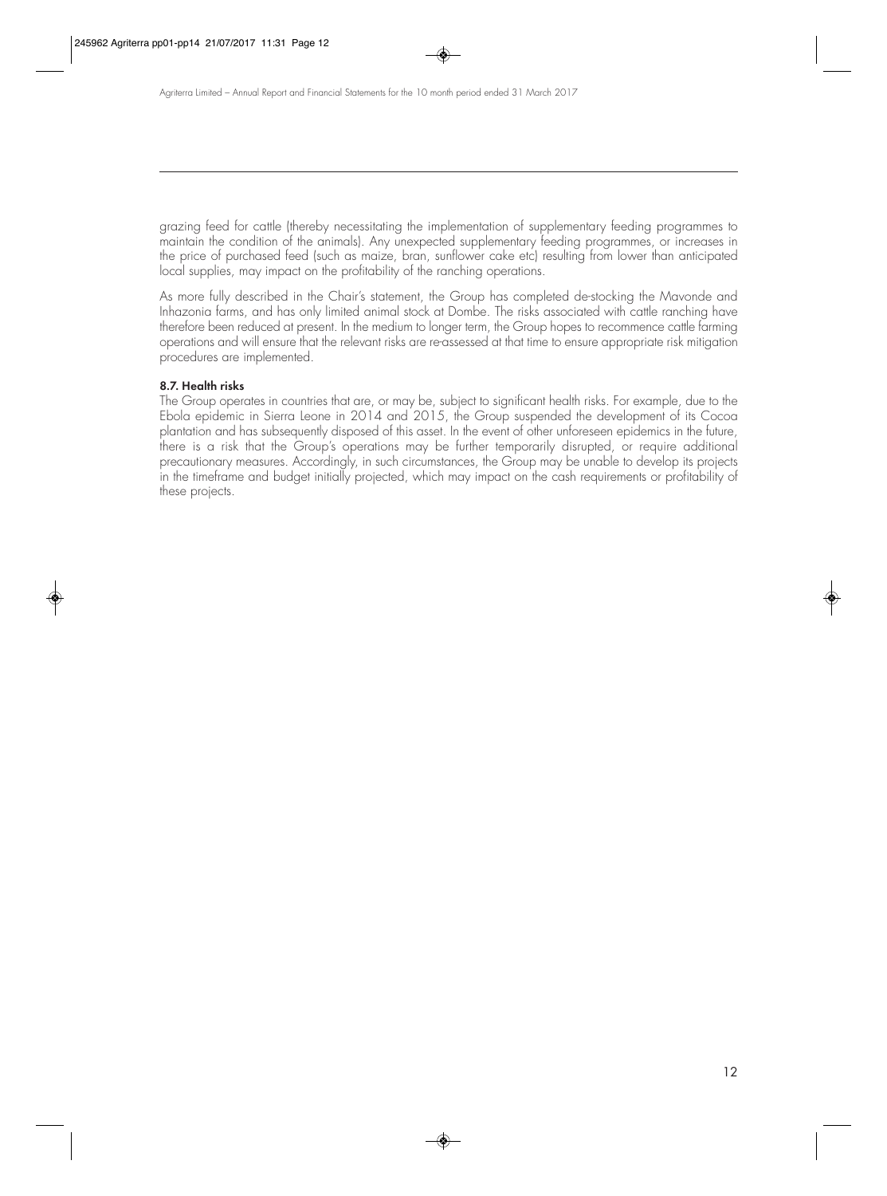grazing feed for cattle (thereby necessitating the implementation of supplementary feeding programmes to maintain the condition of the animals). Any unexpected supplementary feeding programmes, or increases in the price of purchased feed (such as maize, bran, sunflower cake etc) resulting from lower than anticipated local supplies, may impact on the profitability of the ranching operations.

As more fully described in the Chair's statement, the Group has completed de-stocking the Mavonde and Inhazonia farms, and has only limited animal stock at Dombe. The risks associated with cattle ranching have therefore been reduced at present. In the medium to longer term, the Group hopes to recommence cattle farming operations and will ensure that the relevant risks are re-assessed at that time to ensure appropriate risk mitigation procedures are implemented.

**8.7. Health risks**

The Group operates in countries that are, or may be, subject to significant health risks. For example, due to the Ebola epidemic in Sierra Leone in 2014 and 2015, the Group suspended the development of its Cocoa plantation and has subsequently disposed of this asset. In the event of other unforeseen epidemics in the future, there is a risk that the Group's operations may be further temporarily disrupted, or require additional precautionary measures. Accordingly, in such circumstances, the Group may be unable to develop its projects in the timeframe and budget initially projected, which may impact on the cash requirements or profitability of these projects.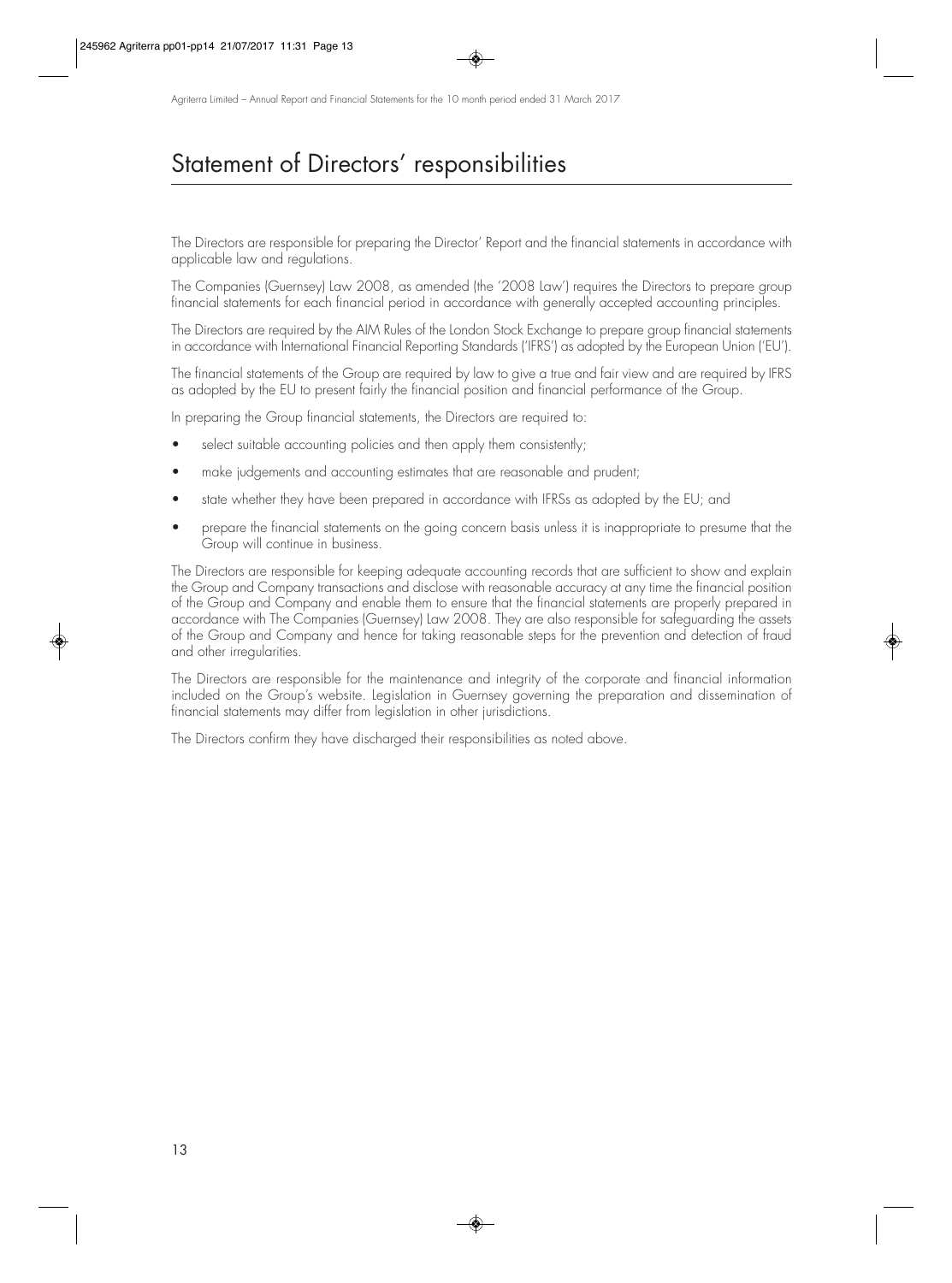# Statement of Directors' responsibilities

The Directors are responsible for preparing the Director' Report and the financial statements in accordance with applicable law and regulations.

The Companies (Guernsey) Law 2008, as amended (the '2008 Law') requires the Directors to prepare group financial statements for each financial period in accordance with generally accepted accounting principles.

The Directors are required by the AIM Rules of the London Stock Exchange to prepare group financial statements in accordance with International Financial Reporting Standards ('IFRS') as adopted by the European Union ('EU').

The financial statements of the Group are required by law to give a true and fair view and are required by IFRS as adopted by the EU to present fairly the financial position and financial performance of the Group.

In preparing the Group financial statements, the Directors are required to:

- select suitable accounting policies and then apply them consistently;
- make judgements and accounting estimates that are reasonable and prudent;
- state whether they have been prepared in accordance with IFRSs as adopted by the EU; and
- prepare the financial statements on the going concern basis unless it is inappropriate to presume that the Group will continue in business.

The Directors are responsible for keeping adequate accounting records that are sufficient to show and explain the Group and Company transactions and disclose with reasonable accuracy at any time the financial position of the Group and Company and enable them to ensure that the financial statements are properly prepared in accordance with The Companies (Guernsey) Law 2008. They are also responsible for safeguarding the assets of the Group and Company and hence for taking reasonable steps for the prevention and detection of fraud and other irregularities.

The Directors are responsible for the maintenance and integrity of the corporate and financial information included on the Group's website. Legislation in Guernsey governing the preparation and dissemination of financial statements may differ from legislation in other jurisdictions.

The Directors confirm they have discharged their responsibilities as noted above.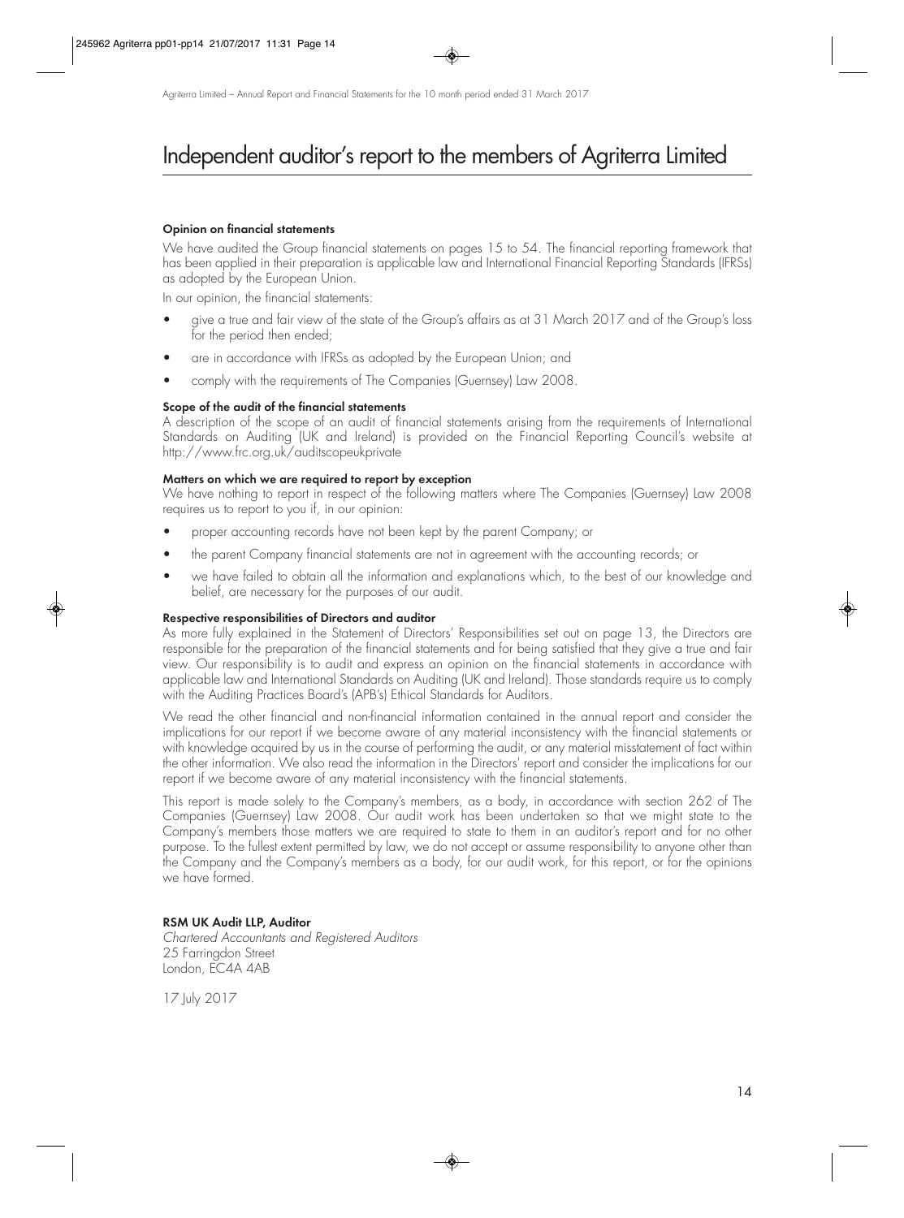# Independent auditor's report to the members of Agriterra Limited

**Opinion on financial statements**

We have audited the Group financial statements on pages 15 to 54. The financial reporting framework that has been applied in their preparation is applicable law and International Financial Reporting Standards (IFRSs) as adopted by the European Union.

In our opinion, the financial statements:

- give a true and fair view of the state of the Group's affairs as at 31 March 2017 and of the Group's loss for the period then ended;
- are in accordance with IFRSs as adopted by the European Union; and
- comply with the requirements of The Companies (Guernsey) Law 2008.

**Scope of the audit of the financial statements**

A description of the scope of an audit of financial statements arising from the requirements of International Standards on Auditing (UK and Ireland) is provided on the Financial Reporting Council's website at http://www.frc.org.uk/auditscopeukprivate

**Matters on which we are required to report by exception**

We have nothing to report in respect of the following matters where The Companies (Guernsey) Law 2008 requires us to report to you if, in our opinion:

- proper accounting records have not been kept by the parent Company; or
- the parent Company financial statements are not in agreement with the accounting records; or
- we have failed to obtain all the information and explanations which, to the best of our knowledge and belief, are necessary for the purposes of our audit.

**Respective responsibilities of Directors and auditor**

As more fully explained in the Statement of Directors' Responsibilities set out on page 13, the Directors are responsible for the preparation of the financial statements and for being satisfied that they give a true and fair view. Our responsibility is to audit and express an opinion on the financial statements in accordance with applicable law and International Standards on Auditing (UK and Ireland). Those standards require us to comply with the Auditing Practices Board's (APB's) Ethical Standards for Auditors.

We read the other financial and non-financial information contained in the annual report and consider the implications for our report if we become aware of any material inconsistency with the financial statements or with knowledge acquired by us in the course of performing the audit, or any material misstatement of fact within the other information. We also read the information in the Directors' report and consider the implications for our report if we become aware of any material inconsistency with the financial statements.

This report is made solely to the Company's members, as a body, in accordance with section 262 of The Companies (Guernsey) Law 2008. Our audit work has been undertaken so that we might state to the Company's members those matters we are required to state to them in an auditor's report and for no other purpose. To the fullest extent permitted by law, we do not accept or assume responsibility to anyone other than the Company and the Company's members as a body, for our audit work, for this report, or for the opinions we have formed.

**RSM UK Audit LLP, Auditor**
*Chartered Accountants and Registered Auditors*
25 Farringdon Street
London, EC4A 4AB

17 July 2017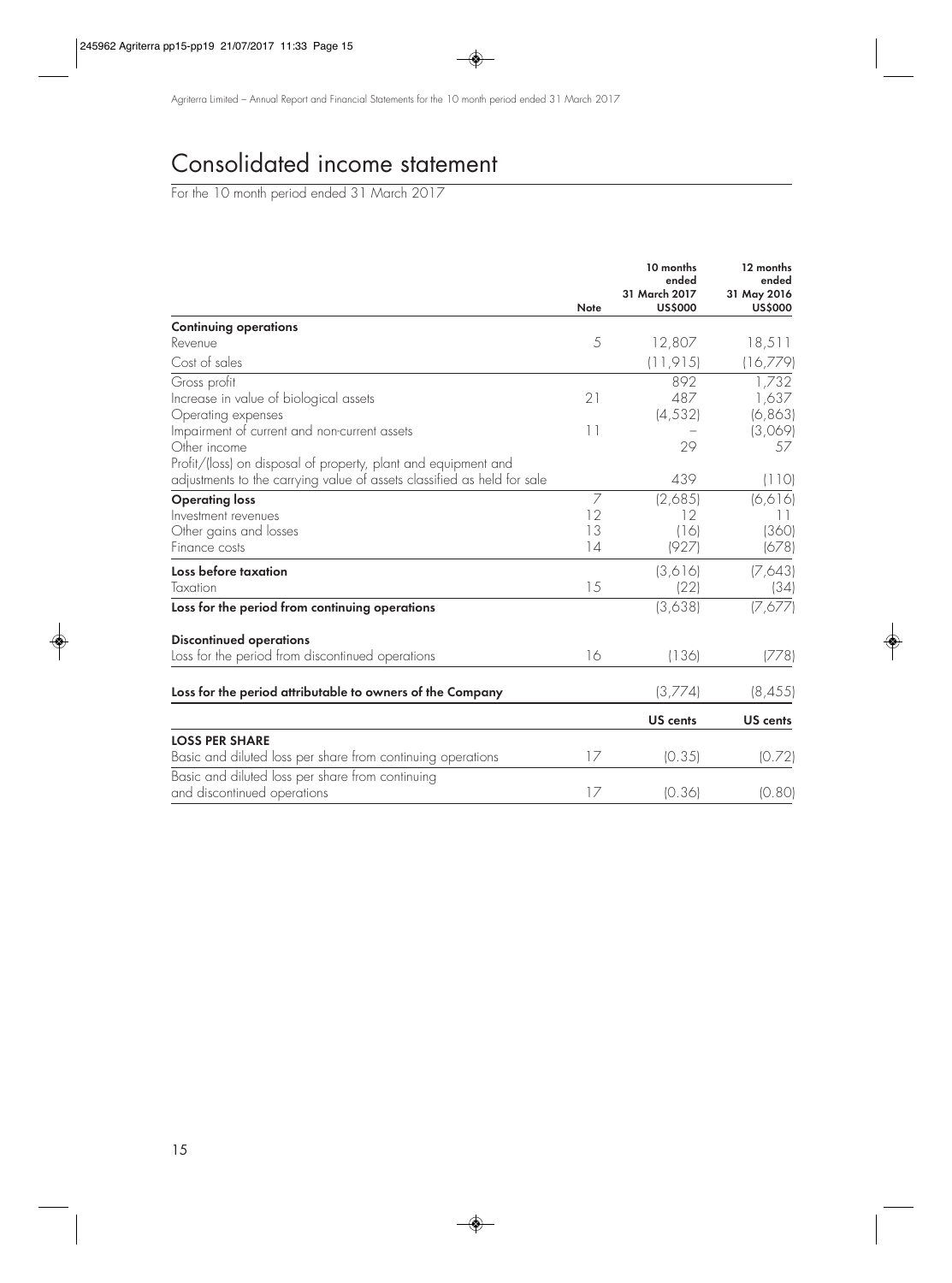# Consolidated income statement

For the 10 month period ended 31 March 2017

| | Note | 10 months ended 31 March 2017 US$000 | 12 months ended 31 May 2016 US$000 |
|---|---|---|---|
| **Continuing operations** | | | |
| Revenue | 5 | 12,807 | 18,511 |
| Cost of sales | | (11,915) | (16,779) |
| Gross profit | | 892 | 1,732 |
| Increase in value of biological assets | 21 | 487 | 1,637 |
| Operating expenses | | (4,532) | (6,863) |
| Impairment of current and non-current assets | 11 | – | (3,069) |
| Other income | | 29 | 57 |
| Profit/(loss) on disposal of property, plant and equipment and adjustments to the carrying value of assets classified as held for sale | | 439 | (110) |
| **Operating loss** | 7 | (2,685) | (6,616) |
| Investment revenues | 12 | 12 | 11 |
| Other gains and losses | 13 | (16) | (360) |
| Finance costs | 14 | (927) | (678) |
| **Loss before taxation** | | (3,616) | (7,643) |
| Taxation | 15 | (22) | (34) |
| **Loss for the period from continuing operations** | | (3,638) | (7,677) |
| **Discontinued operations** | | | |
| Loss for the period from discontinued operations | 16 | (136) | (778) |
| **Loss for the period attributable to owners of the Company** | | (3,774) | (8,455) |
| | | **US cents** | **US cents** |
| **LOSS PER SHARE** | | | |
| Basic and diluted loss per share from continuing operations | 17 | (0.35) | (0.72) |
| Basic and diluted loss per share from continuing and discontinued operations | 17 | (0.36) | (0.80) |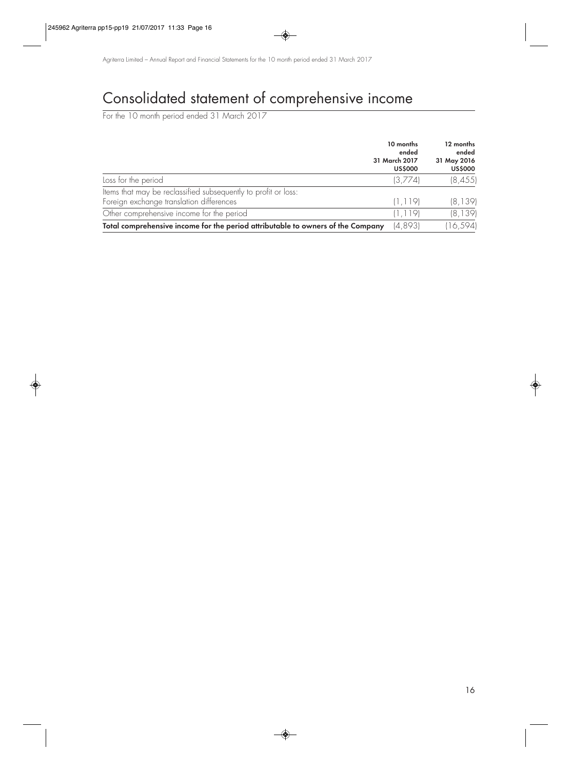# Consolidated statement of comprehensive income

For the 10 month period ended 31 March 2017

| | 10 months ended 31 March 2017 US$000 | 12 months ended 31 May 2016 US$000 |
|---|---|---|
| Loss for the period | (3,774) | (8,455) |
| Items that may be reclassified subsequently to profit or loss: | | |
| Foreign exchange translation differences | (1,119) | (8,139) |
| Other comprehensive income for the period | (1,119) | (8,139) |
| **Total comprehensive income for the period attributable to owners of the Company** | (4,893) | (16,594) |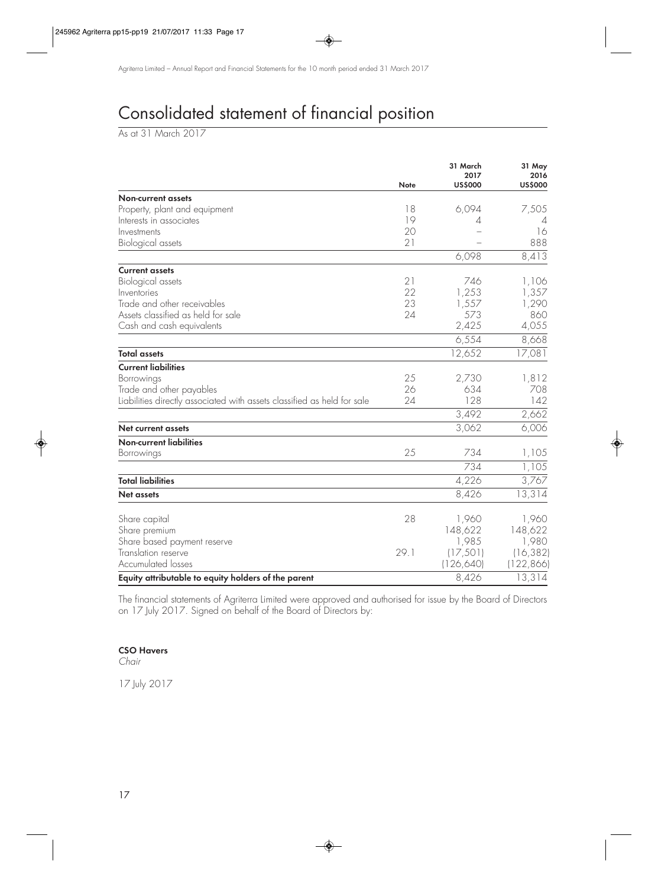# Consolidated statement of financial position

As at 31 March 2017

| | Note | 31 March 2017 US$000 | 31 May 2016 US$000 |
|---|---|---|---|
| **Non-current assets** | | | |
| Property, plant and equipment | 18 | 6,094 | 7,505 |
| Interests in associates | 19 | 4 | 4 |
| Investments | 20 | – | 16 |
| Biological assets | 21 | – | 888 |
| | | 6,098 | 8,413 |
| **Current assets** | | | |
| Biological assets | 21 | 746 | 1,106 |
| Inventories | 22 | 1,253 | 1,357 |
| Trade and other receivables | 23 | 1,557 | 1,290 |
| Assets classified as held for sale | 24 | 573 | 860 |
| Cash and cash equivalents | | 2,425 | 4,055 |
| | | 6,554 | 8,668 |
| **Total assets** | | 12,652 | 17,081 |
| **Current liabilities** | | | |
| Borrowings | 25 | 2,730 | 1,812 |
| Trade and other payables | 26 | 634 | 708 |
| Liabilities directly associated with assets classified as held for sale | 24 | 128 | 142 |
| | | 3,492 | 2,662 |
| **Net current assets** | | 3,062 | 6,006 |
| **Non-current liabilities** | | | |
| Borrowings | 25 | 734 | 1,105 |
| | | 734 | 1,105 |
| **Total liabilities** | | 4,226 | 3,767 |
| **Net assets** | | 8,426 | 13,314 |
| Share capital | 28 | 1,960 | 1,960 |
| Share premium | | 148,622 | 148,622 |
| Share based payment reserve | | 1,985 | 1,980 |
| Translation reserve | 29.1 | (17,501) | (16,382) |
| Accumulated losses | | (126,640) | (122,866) |
| **Equity attributable to equity holders of the parent** | | 8,426 | 13,314 |

The financial statements of Agriterra Limited were approved and authorised for issue by the Board of Directors on 17 July 2017. Signed on behalf of the Board of Directors by:

**CSO Havers**
*Chair*

17 July 2017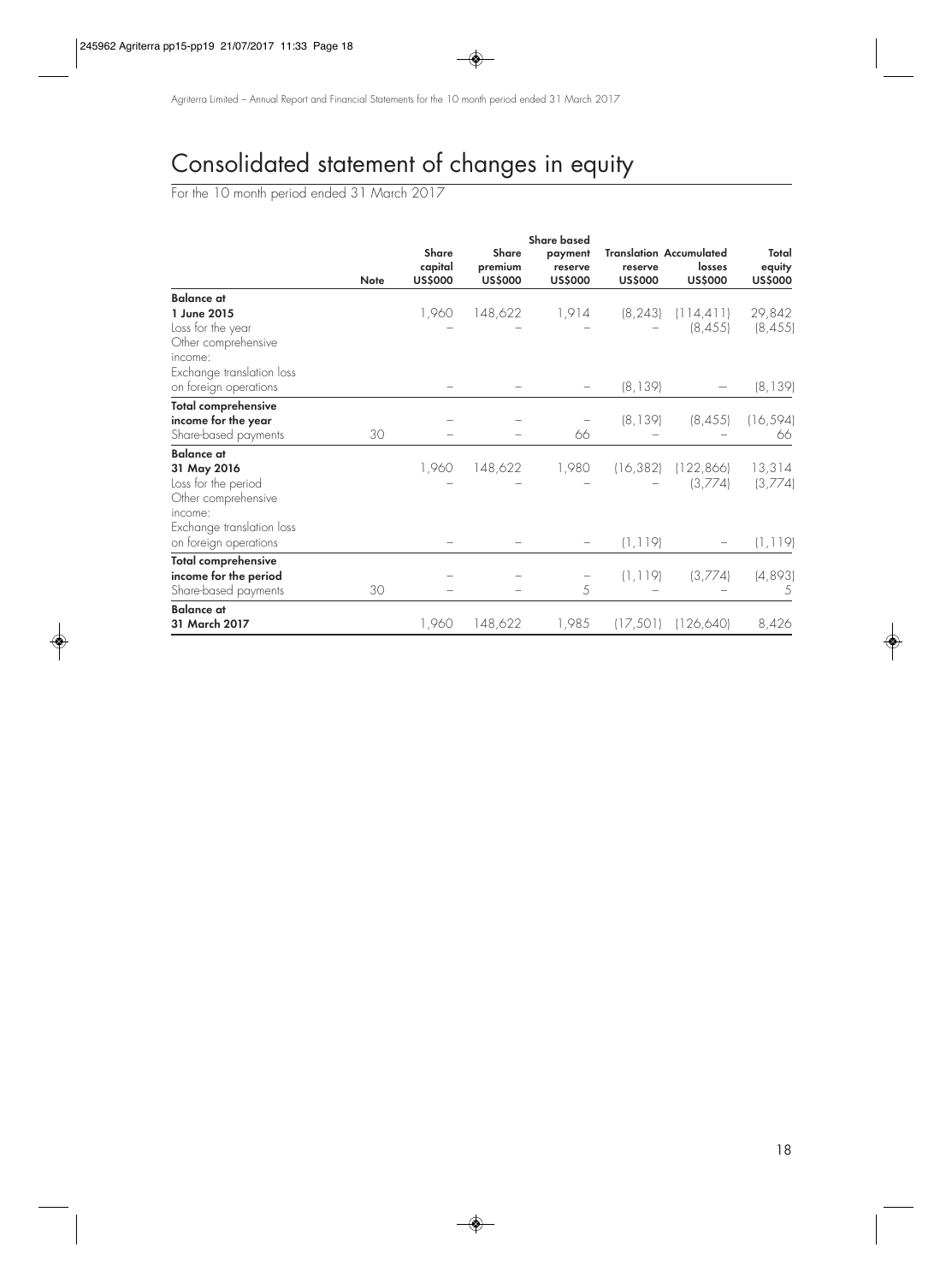# Consolidated statement of changes in equity

For the 10 month period ended 31 March 2017

| | Note | Share capital US$000 | Share premium US$000 | Share based payment reserve US$000 | Translation reserve US$000 | Accumulated losses US$000 | Total equity US$000 |
|---|---|---|---|---|---|---|---|
| **Balance at 1 June 2015** | | 1,960 | 148,622 | 1,914 | (8,243) | (114,411) | 29,842 |
| Loss for the year | | – | – | – | – | (8,455) | (8,455) |
| Other comprehensive income: | | | | | | | |
| Exchange translation loss on foreign operations | | – | – | – | (8,139) | – | (8,139) |
| **Total comprehensive income for the year** | | – | – | – | (8,139) | (8,455) | (16,594) |
| Share-based payments | 30 | – | – | 66 | – | – | 66 |
| **Balance at 31 May 2016** | | 1,960 | 148,622 | 1,980 | (16,382) | (122,866) | 13,314 |
| Loss for the period | | – | – | – | – | (3,774) | (3,774) |
| Other comprehensive income: | | | | | | | |
| Exchange translation loss on foreign operations | | – | – | – | (1,119) | – | (1,119) |
| **Total comprehensive income for the period** | | – | – | – | (1,119) | (3,774) | (4,893) |
| Share-based payments | 30 | – | – | 5 | – | – | 5 |
| **Balance at 31 March 2017** | | 1,960 | 148,622 | 1,985 | (17,501) | (126,640) | 8,426 |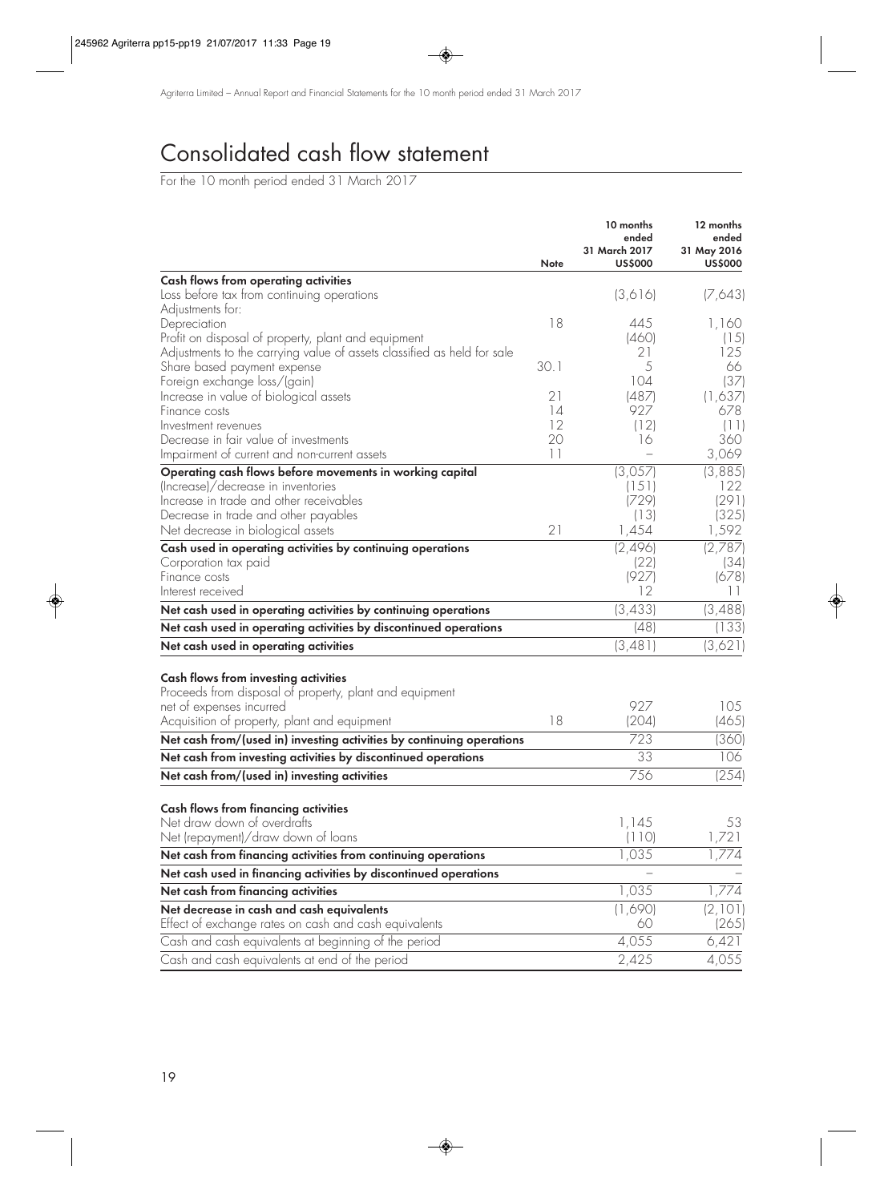# Consolidated cash flow statement

For the 10 month period ended 31 March 2017

| | Note | 10 months ended 31 March 2017 US$000 | 12 months ended 31 May 2016 US$000 |
|---|---|---|---|
| **Cash flows from operating activities** | | | |
| Loss before tax from continuing operations | | (3,616) | (7,643) |
| Adjustments for: | | | |
| Depreciation | 18 | 445 | 1,160 |
| Profit on disposal of property, plant and equipment | | (460) | (15) |
| Adjustments to the carrying value of assets classified as held for sale | | 21 | 125 |
| Share based payment expense | 30.1 | 5 | 66 |
| Foreign exchange loss/(gain) | | 104 | (37) |
| Increase in value of biological assets | 21 | (487) | (1,637) |
| Finance costs | 14 | 927 | 678 |
| Investment revenues | 12 | (12) | (11) |
| Decrease in fair value of investments | 20 | 16 | 360 |
| Impairment of current and non-current assets | 11 | – | 3,069 |
| **Operating cash flows before movements in working capital** | | (3,057) | (3,885) |
| (Increase)/decrease in inventories | | (151) | 122 |
| Increase in trade and other receivables | | (729) | (291) |
| Decrease in trade and other payables | | (13) | (325) |
| Net decrease in biological assets | 21 | 1,454 | 1,592 |
| **Cash used in operating activities by continuing operations** | | (2,496) | (2,787) |
| Corporation tax paid | | (22) | (34) |
| Finance costs | | (927) | (678) |
| Interest received | | 12 | 11 |
| **Net cash used in operating activities by continuing operations** | | (3,433) | (3,488) |
| **Net cash used in operating activities by discontinued operations** | | (48) | (133) |
| **Net cash used in operating activities** | | (3,481) | (3,621) |
| | | | |
| **Cash flows from investing activities** | | | |
| Proceeds from disposal of property, plant and equipment net of expenses incurred | | 927 | 105 |
| Acquisition of property, plant and equipment | 18 | (204) | (465) |
| **Net cash from/(used in) investing activities by continuing operations** | | 723 | (360) |
| **Net cash from investing activities by discontinued operations** | | 33 | 106 |
| **Net cash from/(used in) investing activities** | | 756 | (254) |
| | | | |
| **Cash flows from financing activities** | | | |
| Net draw down of overdrafts | | 1,145 | 53 |
| Net (repayment)/draw down of loans | | (110) | 1,721 |
| **Net cash from financing activities from continuing operations** | | 1,035 | 1,774 |
| **Net cash used in financing activities by discontinued operations** | | – | – |
| **Net cash from financing activities** | | 1,035 | 1,774 |
| **Net decrease in cash and cash equivalents** | | (1,690) | (2,101) |
| Effect of exchange rates on cash and cash equivalents | | 60 | (265) |
| Cash and cash equivalents at beginning of the period | | 4,055 | 6,421 |
| Cash and cash equivalents at end of the period | | 2,425 | 4,055 |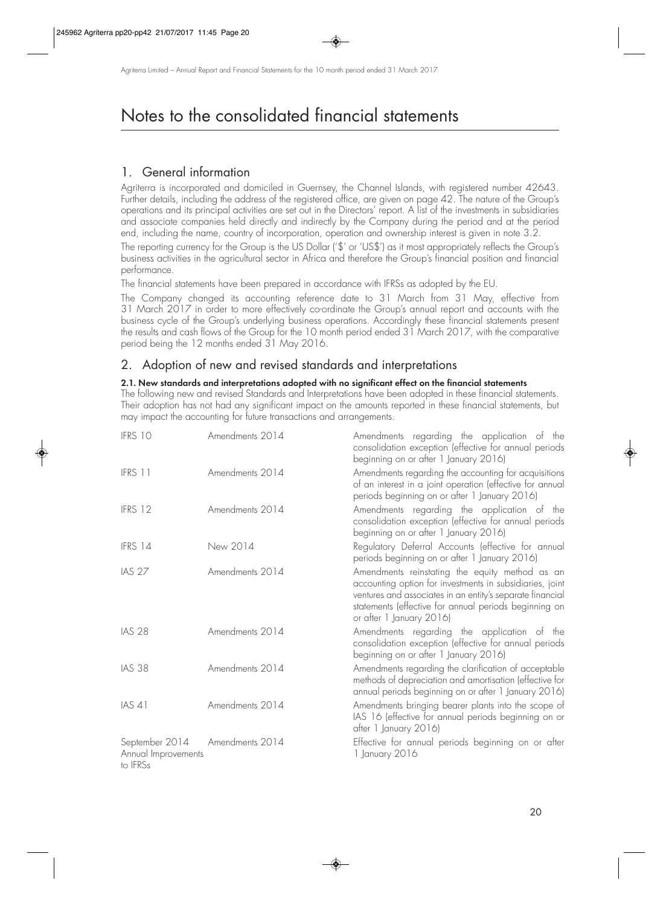# Notes to the consolidated financial statements

## 1. General information

Agriterra is incorporated and domiciled in Guernsey, the Channel Islands, with registered number 42643. Further details, including the address of the registered office, are given on page 42. The nature of the Group's operations and its principal activities are set out in the Directors' report. A list of the investments in subsidiaries and associate companies held directly and indirectly by the Company during the period and at the period end, including the name, country of incorporation, operation and ownership interest is given in note 3.2.

The reporting currency for the Group is the US Dollar ('$' or 'US$') as it most appropriately reflects the Group's business activities in the agricultural sector in Africa and therefore the Group's financial position and financial performance.

The financial statements have been prepared in accordance with IFRSs as adopted by the EU.

The Company changed its accounting reference date to 31 March from 31 May, effective from 31 March 2017 in order to more effectively co-ordinate the Group's annual report and accounts with the business cycle of the Group's underlying business operations. Accordingly these financial statements present the results and cash flows of the Group for the 10 month period ended 31 March 2017, with the comparative period being the 12 months ended 31 May 2016.

## 2. Adoption of new and revised standards and interpretations

**2.1. New standards and interpretations adopted with no significant effect on the financial statements**

The following new and revised Standards and Interpretations have been adopted in these financial statements. Their adoption has not had any significant impact on the amounts reported in these financial statements, but may impact the accounting for future transactions and arrangements.

| | | |
|---|---|---|
| IFRS 10 | Amendments 2014 | Amendments regarding the application of the consolidation exception (effective for annual periods beginning on or after 1 January 2016) |
| IFRS 11 | Amendments 2014 | Amendments regarding the accounting for acquisitions of an interest in a joint operation (effective for annual periods beginning on or after 1 January 2016) |
| IFRS 12 | Amendments 2014 | Amendments regarding the application of the consolidation exception (effective for annual periods beginning on or after 1 January 2016) |
| IFRS 14 | New 2014 | Regulatory Deferral Accounts (effective for annual periods beginning on or after 1 January 2016) |
| IAS 27 | Amendments 2014 | Amendments reinstating the equity method as an accounting option for investments in subsidiaries, joint ventures and associates in an entity's separate financial statements (effective for annual periods beginning on or after 1 January 2016) |
| IAS 28 | Amendments 2014 | Amendments regarding the application of the consolidation exception (effective for annual periods beginning on or after 1 January 2016) |
| IAS 38 | Amendments 2014 | Amendments regarding the clarification of acceptable methods of depreciation and amortisation (effective for annual periods beginning on or after 1 January 2016) |
| IAS 41 | Amendments 2014 | Amendments bringing bearer plants into the scope of IAS 16 (effective for annual periods beginning on or after 1 January 2016) |
| September 2014 Annual Improvements to IFRSs | Amendments 2014 | Effective for annual periods beginning on or after 1 January 2016 |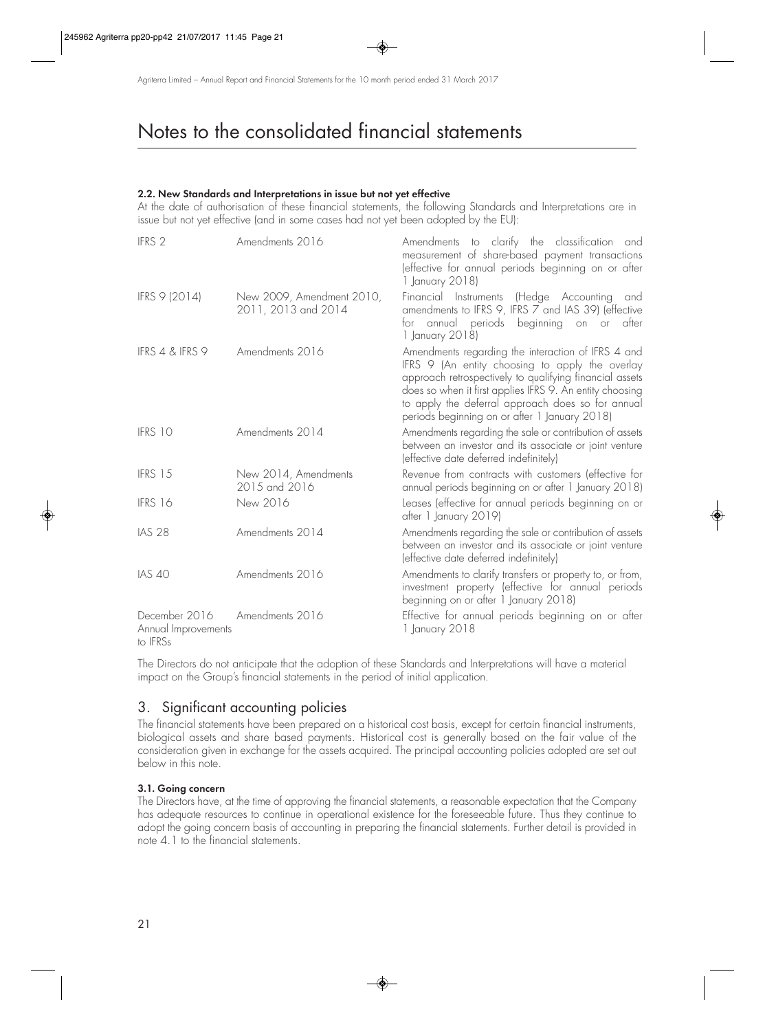# Notes to the consolidated financial statements

### 2.2. New Standards and Interpretations in issue but not yet effective

At the date of authorisation of these financial statements, the following Standards and Interpretations are in issue but not yet effective (and in some cases had not yet been adopted by the EU):

| | | |
|---|---|---|
| IFRS 2 | Amendments 2016 | Amendments to clarify the classification and measurement of share-based payment transactions (effective for annual periods beginning on or after 1 January 2018) |
| IFRS 9 (2014) | New 2009, Amendment 2010, 2011, 2013 and 2014 | Financial Instruments (Hedge Accounting and amendments to IFRS 9, IFRS 7 and IAS 39) (effective for annual periods beginning on or after 1 January 2018) |
| IFRS 4 & IFRS 9 | Amendments 2016 | Amendments regarding the interaction of IFRS 4 and IFRS 9 (An entity choosing to apply the overlay approach retrospectively to qualifying financial assets does so when it first applies IFRS 9. An entity choosing to apply the deferral approach does so for annual periods beginning on or after 1 January 2018) |
| IFRS 10 | Amendments 2014 | Amendments regarding the sale or contribution of assets between an investor and its associate or joint venture (effective date deferred indefinitely) |
| IFRS 15 | New 2014, Amendments 2015 and 2016 | Revenue from contracts with customers (effective for annual periods beginning on or after 1 January 2018) |
| IFRS 16 | New 2016 | Leases (effective for annual periods beginning on or after 1 January 2019) |
| IAS 28 | Amendments 2014 | Amendments regarding the sale or contribution of assets between an investor and its associate or joint venture (effective date deferred indefinitely) |
| IAS 40 | Amendments 2016 | Amendments to clarify transfers or property to, or from, investment property (effective for annual periods beginning on or after 1 January 2018) |
| December 2016 Annual Improvements to IFRSs | Amendments 2016 | Effective for annual periods beginning on or after 1 January 2018 |

The Directors do not anticipate that the adoption of these Standards and Interpretations will have a material impact on the Group's financial statements in the period of initial application.

## 3. Significant accounting policies

The financial statements have been prepared on a historical cost basis, except for certain financial instruments, biological assets and share based payments. Historical cost is generally based on the fair value of the consideration given in exchange for the assets acquired. The principal accounting policies adopted are set out below in this note.

### 3.1. Going concern

The Directors have, at the time of approving the financial statements, a reasonable expectation that the Company has adequate resources to continue in operational existence for the foreseeable future. Thus they continue to adopt the going concern basis of accounting in preparing the financial statements. Further detail is provided in note 4.1 to the financial statements.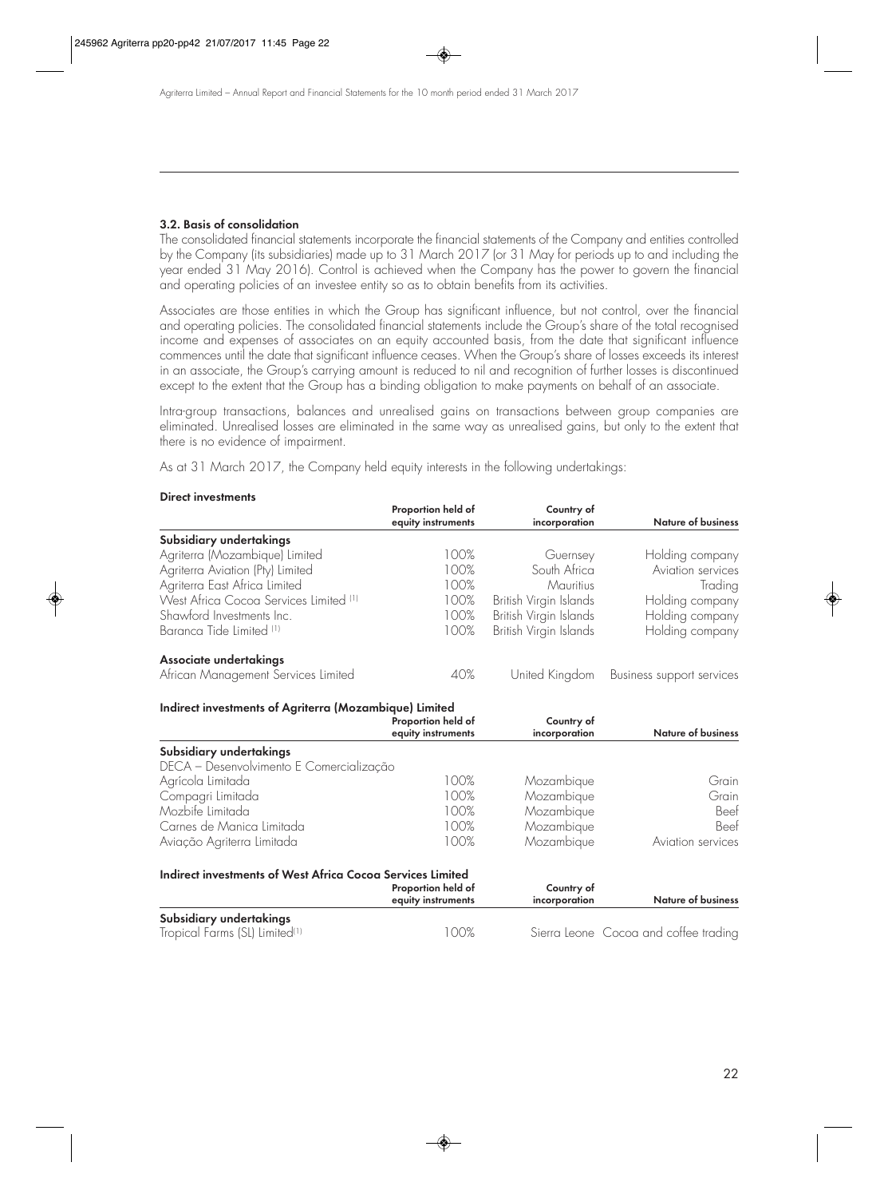### 3.2. Basis of consolidation

The consolidated financial statements incorporate the financial statements of the Company and entities controlled by the Company (its subsidiaries) made up to 31 March 2017 (or 31 May for periods up to and including the year ended 31 May 2016). Control is achieved when the Company has the power to govern the financial and operating policies of an investee entity so as to obtain benefits from its activities.

Associates are those entities in which the Group has significant influence, but not control, over the financial and operating policies. The consolidated financial statements include the Group's share of the total recognised income and expenses of associates on an equity accounted basis, from the date that significant influence commences until the date that significant influence ceases. When the Group's share of losses exceeds its interest in an associate, the Group's carrying amount is reduced to nil and recognition of further losses is discontinued except to the extent that the Group has a binding obligation to make payments on behalf of an associate.

Intra-group transactions, balances and unrealised gains on transactions between group companies are eliminated. Unrealised losses are eliminated in the same way as unrealised gains, but only to the extent that there is no evidence of impairment.

As at 31 March 2017, the Company held equity interests in the following undertakings:

**Direct investments**

| | Proportion held of equity instruments | Country of incorporation | Nature of business |
|---|---|---|---|
| **Subsidiary undertakings** | | | |
| Agriterra (Mozambique) Limited | 100% | Guernsey | Holding company |
| Agriterra Aviation (Pty) Limited | 100% | South Africa | Aviation services |
| Agriterra East Africa Limited | 100% | Mauritius | Trading |
| West Africa Cocoa Services Limited [1] | 100% | British Virgin Islands | Holding company |
| Shawford Investments Inc. | 100% | British Virgin Islands | Holding company |
| Baranca Tide Limited [1] | 100% | British Virgin Islands | Holding company |
| **Associate undertakings** | | | |
| African Management Services Limited | 40% | United Kingdom | Business support services |

**Indirect investments of Agriterra (Mozambique) Limited**

| | Proportion held of equity instruments | Country of incorporation | Nature of business |
|---|---|---|---|
| **Subsidiary undertakings** | | | |
| DECA – Desenvolvimento E Comercialização Agrícola Limitada | 100% | Mozambique | Grain |
| Compagri Limitada | 100% | Mozambique | Grain |
| Mozbife Limitada | 100% | Mozambique | Beef |
| Carnes de Manica Limitada | 100% | Mozambique | Beef |
| Aviação Agriterra Limitada | 100% | Mozambique | Aviation services |

**Indirect investments of West Africa Cocoa Services Limited**

| | Proportion held of equity instruments | Country of incorporation | Nature of business |
|---|---|---|---|
| **Subsidiary undertakings** | | | |
| Tropical Farms (SL) Limited[1] | 100% | Sierra Leone | Cocoa and coffee trading |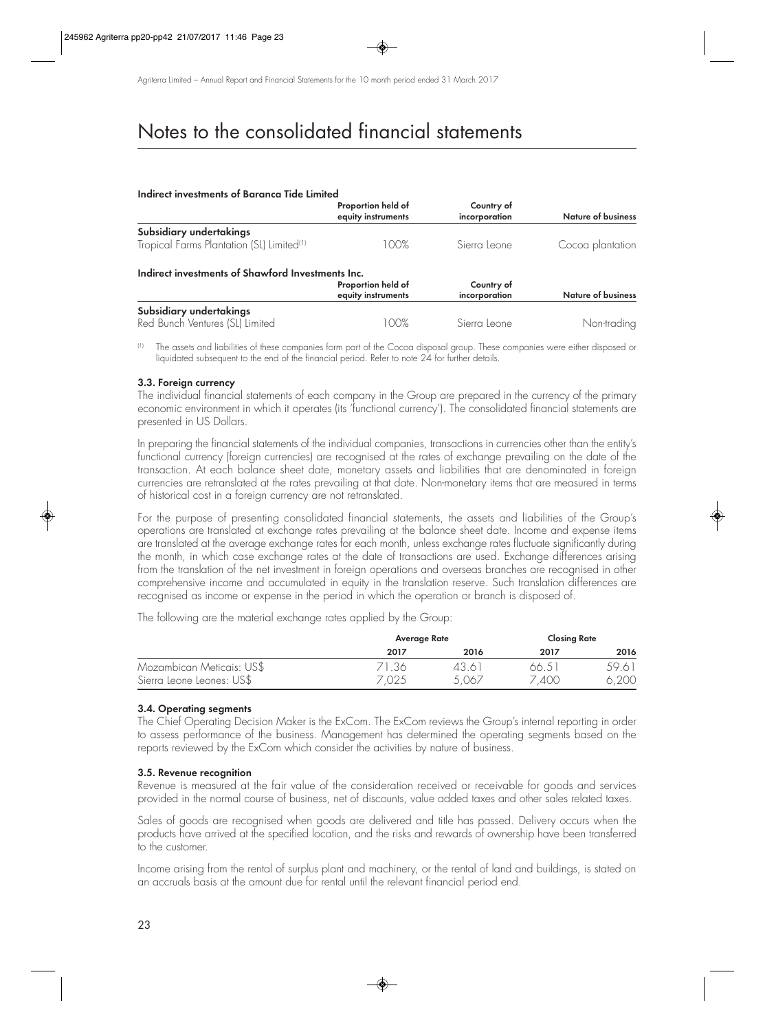# Notes to the consolidated financial statements

**Indirect investments of Baranca Tide Limited**

| | Proportion held of equity instruments | Country of incorporation | Nature of business |
|---|---|---|---|
| **Subsidiary undertakings** | | | |
| Tropical Farms Plantation (SL) Limited[(1)] | 100% | Sierra Leone | Cocoa plantation |

**Indirect investments of Shawford Investments Inc.**

| | Proportion held of equity instruments | Country of incorporation | Nature of business |
|---|---|---|---|
| **Subsidiary undertakings** | | | |
| Red Bunch Ventures (SL) Limited | 100% | Sierra Leone | Non-trading |

(1) The assets and liabilities of these companies form part of the Cocoa disposal group. These companies were either disposed or liquidated subsequent to the end of the financial period. Refer to note 24 for further details.

### 3.3. Foreign currency

The individual financial statements of each company in the Group are prepared in the currency of the primary economic environment in which it operates (its 'functional currency'). The consolidated financial statements are presented in US Dollars.

In preparing the financial statements of the individual companies, transactions in currencies other than the entity's functional currency (foreign currencies) are recognised at the rates of exchange prevailing on the date of the transaction. At each balance sheet date, monetary assets and liabilities that are denominated in foreign currencies are retranslated at the rates prevailing at that date. Non-monetary items that are measured in terms of historical cost in a foreign currency are not retranslated.

For the purpose of presenting consolidated financial statements, the assets and liabilities of the Group's operations are translated at exchange rates prevailing at the balance sheet date. Income and expense items are translated at the average exchange rates for each month, unless exchange rates fluctuate significantly during the month, in which case exchange rates at the date of transactions are used. Exchange differences arising from the translation of the net investment in foreign operations and overseas branches are recognised in other comprehensive income and accumulated in equity in the translation reserve. Such translation differences are recognised as income or expense in the period in which the operation or branch is disposed of.

The following are the material exchange rates applied by the Group:

| | Average Rate | | Closing Rate | |
|---|---|---|---|---|
| | **2017** | **2016** | **2017** | **2016** |
| Mozambican Meticais: US$ | 71.36 | 43.61 | 66.51 | 59.61 |
| Sierra Leone Leones: US$ | 7,025 | 5,067 | 7,400 | 6,200 |

### 3.4. Operating segments

The Chief Operating Decision Maker is the ExCom. The ExCom reviews the Group's internal reporting in order to assess performance of the business. Management has determined the operating segments based on the reports reviewed by the ExCom which consider the activities by nature of business.

### 3.5. Revenue recognition

Revenue is measured at the fair value of the consideration received or receivable for goods and services provided in the normal course of business, net of discounts, value added taxes and other sales related taxes.

Sales of goods are recognised when goods are delivered and title has passed. Delivery occurs when the products have arrived at the specified location, and the risks and rewards of ownership have been transferred to the customer.

Income arising from the rental of surplus plant and machinery, or the rental of land and buildings, is stated on an accruals basis at the amount due for rental until the relevant financial period end.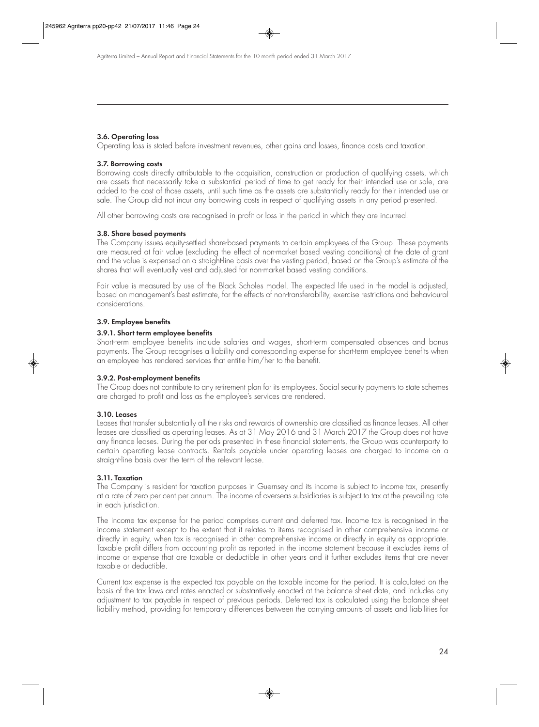#### 3.6. Operating loss

Operating loss is stated before investment revenues, other gains and losses, finance costs and taxation.

#### 3.7. Borrowing costs

Borrowing costs directly attributable to the acquisition, construction or production of qualifying assets, which are assets that necessarily take a substantial period of time to get ready for their intended use or sale, are added to the cost of those assets, until such time as the assets are substantially ready for their intended use or sale. The Group did not incur any borrowing costs in respect of qualifying assets in any period presented.

All other borrowing costs are recognised in profit or loss in the period in which they are incurred.

#### 3.8. Share based payments

The Company issues equity-settled share-based payments to certain employees of the Group. These payments are measured at fair value (excluding the effect of non-market based vesting conditions) at the date of grant and the value is expensed on a straight-line basis over the vesting period, based on the Group's estimate of the shares that will eventually vest and adjusted for non-market based vesting conditions.

Fair value is measured by use of the Black Scholes model. The expected life used in the model is adjusted, based on management's best estimate, for the effects of non-transferability, exercise restrictions and behavioural considerations.

#### 3.9. Employee benefits

##### 3.9.1. Short term employee benefits

Short-term employee benefits include salaries and wages, short-term compensated absences and bonus payments. The Group recognises a liability and corresponding expense for short-term employee benefits when an employee has rendered services that entitle him/her to the benefit.

##### 3.9.2. Post-employment benefits

The Group does not contribute to any retirement plan for its employees. Social security payments to state schemes are charged to profit and loss as the employee's services are rendered.

#### 3.10. Leases

Leases that transfer substantially all the risks and rewards of ownership are classified as finance leases. All other leases are classified as operating leases. As at 31 May 2016 and 31 March 2017 the Group does not have any finance leases. During the periods presented in these financial statements, the Group was counterparty to certain operating lease contracts. Rentals payable under operating leases are charged to income on a straight-line basis over the term of the relevant lease.

#### 3.11. Taxation

The Company is resident for taxation purposes in Guernsey and its income is subject to income tax, presently at a rate of zero per cent per annum. The income of overseas subsidiaries is subject to tax at the prevailing rate in each jurisdiction.

The income tax expense for the period comprises current and deferred tax. Income tax is recognised in the income statement except to the extent that it relates to items recognised in other comprehensive income or directly in equity, when tax is recognised in other comprehensive income or directly in equity as appropriate. Taxable profit differs from accounting profit as reported in the income statement because it excludes items of income or expense that are taxable or deductible in other years and it further excludes items that are never taxable or deductible.

Current tax expense is the expected tax payable on the taxable income for the period. It is calculated on the basis of the tax laws and rates enacted or substantively enacted at the balance sheet date, and includes any adjustment to tax payable in respect of previous periods. Deferred tax is calculated using the balance sheet liability method, providing for temporary differences between the carrying amounts of assets and liabilities for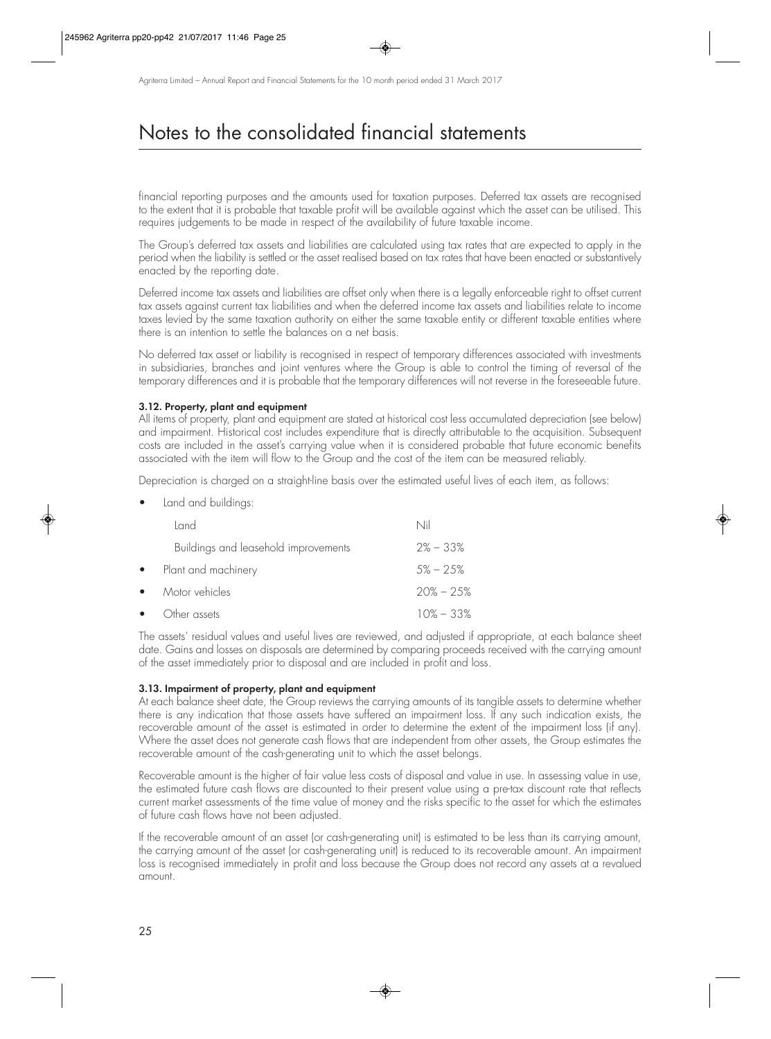# Notes to the consolidated financial statements

financial reporting purposes and the amounts used for taxation purposes. Deferred tax assets are recognised to the extent that it is probable that taxable profit will be available against which the asset can be utilised. This requires judgements to be made in respect of the availability of future taxable income.

The Group's deferred tax assets and liabilities are calculated using tax rates that are expected to apply in the period when the liability is settled or the asset realised based on tax rates that have been enacted or substantively enacted by the reporting date.

Deferred income tax assets and liabilities are offset only when there is a legally enforceable right to offset current tax assets against current tax liabilities and when the deferred income tax assets and liabilities relate to income taxes levied by the same taxation authority on either the same taxable entity or different taxable entities where there is an intention to settle the balances on a net basis.

No deferred tax asset or liability is recognised in respect of temporary differences associated with investments in subsidiaries, branches and joint ventures where the Group is able to control the timing of reversal of the temporary differences and it is probable that the temporary differences will not reverse in the foreseeable future.

**3.12. Property, plant and equipment**

All items of property, plant and equipment are stated at historical cost less accumulated depreciation (see below) and impairment. Historical cost includes expenditure that is directly attributable to the acquisition. Subsequent costs are included in the asset's carrying value when it is considered probable that future economic benefits associated with the item will flow to the Group and the cost of the item can be measured reliably.

Depreciation is charged on a straight-line basis over the estimated useful lives of each item, as follows:

| | |
|---|---|
| • Land and buildings: | |
| Land | Nil |
| Buildings and leasehold improvements | 2% – 33% |
| • Plant and machinery | 5% – 25% |
| • Motor vehicles | 20% – 25% |
| • Other assets | 10% – 33% |

The assets' residual values and useful lives are reviewed, and adjusted if appropriate, at each balance sheet date. Gains and losses on disposals are determined by comparing proceeds received with the carrying amount of the asset immediately prior to disposal and are included in profit and loss.

**3.13. Impairment of property, plant and equipment**

At each balance sheet date, the Group reviews the carrying amounts of its tangible assets to determine whether there is any indication that those assets have suffered an impairment loss. If any such indication exists, the recoverable amount of the asset is estimated in order to determine the extent of the impairment loss (if any). Where the asset does not generate cash flows that are independent from other assets, the Group estimates the recoverable amount of the cash-generating unit to which the asset belongs.

Recoverable amount is the higher of fair value less costs of disposal and value in use. In assessing value in use, the estimated future cash flows are discounted to their present value using a pre-tax discount rate that reflects current market assessments of the time value of money and the risks specific to the asset for which the estimates of future cash flows have not been adjusted.

If the recoverable amount of an asset (or cash-generating unit) is estimated to be less than its carrying amount, the carrying amount of the asset (or cash-generating unit) is reduced to its recoverable amount. An impairment loss is recognised immediately in profit and loss because the Group does not record any assets at a revalued amount.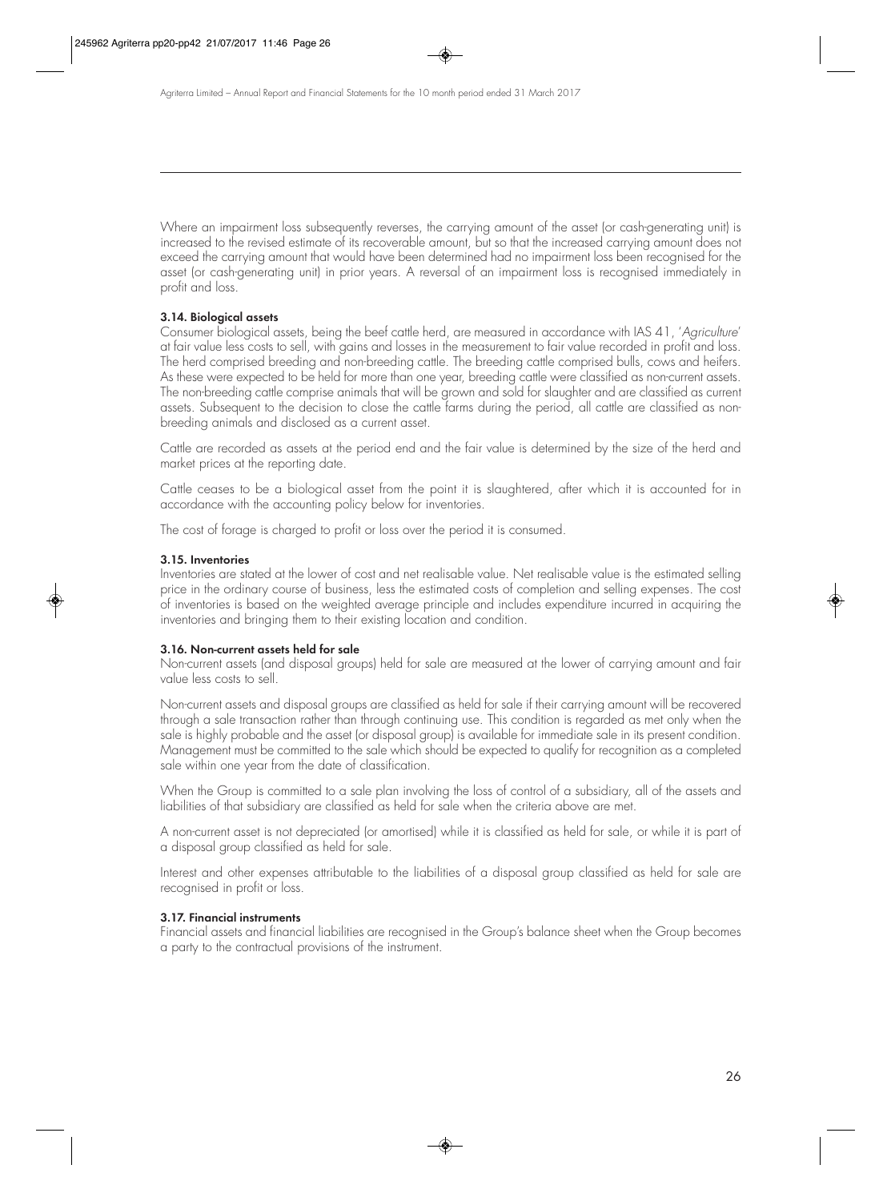Where an impairment loss subsequently reverses, the carrying amount of the asset (or cash-generating unit) is increased to the revised estimate of its recoverable amount, but so that the increased carrying amount does not exceed the carrying amount that would have been determined had no impairment loss been recognised for the asset (or cash-generating unit) in prior years. A reversal of an impairment loss is recognised immediately in profit and loss.

### 3.14. Biological assets

Consumer biological assets, being the beef cattle herd, are measured in accordance with IAS 41, '*Agriculture*' at fair value less costs to sell, with gains and losses in the measurement to fair value recorded in profit and loss. The herd comprised breeding and non-breeding cattle. The breeding cattle comprised bulls, cows and heifers. As these were expected to be held for more than one year, breeding cattle were classified as non-current assets. The non-breeding cattle comprise animals that will be grown and sold for slaughter and are classified as current assets. Subsequent to the decision to close the cattle farms during the period, all cattle are classified as non-breeding animals and disclosed as a current asset.

Cattle are recorded as assets at the period end and the fair value is determined by the size of the herd and market prices at the reporting date.

Cattle ceases to be a biological asset from the point it is slaughtered, after which it is accounted for in accordance with the accounting policy below for inventories.

The cost of forage is charged to profit or loss over the period it is consumed.

### 3.15. Inventories

Inventories are stated at the lower of cost and net realisable value. Net realisable value is the estimated selling price in the ordinary course of business, less the estimated costs of completion and selling expenses. The cost of inventories is based on the weighted average principle and includes expenditure incurred in acquiring the inventories and bringing them to their existing location and condition.

### 3.16. Non-current assets held for sale

Non-current assets (and disposal groups) held for sale are measured at the lower of carrying amount and fair value less costs to sell.

Non-current assets and disposal groups are classified as held for sale if their carrying amount will be recovered through a sale transaction rather than through continuing use. This condition is regarded as met only when the sale is highly probable and the asset (or disposal group) is available for immediate sale in its present condition. Management must be committed to the sale which should be expected to qualify for recognition as a completed sale within one year from the date of classification.

When the Group is committed to a sale plan involving the loss of control of a subsidiary, all of the assets and liabilities of that subsidiary are classified as held for sale when the criteria above are met.

A non-current asset is not depreciated (or amortised) while it is classified as held for sale, or while it is part of a disposal group classified as held for sale.

Interest and other expenses attributable to the liabilities of a disposal group classified as held for sale are recognised in profit or loss.

### 3.17. Financial instruments

Financial assets and financial liabilities are recognised in the Group's balance sheet when the Group becomes a party to the contractual provisions of the instrument.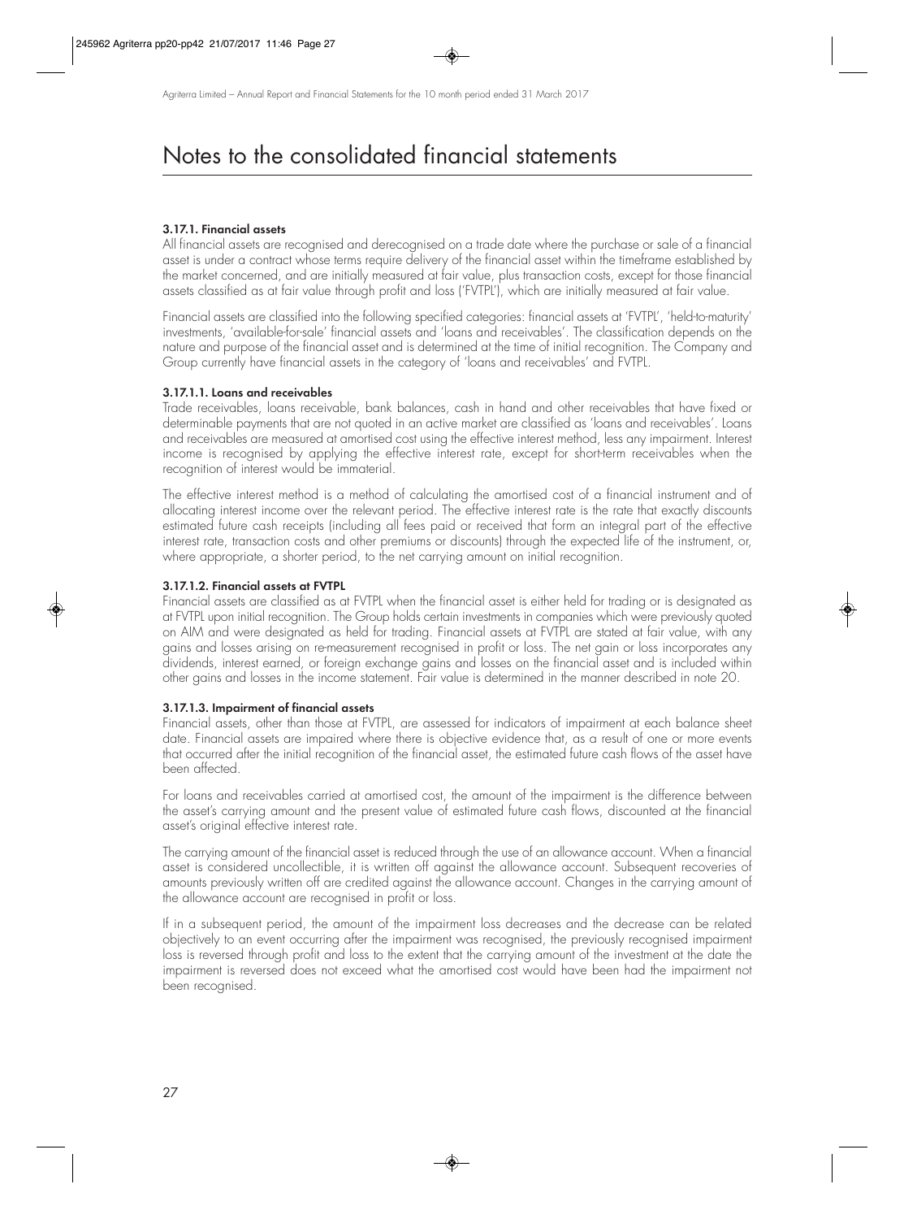# Notes to the consolidated financial statements

#### 3.17.1. Financial assets

All financial assets are recognised and derecognised on a trade date where the purchase or sale of a financial asset is under a contract whose terms require delivery of the financial asset within the timeframe established by the market concerned, and are initially measured at fair value, plus transaction costs, except for those financial assets classified as at fair value through profit and loss ('FVTPL'), which are initially measured at fair value.

Financial assets are classified into the following specified categories: financial assets at 'FVTPL', 'held-to-maturity' investments, 'available-for-sale' financial assets and 'loans and receivables'. The classification depends on the nature and purpose of the financial asset and is determined at the time of initial recognition. The Company and Group currently have financial assets in the category of 'loans and receivables' and FVTPL.

#### 3.17.1.1. Loans and receivables

Trade receivables, loans receivable, bank balances, cash in hand and other receivables that have fixed or determinable payments that are not quoted in an active market are classified as 'loans and receivables'. Loans and receivables are measured at amortised cost using the effective interest method, less any impairment. Interest income is recognised by applying the effective interest rate, except for short-term receivables when the recognition of interest would be immaterial.

The effective interest method is a method of calculating the amortised cost of a financial instrument and of allocating interest income over the relevant period. The effective interest rate is the rate that exactly discounts estimated future cash receipts (including all fees paid or received that form an integral part of the effective interest rate, transaction costs and other premiums or discounts) through the expected life of the instrument, or, where appropriate, a shorter period, to the net carrying amount on initial recognition.

#### 3.17.1.2. Financial assets at FVTPL

Financial assets are classified as at FVTPL when the financial asset is either held for trading or is designated as at FVTPL upon initial recognition. The Group holds certain investments in companies which were previously quoted on AIM and were designated as held for trading. Financial assets at FVTPL are stated at fair value, with any gains and losses arising on re-measurement recognised in profit or loss. The net gain or loss incorporates any dividends, interest earned, or foreign exchange gains and losses on the financial asset and is included within other gains and losses in the income statement. Fair value is determined in the manner described in note 20.

#### 3.17.1.3. Impairment of financial assets

Financial assets, other than those at FVTPL, are assessed for indicators of impairment at each balance sheet date. Financial assets are impaired where there is objective evidence that, as a result of one or more events that occurred after the initial recognition of the financial asset, the estimated future cash flows of the asset have been affected.

For loans and receivables carried at amortised cost, the amount of the impairment is the difference between the asset's carrying amount and the present value of estimated future cash flows, discounted at the financial asset's original effective interest rate.

The carrying amount of the financial asset is reduced through the use of an allowance account. When a financial asset is considered uncollectible, it is written off against the allowance account. Subsequent recoveries of amounts previously written off are credited against the allowance account. Changes in the carrying amount of the allowance account are recognised in profit or loss.

If in a subsequent period, the amount of the impairment loss decreases and the decrease can be related objectively to an event occurring after the impairment was recognised, the previously recognised impairment loss is reversed through profit and loss to the extent that the carrying amount of the investment at the date the impairment is reversed does not exceed what the amortised cost would have been had the impairment not been recognised.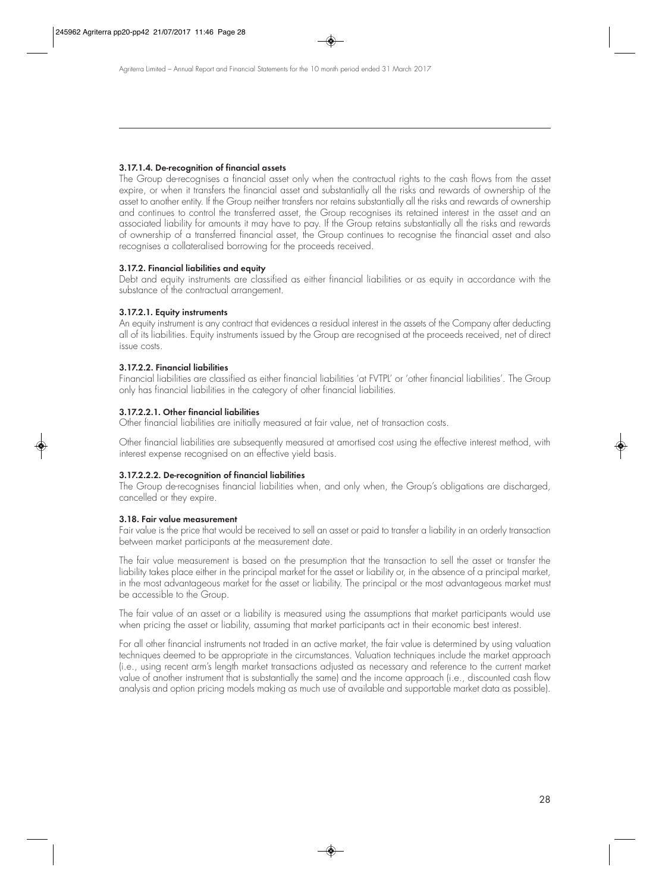**3.17.1.4. De-recognition of financial assets**

The Group de-recognises a financial asset only when the contractual rights to the cash flows from the asset expire, or when it transfers the financial asset and substantially all the risks and rewards of ownership of the asset to another entity. If the Group neither transfers nor retains substantially all the risks and rewards of ownership and continues to control the transferred asset, the Group recognises its retained interest in the asset and an associated liability for amounts it may have to pay. If the Group retains substantially all the risks and rewards of ownership of a transferred financial asset, the Group continues to recognise the financial asset and also recognises a collateralised borrowing for the proceeds received.

**3.17.2. Financial liabilities and equity**

Debt and equity instruments are classified as either financial liabilities or as equity in accordance with the substance of the contractual arrangement.

**3.17.2.1. Equity instruments**

An equity instrument is any contract that evidences a residual interest in the assets of the Company after deducting all of its liabilities. Equity instruments issued by the Group are recognised at the proceeds received, net of direct issue costs.

**3.17.2.2. Financial liabilities**

Financial liabilities are classified as either financial liabilities 'at FVTPL' or 'other financial liabilities'. The Group only has financial liabilities in the category of other financial liabilities.

**3.17.2.2.1. Other financial liabilities**

Other financial liabilities are initially measured at fair value, net of transaction costs.

Other financial liabilities are subsequently measured at amortised cost using the effective interest method, with interest expense recognised on an effective yield basis.

**3.17.2.2.2. De-recognition of financial liabilities**

The Group de-recognises financial liabilities when, and only when, the Group's obligations are discharged, cancelled or they expire.

**3.18. Fair value measurement**

Fair value is the price that would be received to sell an asset or paid to transfer a liability in an orderly transaction between market participants at the measurement date.

The fair value measurement is based on the presumption that the transaction to sell the asset or transfer the liability takes place either in the principal market for the asset or liability or, in the absence of a principal market, in the most advantageous market for the asset or liability. The principal or the most advantageous market must be accessible to the Group.

The fair value of an asset or a liability is measured using the assumptions that market participants would use when pricing the asset or liability, assuming that market participants act in their economic best interest.

For all other financial instruments not traded in an active market, the fair value is determined by using valuation techniques deemed to be appropriate in the circumstances. Valuation techniques include the market approach (i.e., using recent arm's length market transactions adjusted as necessary and reference to the current market value of another instrument that is substantially the same) and the income approach (i.e., discounted cash flow analysis and option pricing models making as much use of available and supportable market data as possible).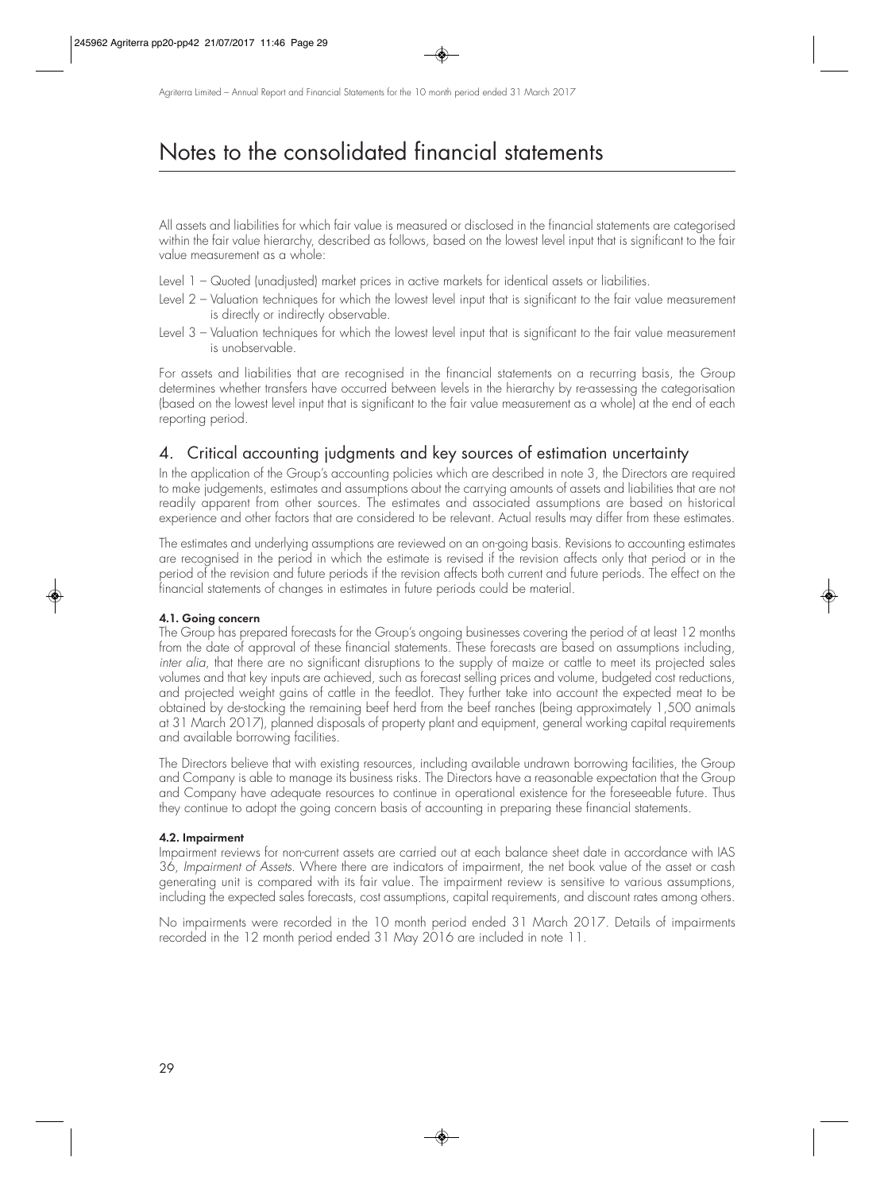# Notes to the consolidated financial statements

All assets and liabilities for which fair value is measured or disclosed in the financial statements are categorised within the fair value hierarchy, described as follows, based on the lowest level input that is significant to the fair value measurement as a whole:

Level 1 – Quoted (unadjusted) market prices in active markets for identical assets or liabilities.

Level 2 – Valuation techniques for which the lowest level input that is significant to the fair value measurement is directly or indirectly observable.

Level 3 – Valuation techniques for which the lowest level input that is significant to the fair value measurement is unobservable.

For assets and liabilities that are recognised in the financial statements on a recurring basis, the Group determines whether transfers have occurred between levels in the hierarchy by re-assessing the categorisation (based on the lowest level input that is significant to the fair value measurement as a whole) at the end of each reporting period.

## 4. Critical accounting judgments and key sources of estimation uncertainty

In the application of the Group's accounting policies which are described in note 3, the Directors are required to make judgements, estimates and assumptions about the carrying amounts of assets and liabilities that are not readily apparent from other sources. The estimates and associated assumptions are based on historical experience and other factors that are considered to be relevant. Actual results may differ from these estimates.

The estimates and underlying assumptions are reviewed on an on-going basis. Revisions to accounting estimates are recognised in the period in which the estimate is revised if the revision affects only that period or in the period of the revision and future periods if the revision affects both current and future periods. The effect on the financial statements of changes in estimates in future periods could be material.

### 4.1. Going concern

The Group has prepared forecasts for the Group's ongoing businesses covering the period of at least 12 months from the date of approval of these financial statements. These forecasts are based on assumptions including, *inter alia*, that there are no significant disruptions to the supply of maize or cattle to meet its projected sales volumes and that key inputs are achieved, such as forecast selling prices and volume, budgeted cost reductions, and projected weight gains of cattle in the feedlot. They further take into account the expected meat to be obtained by de-stocking the remaining beef herd from the beef ranches (being approximately 1,500 animals at 31 March 2017), planned disposals of property plant and equipment, general working capital requirements and available borrowing facilities.

The Directors believe that with existing resources, including available undrawn borrowing facilities, the Group and Company is able to manage its business risks. The Directors have a reasonable expectation that the Group and Company have adequate resources to continue in operational existence for the foreseeable future. Thus they continue to adopt the going concern basis of accounting in preparing these financial statements.

### 4.2. Impairment

Impairment reviews for non-current assets are carried out at each balance sheet date in accordance with IAS 36, *Impairment of Assets*. Where there are indicators of impairment, the net book value of the asset or cash generating unit is compared with its fair value. The impairment review is sensitive to various assumptions, including the expected sales forecasts, cost assumptions, capital requirements, and discount rates among others.

No impairments were recorded in the 10 month period ended 31 March 2017. Details of impairments recorded in the 12 month period ended 31 May 2016 are included in note 11.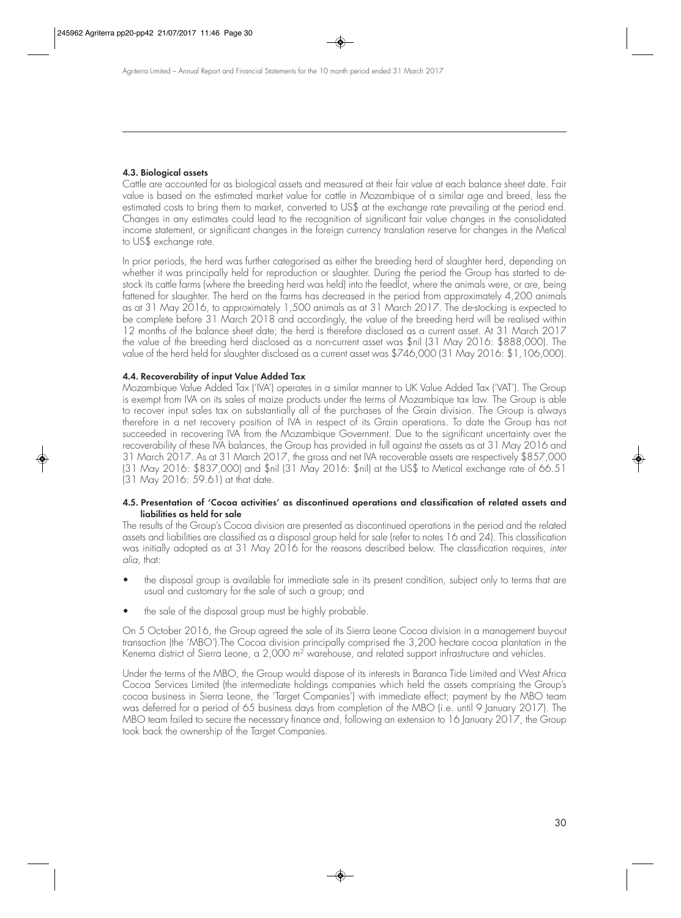#### 4.3. Biological assets

Cattle are accounted for as biological assets and measured at their fair value at each balance sheet date. Fair value is based on the estimated market value for cattle in Mozambique of a similar age and breed, less the estimated costs to bring them to market, converted to US$ at the exchange rate prevailing at the period end. Changes in any estimates could lead to the recognition of significant fair value changes in the consolidated income statement, or significant changes in the foreign currency translation reserve for changes in the Metical to US$ exchange rate.

In prior periods, the herd was further categorised as either the breeding herd of slaughter herd, depending on whether it was principally held for reproduction or slaughter. During the period the Group has started to de-stock its cattle farms (where the breeding herd was held) into the feedlot, where the animals were, or are, being fattened for slaughter. The herd on the farms has decreased in the period from approximately 4,200 animals as at 31 May 2016, to approximately 1,500 animals as at 31 March 2017. The de-stocking is expected to be complete before 31 March 2018 and accordingly, the value of the breeding herd will be realised within 12 months of the balance sheet date; the herd is therefore disclosed as a current asset. At 31 March 2017 the value of the breeding herd disclosed as a non-current asset was $nil (31 May 2016: $888,000). The value of the herd held for slaughter disclosed as a current asset was $746,000 (31 May 2016: $1,106,000).

#### 4.4. Recoverability of input Value Added Tax

Mozambique Value Added Tax ('IVA') operates in a similar manner to UK Value Added Tax ('VAT'). The Group is exempt from IVA on its sales of maize products under the terms of Mozambique tax law. The Group is able to recover input sales tax on substantially all of the purchases of the Grain division. The Group is always therefore in a net recovery position of IVA in respect of its Grain operations. To date the Group has not succeeded in recovering IVA from the Mozambique Government. Due to the significant uncertainty over the recoverability of these IVA balances, the Group has provided in full against the assets as at 31 May 2016 and 31 March 2017. As at 31 March 2017, the gross and net IVA recoverable assets are respectively $857,000 (31 May 2016: $837,000) and $nil (31 May 2016: $nil) at the US$ to Metical exchange rate of 66.51 (31 May 2016: 59.61) at that date.

#### 4.5. Presentation of 'Cocoa activities' as discontinued operations and classification of related assets and liabilities as held for sale

The results of the Group's Cocoa division are presented as discontinued operations in the period and the related assets and liabilities are classified as a disposal group held for sale (refer to notes 16 and 24). This classification was initially adopted as at 31 May 2016 for the reasons described below. The classification requires, *inter alia*, that:

- the disposal group is available for immediate sale in its present condition, subject only to terms that are usual and customary for the sale of such a group; and
- the sale of the disposal group must be highly probable.

On 5 October 2016, the Group agreed the sale of its Sierra Leone Cocoa division in a management buy-out transaction (the 'MBO').The Cocoa division principally comprised the 3,200 hectare cocoa plantation in the Kenema district of Sierra Leone, a 2,000 $m^2$ warehouse, and related support infrastructure and vehicles.

Under the terms of the MBO, the Group would dispose of its interests in Baranca Tide Limited and West Africa Cocoa Services Limited (the intermediate holdings companies which held the assets comprising the Group's cocoa business in Sierra Leone, the 'Target Companies') with immediate effect; payment by the MBO team was deferred for a period of 65 business days from completion of the MBO (i.e. until 9 January 2017). The MBO team failed to secure the necessary finance and, following an extension to 16 January 2017, the Group took back the ownership of the Target Companies.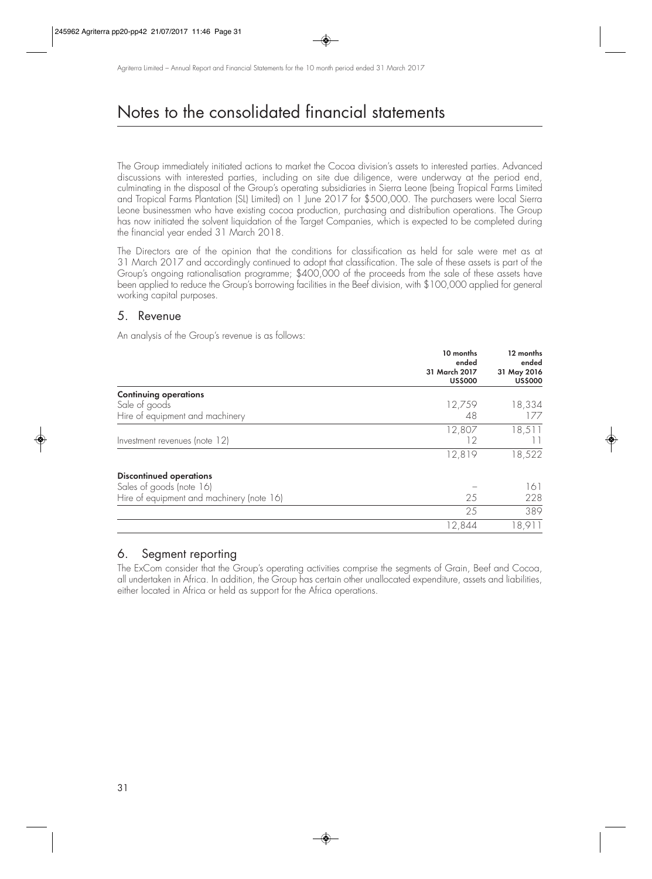# Notes to the consolidated financial statements

The Group immediately initiated actions to market the Cocoa division's assets to interested parties. Advanced discussions with interested parties, including on site due diligence, were underway at the period end, culminating in the disposal of the Group's operating subsidiaries in Sierra Leone (being Tropical Farms Limited and Tropical Farms Plantation (SL) Limited) on 1 June 2017 for $500,000. The purchasers were local Sierra Leone businessmen who have existing cocoa production, purchasing and distribution operations. The Group has now initiated the solvent liquidation of the Target Companies, which is expected to be completed during the financial year ended 31 March 2018.

The Directors are of the opinion that the conditions for classification as held for sale were met as at 31 March 2017 and accordingly continued to adopt that classification. The sale of these assets is part of the Group's ongoing rationalisation programme; $400,000 of the proceeds from the sale of these assets have been applied to reduce the Group's borrowing facilities in the Beef division, with $100,000 applied for general working capital purposes.

## 5. Revenue

An analysis of the Group's revenue is as follows:

| | 10 months ended 31 March 2017 US$000 | 12 months ended 31 May 2016 US$000 |
|---|---|---|
| **Continuing operations** | | |
| Sale of goods | 12,759 | 18,334 |
| Hire of equipment and machinery | 48 | 177 |
| | 12,807 | 18,511 |
| Investment revenues (note 12) | 12 | 11 |
| | 12,819 | 18,522 |
| **Discontinued operations** | | |
| Sales of goods (note 16) | – | 161 |
| Hire of equipment and machinery (note 16) | 25 | 228 |
| | 25 | 389 |
| | 12,844 | 18,911 |

## 6. Segment reporting

The ExCom consider that the Group's operating activities comprise the segments of Grain, Beef and Cocoa, all undertaken in Africa. In addition, the Group has certain other unallocated expenditure, assets and liabilities, either located in Africa or held as support for the Africa operations.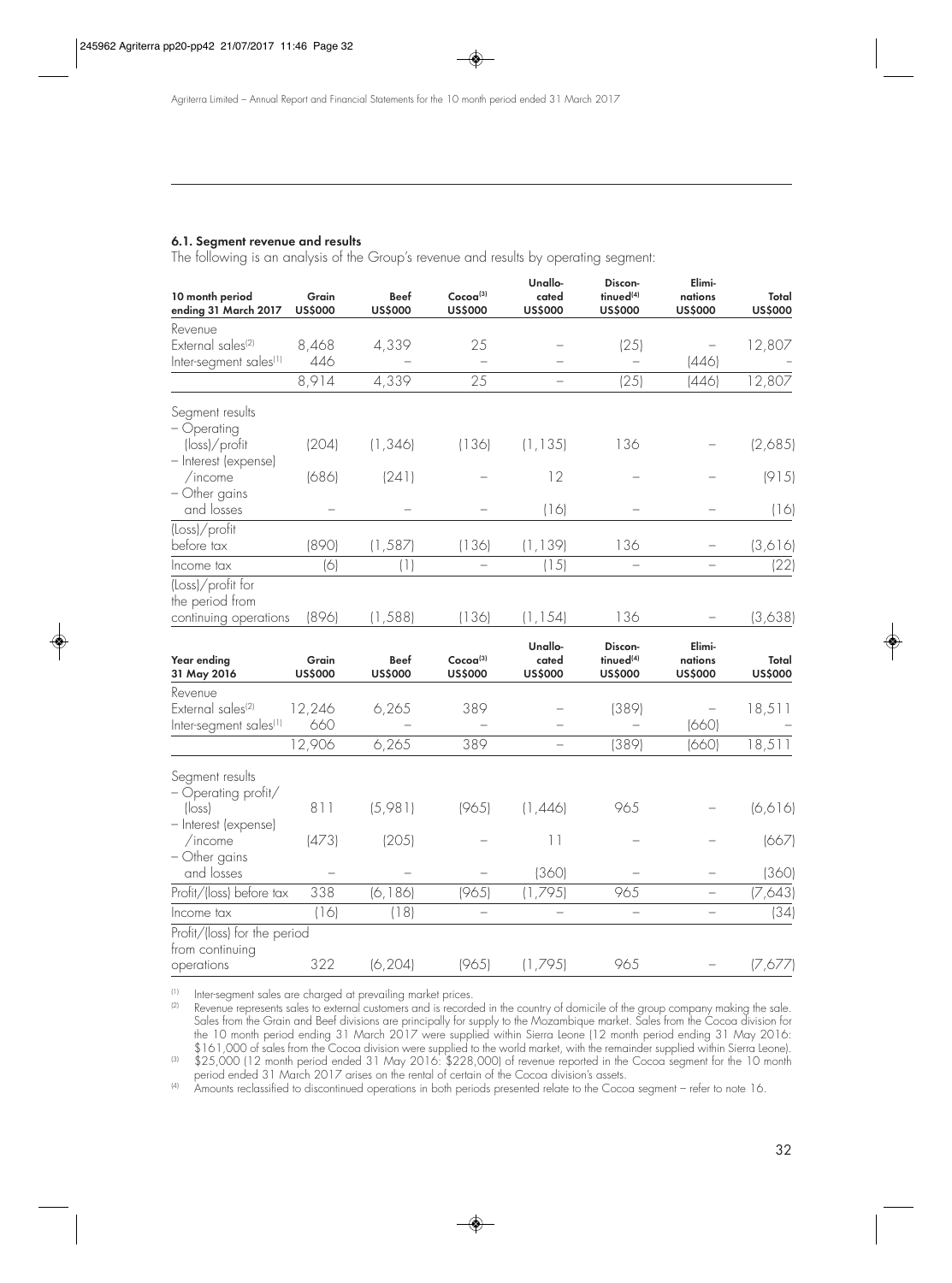### 6.1. Segment revenue and results

The following is an analysis of the Group's revenue and results by operating segment:

| 10 month period ending 31 March 2017 | Grain US$000 | Beef US$000 | Cocoa[3] US$000 | Unallocated US$000 | Discontinued[4] US$000 | Eliminations US$000 | Total US$000 |
|---|---|---|---|---|---|---|---|
| Revenue | | | | | | | |
| External sales[2] | 8,468 | 4,339 | 25 | – | (25) | – | 12,807 |
| Inter-segment sales[1] | 446 | – | – | – | – | (446) | – |
| | 8,914 | 4,339 | 25 | – | (25) | (446) | 12,807 |
| Segment results | | | | | | | |
| – Operating (loss)/profit | (204) | (1,346) | (136) | (1,135) | 136 | – | (2,685) |
| – Interest (expense) /income | (686) | (241) | – | 12 | – | – | (915) |
| – Other gains and losses | – | – | – | (16) | – | – | (16) |
| (Loss)/profit before tax | (890) | (1,587) | (136) | (1,139) | 136 | – | (3,616) |
| Income tax | (6) | (1) | – | (15) | – | – | (22) |
| (Loss)/profit for the period from continuing operations | (896) | (1,588) | (136) | (1,154) | 136 | – | (3,638) |

| Year ending 31 May 2016 | Grain US$000 | Beef US$000 | Cocoa[3] US$000 | Unallocated US$000 | Discontinued[4] US$000 | Eliminations US$000 | Total US$000 |
|---|---|---|---|---|---|---|---|
| Revenue | | | | | | | |
| External sales[2] | 12,246 | 6,265 | 389 | – | (389) | – | 18,511 |
| Inter-segment sales[1] | 660 | – | – | – | – | (660) | – |
| | 12,906 | 6,265 | 389 | – | (389) | (660) | 18,511 |
| Segment results | | | | | | | |
| – Operating profit/ (loss) | 811 | (5,981) | (965) | (1,446) | 965 | – | (6,616) |
| – Interest (expense) /income | (473) | (205) | – | 11 | – | – | (667) |
| – Other gains and losses | – | – | – | (360) | – | – | (360) |
| Profit/(loss) before tax | 338 | (6,186) | (965) | (1,795) | 965 | – | (7,643) |
| Income tax | (16) | (18) | – | – | – | – | (34) |
| Profit/(loss) for the period from continuing operations | 322 | (6,204) | (965) | (1,795) | 965 | – | (7,677) |

[1] Inter-segment sales are charged at prevailing market prices.

[2] Revenue represents sales to external customers and is recorded in the country of domicile of the group company making the sale. Sales from the Grain and Beef divisions are principally for supply to the Mozambique market. Sales from the Cocoa division for the 10 month period ending 31 March 2017 were supplied within Sierra Leone (12 month period ending 31 May 2016: $161,000 of sales from the Cocoa division were supplied to the world market, with the remainder supplied within Sierra Leone).

[3] $25,000 (12 month period ended 31 May 2016: $228,000) of revenue reported in the Cocoa segment for the 10 month period ended 31 March 2017 arises on the rental of certain of the Cocoa division's assets.

[4] Amounts reclassified to discontinued operations in both periods presented relate to the Cocoa segment – refer to note 16.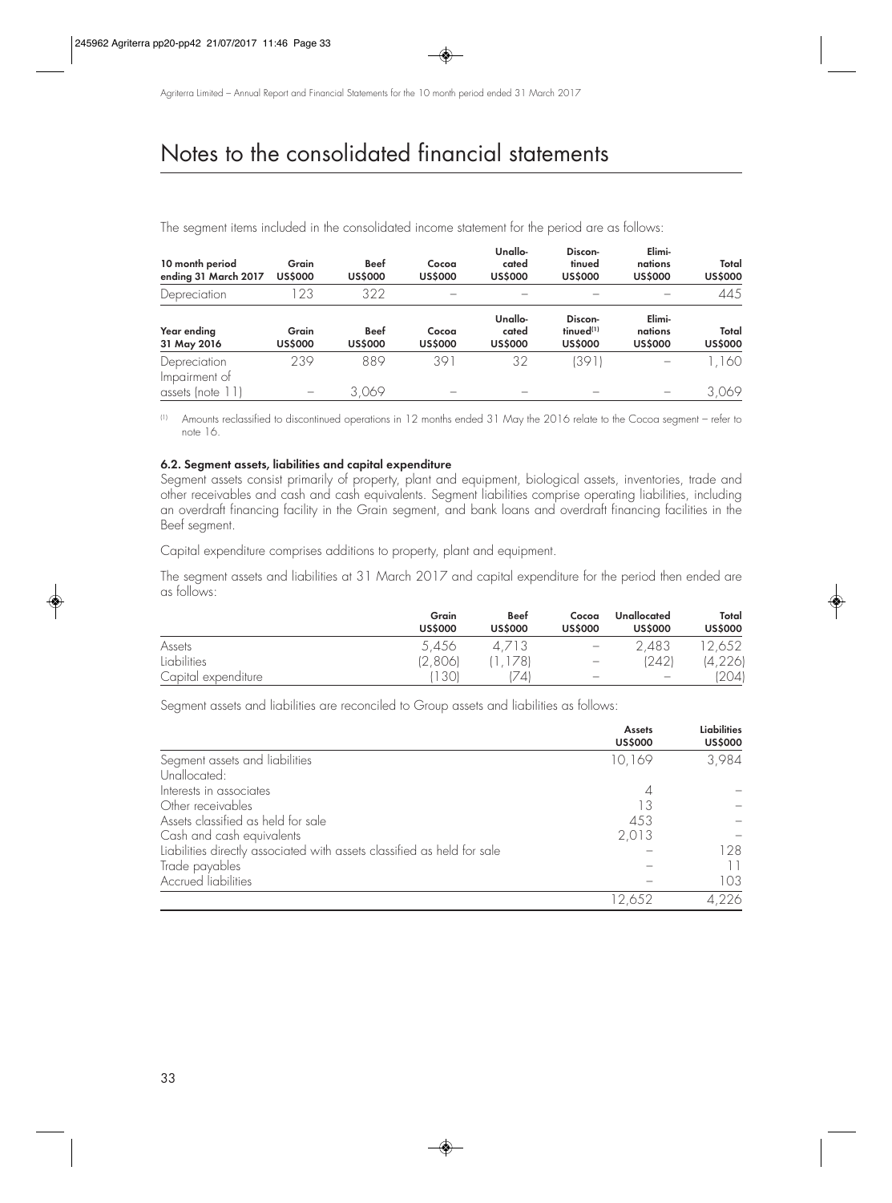# Notes to the consolidated financial statements

The segment items included in the consolidated income statement for the period are as follows:

| 10 month period ending 31 March 2017 | Grain US$000 | Beef US$000 | Cocoa US$000 | Unallo-cated US$000 | Discon-tinued US$000 | Elimi-nations US$000 | Total US$000 |
|---|---|---|---|---|---|---|---|
| Depreciation | 123 | 322 | – | – | – | – | 445 |

| Year ending 31 May 2016 | Grain US$000 | Beef US$000 | Cocoa US$000 | Unallo-cated US$000 | Discon-tinued[(1)] US$000 | Elimi-nations US$000 | Total US$000 |
|---|---|---|---|---|---|---|---|
| Depreciation | 239 | 889 | 391 | 32 | (391) | – | 1,160 |
| Impairment of assets (note 11) | – | 3,069 | – | – | – | – | 3,069 |

(1) Amounts reclassified to discontinued operations in 12 months ended 31 May the 2016 relate to the Cocoa segment – refer to note 16.

### 6.2. Segment assets, liabilities and capital expenditure

Segment assets consist primarily of property, plant and equipment, biological assets, inventories, trade and other receivables and cash and cash equivalents. Segment liabilities comprise operating liabilities, including an overdraft financing facility in the Grain segment, and bank loans and overdraft financing facilities in the Beef segment.

Capital expenditure comprises additions to property, plant and equipment.

The segment assets and liabilities at 31 March 2017 and capital expenditure for the period then ended are as follows:

| | Grain US$000 | Beef US$000 | Cocoa US$000 | Unallocated US$000 | Total US$000 |
|---|---|---|---|---|---|
| Assets | 5,456 | 4,713 | – | 2,483 | 12,652 |
| Liabilities | (2,806) | (1,178) | – | (242) | (4,226) |
| Capital expenditure | (130) | (74) | – | – | (204) |

Segment assets and liabilities are reconciled to Group assets and liabilities as follows:

| | Assets US$000 | Liabilities US$000 |
|---|---|---|
| Segment assets and liabilities | 10,169 | 3,984 |
| Unallocated: | | |
| Interests in associates | 4 | – |
| Other receivables | 13 | – |
| Assets classified as held for sale | 453 | – |
| Cash and cash equivalents | 2,013 | – |
| Liabilities directly associated with assets classified as held for sale | – | 128 |
| Trade payables | – | 11 |
| Accrued liabilities | – | 103 |
| | 12,652 | 4,226 |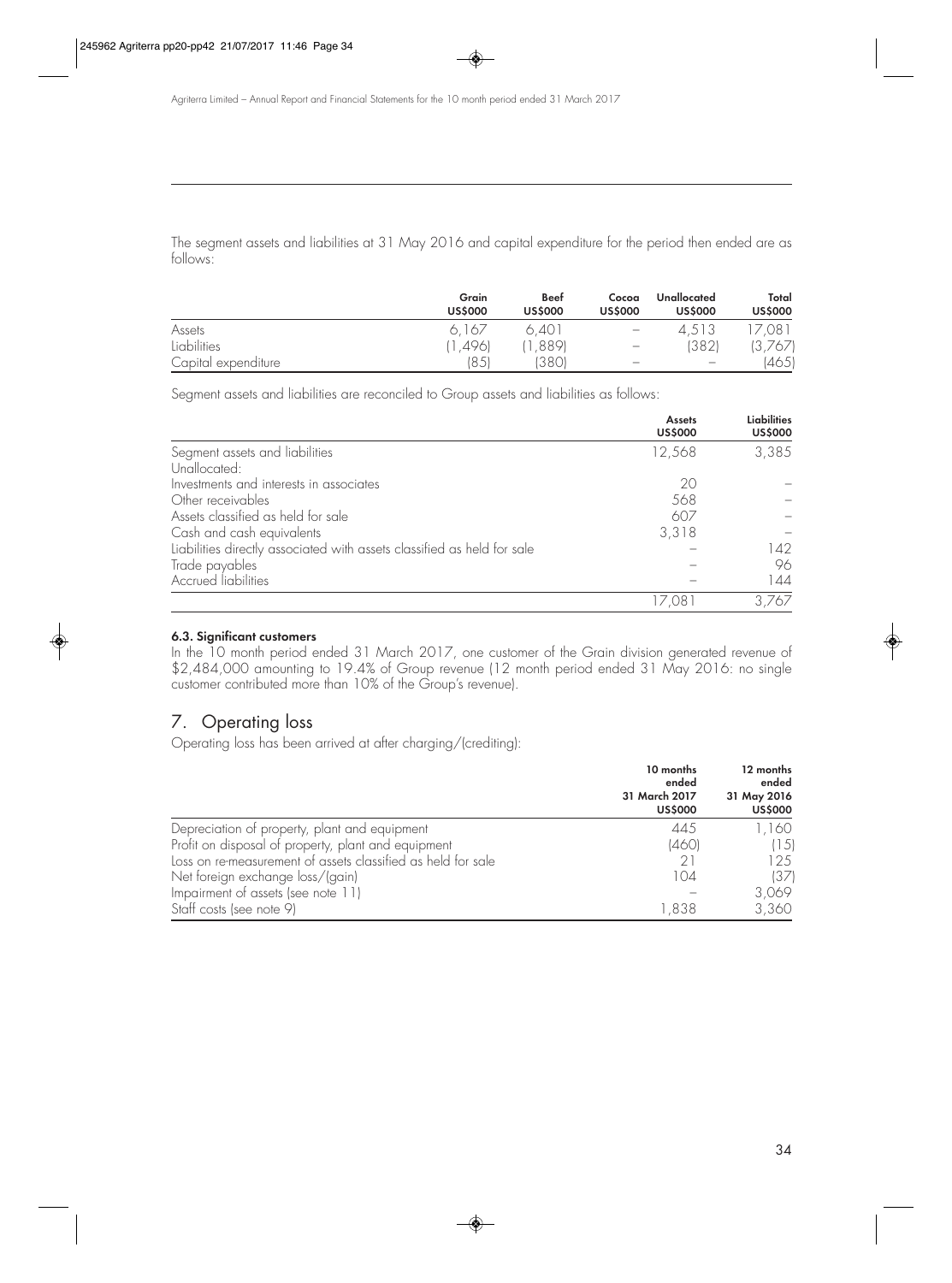The segment assets and liabilities at 31 May 2016 and capital expenditure for the period then ended are as follows:

| | Grain US$000 | Beef US$000 | Cocoa US$000 | Unallocated US$000 | Total US$000 |
|---|---|---|---|---|---|
| Assets | 6,167 | 6,401 | – | 4,513 | 17,081 |
| Liabilities | (1,496) | (1,889) | – | (382) | (3,767) |
| Capital expenditure | (85) | (380) | – | – | (465) |

Segment assets and liabilities are reconciled to Group assets and liabilities as follows:

| | Assets US$000 | Liabilities US$000 |
|---|---|---|
| Segment assets and liabilities | 12,568 | 3,385 |
| Unallocated: | | |
| Investments and interests in associates | 20 | – |
| Other receivables | 568 | – |
| Assets classified as held for sale | 607 | – |
| Cash and cash equivalents | 3,318 | – |
| Liabilities directly associated with assets classified as held for sale | – | 142 |
| Trade payables | – | 96 |
| Accrued liabilities | – | 144 |
| | 17,081 | 3,767 |

#### 6.3. Significant customers

In the 10 month period ended 31 March 2017, one customer of the Grain division generated revenue of $2,484,000 amounting to 19.4% of Group revenue (12 month period ended 31 May 2016: no single customer contributed more than 10% of the Group's revenue).

## 7. Operating loss

Operating loss has been arrived at after charging/(crediting):

| | 10 months ended 31 March 2017 US$000 | 12 months ended 31 May 2016 US$000 |
|---|---|---|
| Depreciation of property, plant and equipment | 445 | 1,160 |
| Profit on disposal of property, plant and equipment | (460) | (15) |
| Loss on re-measurement of assets classified as held for sale | 21 | 125 |
| Net foreign exchange loss/(gain) | 104 | (37) |
| Impairment of assets (see note 11) | – | 3,069 |
| Staff costs (see note 9) | 1,838 | 3,360 |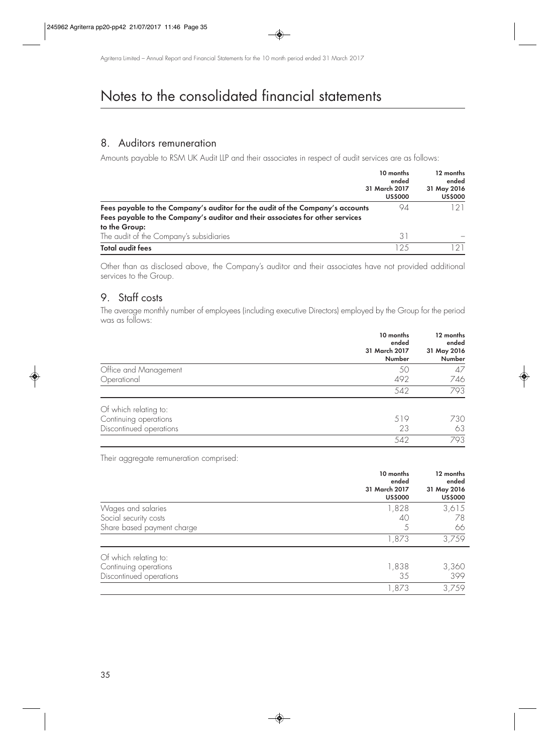# Notes to the consolidated financial statements

## 8. Auditors remuneration

Amounts payable to RSM UK Audit LLP and their associates in respect of audit services are as follows:

| | 10 months ended 31 March 2017 US$000 | 12 months ended 31 May 2016 US$000 |
|---|---|---|
| **Fees payable to the Company's auditor for the audit of the Company's accounts** | 94 | 121 |
| **Fees payable to the Company's auditor and their associates for other services to the Group:** | | |
| The audit of the Company's subsidiaries | 31 | – |
| **Total audit fees** | 125 | 121 |

Other than as disclosed above, the Company's auditor and their associates have not provided additional services to the Group.

## 9. Staff costs

The average monthly number of employees (including executive Directors) employed by the Group for the period was as follows:

| | 10 months ended 31 March 2017 Number | 12 months ended 31 May 2016 Number |
|---|---|---|
| Office and Management | 50 | 47 |
| Operational | 492 | 746 |
| | 542 | 793 |
| Of which relating to: | | |
| Continuing operations | 519 | 730 |
| Discontinued operations | 23 | 63 |
| | 542 | 793 |

Their aggregate remuneration comprised:

| | 10 months ended 31 March 2017 US$000 | 12 months ended 31 May 2016 US$000 |
|---|---|---|
| Wages and salaries | 1,828 | 3,615 |
| Social security costs | 40 | 78 |
| Share based payment charge | 5 | 66 |
| | 1,873 | 3,759 |
| Of which relating to: | | |
| Continuing operations | 1,838 | 3,360 |
| Discontinued operations | 35 | 399 |
| | 1,873 | 3,759 |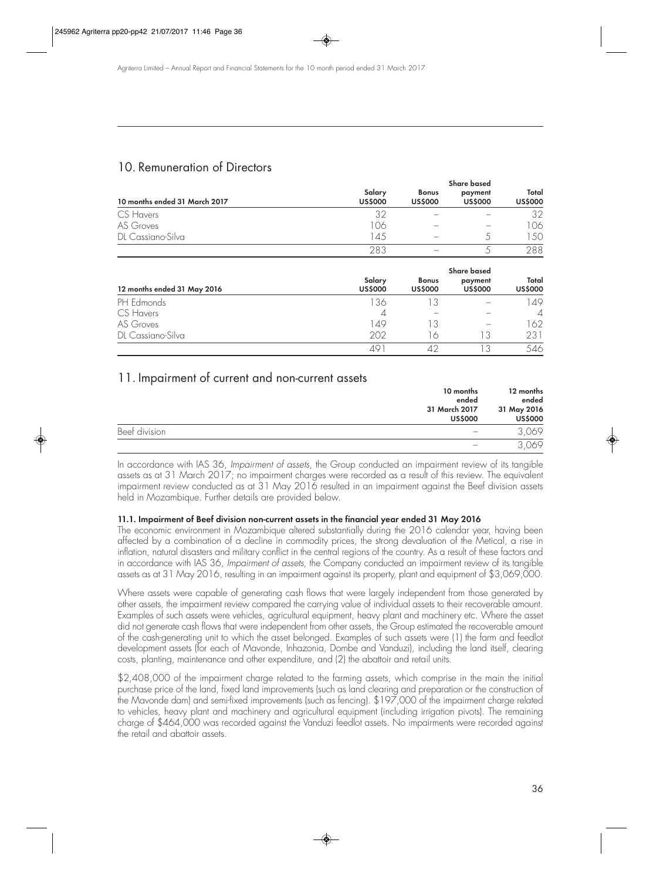## 10. Remuneration of Directors

| 10 months ended 31 March 2017 | Salary US$000 | Bonus US$000 | Share based payment US$000 | Total US$000 |
|---|---|---|---|---|
| CS Havers | 32 | – | – | 32 |
| AS Groves | 106 | – | – | 106 |
| DL Cassiano-Silva | 145 | – | 5 | 150 |
| | 283 | – | 5 | 288 |

| 12 months ended 31 May 2016 | Salary US$000 | Bonus US$000 | Share based payment US$000 | Total US$000 |
|---|---|---|---|---|
| PH Edmonds | 136 | 13 | – | 149 |
| CS Havers | 4 | – | – | 4 |
| AS Groves | 149 | 13 | – | 162 |
| DL Cassiano-Silva | 202 | 16 | 13 | 231 |
| | 491 | 42 | 13 | 546 |

## 11. Impairment of current and non-current assets

| | 10 months ended 31 March 2017 US$000 | 12 months ended 31 May 2016 US$000 |
|---|---|---|
| Beef division | – | 3,069 |
| | – | 3,069 |

In accordance with IAS 36, *Impairment of assets*, the Group conducted an impairment review of its tangible assets as at 31 March 2017; no impairment charges were recorded as a result of this review. The equivalent impairment review conducted as at 31 May 2016 resulted in an impairment against the Beef division assets held in Mozambique. Further details are provided below.

### 11.1. Impairment of Beef division non-current assets in the financial year ended 31 May 2016

The economic environment in Mozambique altered substantially during the 2016 calendar year, having been affected by a combination of a decline in commodity prices, the strong devaluation of the Metical, a rise in inflation, natural disasters and military conflict in the central regions of the country. As a result of these factors and in accordance with IAS 36, *Impairment of assets*, the Company conducted an impairment review of its tangible assets as at 31 May 2016, resulting in an impairment against its property, plant and equipment of $3,069,000.

Where assets were capable of generating cash flows that were largely independent from those generated by other assets, the impairment review compared the carrying value of individual assets to their recoverable amount. Examples of such assets were vehicles, agricultural equipment, heavy plant and machinery etc. Where the asset did not generate cash flows that were independent from other assets, the Group estimated the recoverable amount of the cash-generating unit to which the asset belonged. Examples of such assets were (1) the farm and feedlot development assets (for each of Mavonde, Inhazonia, Dombe and Vanduzi), including the land itself, clearing costs, planting, maintenance and other expenditure, and (2) the abattoir and retail units.

$2,408,000 of the impairment charge related to the farming assets, which comprise in the main the initial purchase price of the land, fixed land improvements (such as land clearing and preparation or the construction of the Mavonde dam) and semi-fixed improvements (such as fencing). $197,000 of the impairment charge related to vehicles, heavy plant and machinery and agricultural equipment (including irrigation pivots). The remaining charge of $464,000 was recorded against the Vanduzi feedlot assets. No impairments were recorded against the retail and abattoir assets.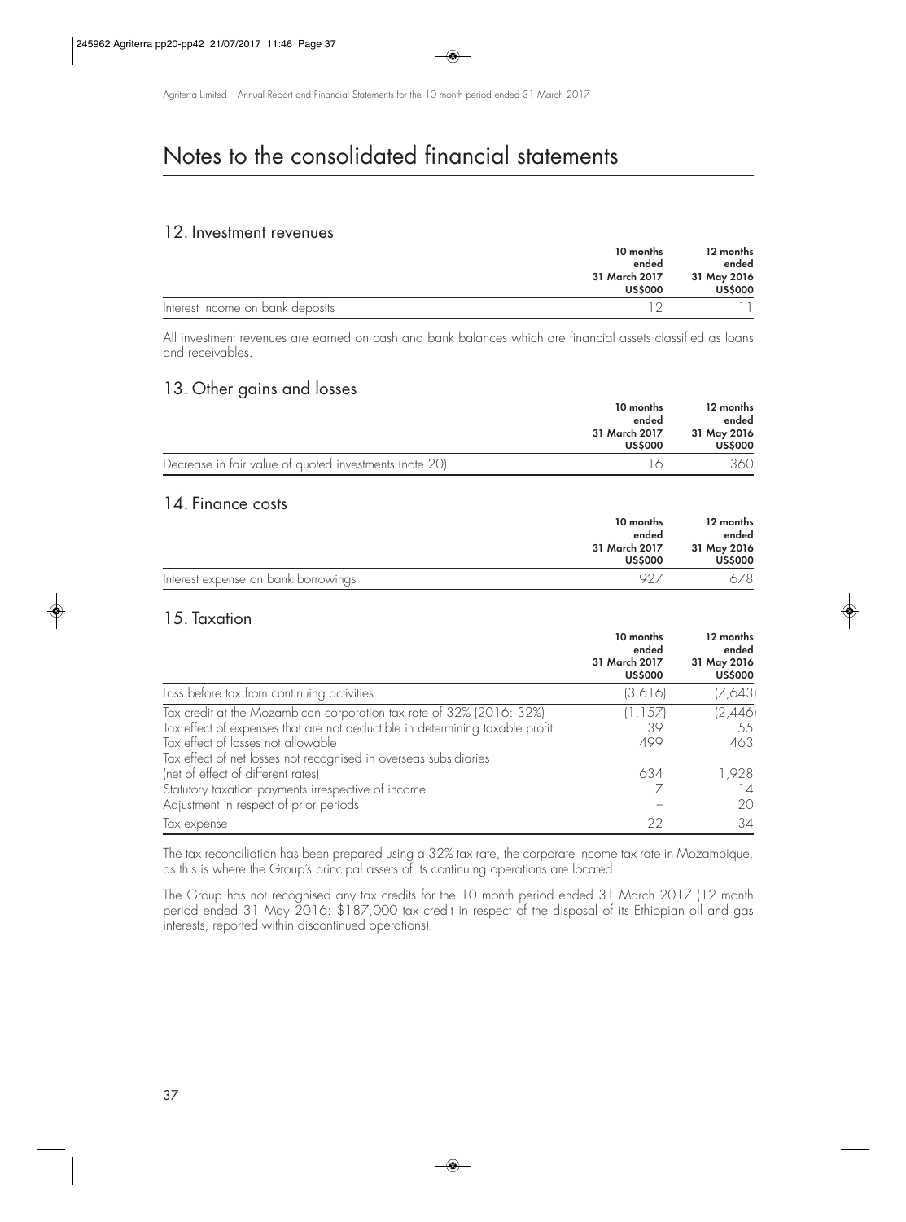# Notes to the consolidated financial statements

## 12. Investment revenues

| | 10 months ended 31 March 2017 US$000 | 12 months ended 31 May 2016 US$000 |
|---|---|---|
| Interest income on bank deposits | 12 | 11 |

All investment revenues are earned on cash and bank balances which are financial assets classified as loans and receivables.

## 13. Other gains and losses

| | 10 months ended 31 March 2017 US$000 | 12 months ended 31 May 2016 US$000 |
|---|---|---|
| Decrease in fair value of quoted investments (note 20) | 16 | 360 |

## 14. Finance costs

| | 10 months ended 31 March 2017 US$000 | 12 months ended 31 May 2016 US$000 |
|---|---|---|
| Interest expense on bank borrowings | 927 | 678 |

## 15. Taxation

| | 10 months ended 31 March 2017 US$000 | 12 months ended 31 May 2016 US$000 |
|---|---|---|
| Loss before tax from continuing activities | (3,616) | (7,643) |
| Tax credit at the Mozambican corporation tax rate of 32% (2016: 32%) | (1,157) | (2,446) |
| Tax effect of expenses that are not deductible in determining taxable profit | 39 | 55 |
| Tax effect of losses not allowable | 499 | 463 |
| Tax effect of net losses not recognised in overseas subsidiaries (net of effect of different rates) | 634 | 1,928 |
| Statutory taxation payments irrespective of income | 7 | 14 |
| Adjustment in respect of prior periods | – | 20 |
| Tax expense | 22 | 34 |

The tax reconciliation has been prepared using a 32% tax rate, the corporate income tax rate in Mozambique, as this is where the Group's principal assets of its continuing operations are located.

The Group has not recognised any tax credits for the 10 month period ended 31 March 2017 (12 month period ended 31 May 2016: $187,000 tax credit in respect of the disposal of its Ethiopian oil and gas interests, reported within discontinued operations).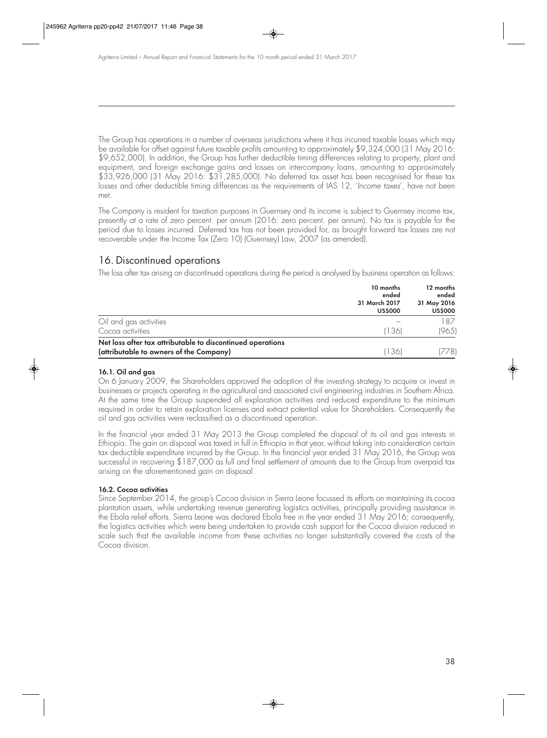The Group has operations in a number of overseas jurisdictions where it has incurred taxable losses which may be available for offset against future taxable profits amounting to approximately $9,324,000 (31 May 2016: $9,652,000). In addition, the Group has further deductible timing differences relating to property, plant and equipment, and foreign exchange gains and losses on intercompany loans, amounting to approximately $33,926,000 (31 May 2016: $31,285,000). No deferred tax asset has been recognised for these tax losses and other deductible timing differences as the requirements of IAS 12, '*Income taxes*', have not been met.

The Company is resident for taxation purposes in Guernsey and its income is subject to Guernsey income tax, presently at a rate of zero percent. per annum (2016: zero percent. per annum). No tax is payable for the period due to losses incurred. Deferred tax has not been provided for, as brought forward tax losses are not recoverable under the Income Tax (Zero 10) (Guernsey) Law, 2007 (as amended).

## 16. Discontinued operations

The loss after tax arising on discontinued operations during the period is analysed by business operation as follows:

| | 10 months ended 31 March 2017 US$000 | 12 months ended 31 May 2016 US$000 |
|---|---|---|
| Oil and gas activities | – | 187 |
| Cocoa activities | (136) | (965) |
| **Net loss after tax attributable to discontinued operations (attributable to owners of the Company)** | (136) | (778) |

### 16.1. Oil and gas

On 6 January 2009, the Shareholders approved the adoption of the investing strategy to acquire or invest in businesses or projects operating in the agricultural and associated civil engineering industries in Southern Africa. At the same time the Group suspended all exploration activities and reduced expenditure to the minimum required in order to retain exploration licenses and extract potential value for Shareholders. Consequently the oil and gas activities were reclassified as a discontinued operation.

In the financial year ended 31 May 2013 the Group completed the disposal of its oil and gas interests in Ethiopia. The gain on disposal was taxed in full in Ethiopia in that year, without taking into consideration certain tax deductible expenditure incurred by the Group. In the financial year ended 31 May 2016, the Group was successful in recovering $187,000 as full and final settlement of amounts due to the Group from overpaid tax arising on the aforementioned gain on disposal.

### 16.2. Cocoa activities

Since September 2014, the group's Cocoa division in Sierra Leone focussed its efforts on maintaining its cocoa plantation assets, while undertaking revenue generating logistics activities, principally providing assistance in the Ebola relief efforts. Sierra Leone was declared Ebola free in the year ended 31 May 2016; consequently, the logistics activities which were being undertaken to provide cash support for the Cocoa division reduced in scale such that the available income from these activities no longer substantially covered the costs of the Cocoa division.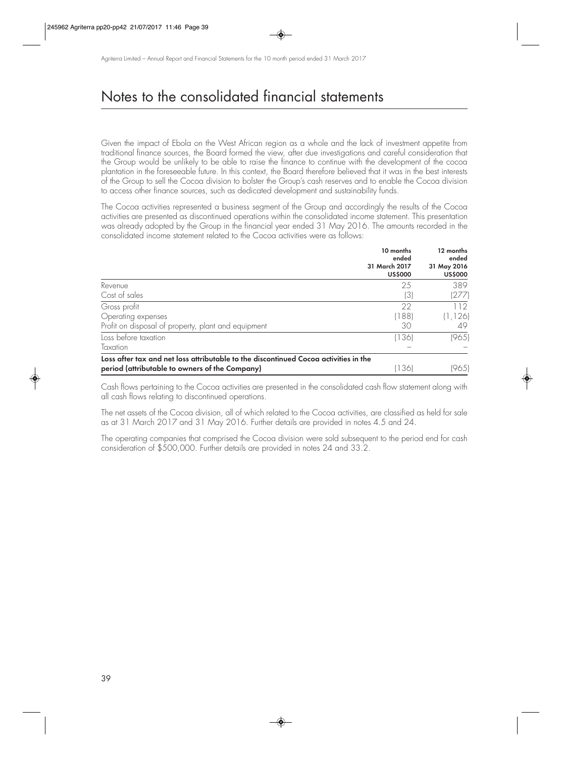# Notes to the consolidated financial statements

Given the impact of Ebola on the West African region as a whole and the lack of investment appetite from traditional finance sources, the Board formed the view, after due investigations and careful consideration that the Group would be unlikely to be able to raise the finance to continue with the development of the cocoa plantation in the foreseeable future. In this context, the Board therefore believed that it was in the best interests of the Group to sell the Cocoa division to bolster the Group's cash reserves and to enable the Cocoa division to access other finance sources, such as dedicated development and sustainability funds.

The Cocoa activities represented a business segment of the Group and accordingly the results of the Cocoa activities are presented as discontinued operations within the consolidated income statement. This presentation was already adopted by the Group in the financial year ended 31 May 2016. The amounts recorded in the consolidated income statement related to the Cocoa activities were as follows:

| | 10 months ended 31 March 2017 US$000 | 12 months ended 31 May 2016 US$000 |
|---|---|---|
| Revenue | 25 | 389 |
| Cost of sales | (3) | (277) |
| Gross profit | 22 | 112 |
| Operating expenses | (188) | (1,126) |
| Profit on disposal of property, plant and equipment | 30 | 49 |
| Loss before taxation | (136) | (965) |
| Taxation | – | – |
| **Loss after tax and net loss attributable to the discontinued Cocoa activities in the period (attributable to owners of the Company)** | (136) | (965) |

Cash flows pertaining to the Cocoa activities are presented in the consolidated cash flow statement along with all cash flows relating to discontinued operations.

The net assets of the Cocoa division, all of which related to the Cocoa activities, are classified as held for sale as at 31 March 2017 and 31 May 2016. Further details are provided in notes 4.5 and 24.

The operating companies that comprised the Cocoa division were sold subsequent to the period end for cash consideration of $500,000. Further details are provided in notes 24 and 33.2.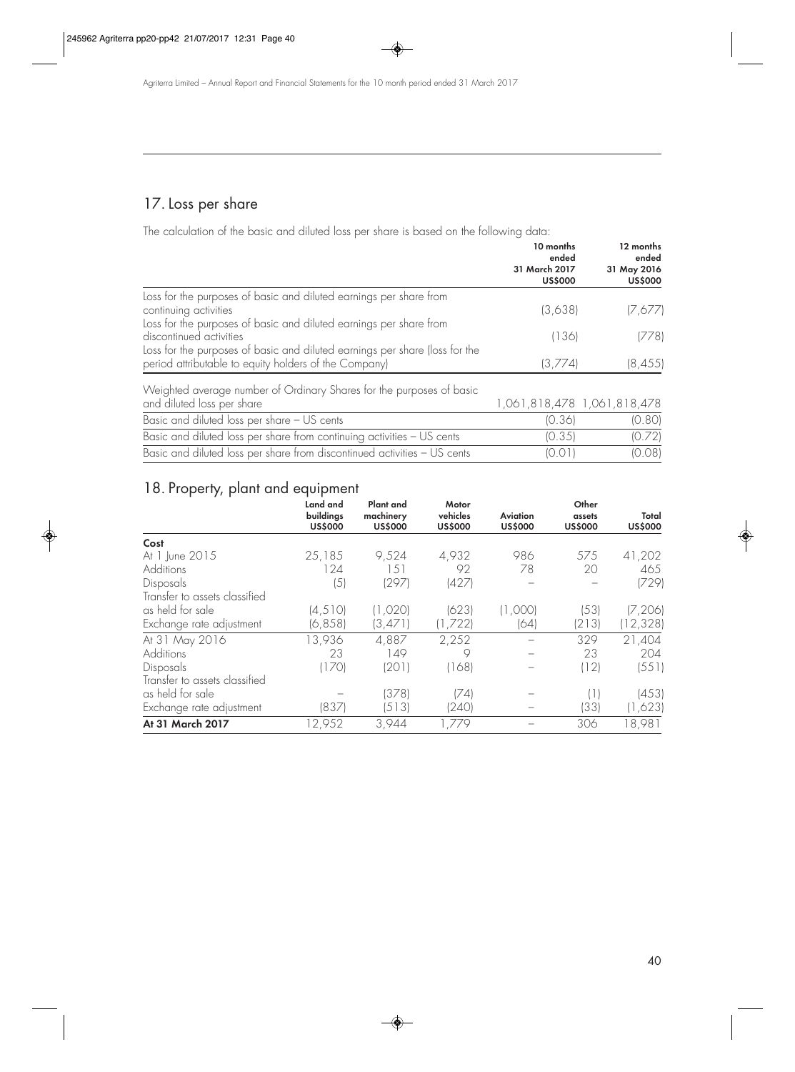## 17. Loss per share

The calculation of the basic and diluted loss per share is based on the following data:

| | 10 months ended 31 March 2017 US$000 | 12 months ended 31 May 2016 US$000 |
|---|---|---|
| Loss for the purposes of basic and diluted earnings per share from continuing activities | (3,638) | (7,677) |
| Loss for the purposes of basic and diluted earnings per share from discontinued activities | (136) | (778) |
| Loss for the purposes of basic and diluted earnings per share (loss for the period attributable to equity holders of the Company) | (3,774) | (8,455) |
| Weighted average number of Ordinary Shares for the purposes of basic and diluted loss per share | 1,061,818,478 | 1,061,818,478 |
| Basic and diluted loss per share – US cents | (0.36) | (0.80) |
| Basic and diluted loss per share from continuing activities – US cents | (0.35) | (0.72) |
| Basic and diluted loss per share from discontinued activities – US cents | (0.01) | (0.08) |

## 18. Property, plant and equipment

| | Land and buildings US$000 | Plant and machinery US$000 | Motor vehicles US$000 | Aviation US$000 | Other assets US$000 | Total US$000 |
|---|---|---|---|---|---|---|
| **Cost** | | | | | | |
| At 1 June 2015 | 25,185 | 9,524 | 4,932 | 986 | 575 | 41,202 |
| Additions | 124 | 151 | 92 | 78 | 20 | 465 |
| Disposals | (5) | (297) | (427) | – | – | (729) |
| Transfer to assets classified as held for sale | (4,510) | (1,020) | (623) | (1,000) | (53) | (7,206) |
| Exchange rate adjustment | (6,858) | (3,471) | (1,722) | (64) | (213) | (12,328) |
| At 31 May 2016 | 13,936 | 4,887 | 2,252 | – | 329 | 21,404 |
| Additions | 23 | 149 | 9 | – | 23 | 204 |
| Disposals | (170) | (201) | (168) | – | (12) | (551) |
| Transfer to assets classified as held for sale | – | (378) | (74) | – | (1) | (453) |
| Exchange rate adjustment | (837) | (513) | (240) | – | (33) | (1,623) |
| **At 31 March 2017** | 12,952 | 3,944 | 1,779 | – | 306 | 18,981 |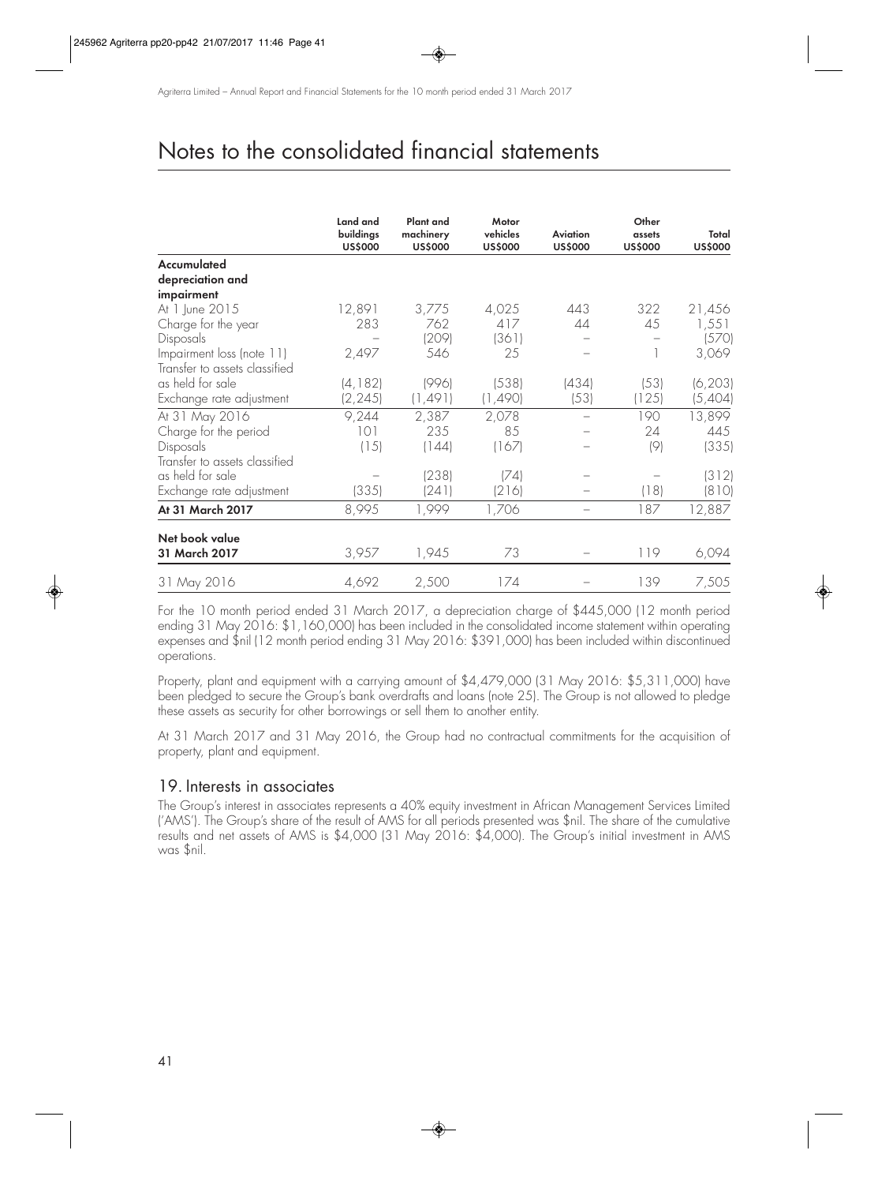# Notes to the consolidated financial statements

| | Land and buildings US$000 | Plant and machinery US$000 | Motor vehicles US$000 | Aviation US$000 | Other assets US$000 | Total US$000 |
|---|---|---|---|---|---|---|
| **Accumulated depreciation and impairment** | | | | | | |
| At 1 June 2015 | 12,891 | 3,775 | 4,025 | 443 | 322 | 21,456 |
| Charge for the year | 283 | 762 | 417 | 44 | 45 | 1,551 |
| Disposals | – | (209) | (361) | – | – | (570) |
| Impairment loss (note 11) | 2,497 | 546 | 25 | – | 1 | 3,069 |
| Transfer to assets classified as held for sale | (4,182) | (996) | (538) | (434) | (53) | (6,203) |
| Exchange rate adjustment | (2,245) | (1,491) | (1,490) | (53) | (125) | (5,404) |
| At 31 May 2016 | 9,244 | 2,387 | 2,078 | – | 190 | 13,899 |
| Charge for the period | 101 | 235 | 85 | – | 24 | 445 |
| Disposals | (15) | (144) | (167) | – | (9) | (335) |
| Transfer to assets classified as held for sale | – | (238) | (74) | – | – | (312) |
| Exchange rate adjustment | (335) | (241) | (216) | – | (18) | (810) |
| **At 31 March 2017** | 8,995 | 1,999 | 1,706 | – | 187 | 12,887 |
| **Net book value** | | | | | | |
| **31 March 2017** | 3,957 | 1,945 | 73 | – | 119 | 6,094 |
| 31 May 2016 | 4,692 | 2,500 | 174 | – | 139 | 7,505 |

For the 10 month period ended 31 March 2017, a depreciation charge of $445,000 (12 month period ending 31 May 2016: $1,160,000) has been included in the consolidated income statement within operating expenses and $nil (12 month period ending 31 May 2016: $391,000) has been included within discontinued operations.

Property, plant and equipment with a carrying amount of $4,479,000 (31 May 2016: $5,311,000) have been pledged to secure the Group's bank overdrafts and loans (note 25). The Group is not allowed to pledge these assets as security for other borrowings or sell them to another entity.

At 31 March 2017 and 31 May 2016, the Group had no contractual commitments for the acquisition of property, plant and equipment.

## 19. Interests in associates

The Group's interest in associates represents a 40% equity investment in African Management Services Limited ('AMS'). The Group's share of the result of AMS for all periods presented was $nil. The share of the cumulative results and net assets of AMS is $4,000 (31 May 2016: $4,000). The Group's initial investment in AMS was $nil.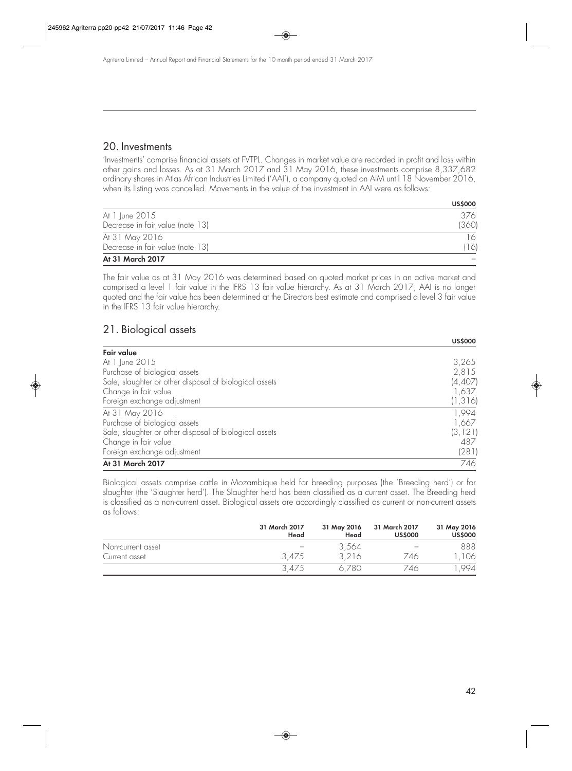## 20. Investments

'Investments' comprise financial assets at FVTPL. Changes in market value are recorded in profit and loss within other gains and losses. As at 31 March 2017 and 31 May 2016, these investments comprise 8,337,682 ordinary shares in Atlas African Industries Limited ('AAI'), a company quoted on AIM until 18 November 2016, when its listing was cancelled. Movements in the value of the investment in AAI were as follows:

| | US$000 |
|---|---|
| At 1 June 2015 | 376 |
| Decrease in fair value (note 13) | (360) |
| At 31 May 2016 | 16 |
| Decrease in fair value (note 13) | (16) |
| **At 31 March 2017** | – |

The fair value as at 31 May 2016 was determined based on quoted market prices in an active market and comprised a level 1 fair value in the IFRS 13 fair value hierarchy. As at 31 March 2017, AAI is no longer quoted and the fair value has been determined at the Directors best estimate and comprised a level 3 fair value in the IFRS 13 fair value hierarchy.

## 21. Biological assets

| | US$000 |
|---|---|
| **Fair value** | |
| At 1 June 2015 | 3,265 |
| Purchase of biological assets | 2,815 |
| Sale, slaughter or other disposal of biological assets | (4,407) |
| Change in fair value | 1,637 |
| Foreign exchange adjustment | (1,316) |
| At 31 May 2016 | 1,994 |
| Purchase of biological assets | 1,667 |
| Sale, slaughter or other disposal of biological assets | (3,121) |
| Change in fair value | 487 |
| Foreign exchange adjustment | (281) |
| **At 31 March 2017** | 746 |

Biological assets comprise cattle in Mozambique held for breeding purposes (the 'Breeding herd') or for slaughter (the 'Slaughter herd'). The Slaughter herd has been classified as a current asset. The Breeding herd is classified as a non-current asset. Biological assets are accordingly classified as current or non-current assets as follows:

| | 31 March 2017 Head | 31 May 2016 Head | 31 March 2017 US$000 | 31 May 2016 US$000 |
|---|---|---|---|---|
| Non-current asset | – | 3,564 | – | 888 |
| Current asset | 3,475 | 3,216 | 746 | 1,106 |
| | 3,475 | 6,780 | 746 | 1,994 |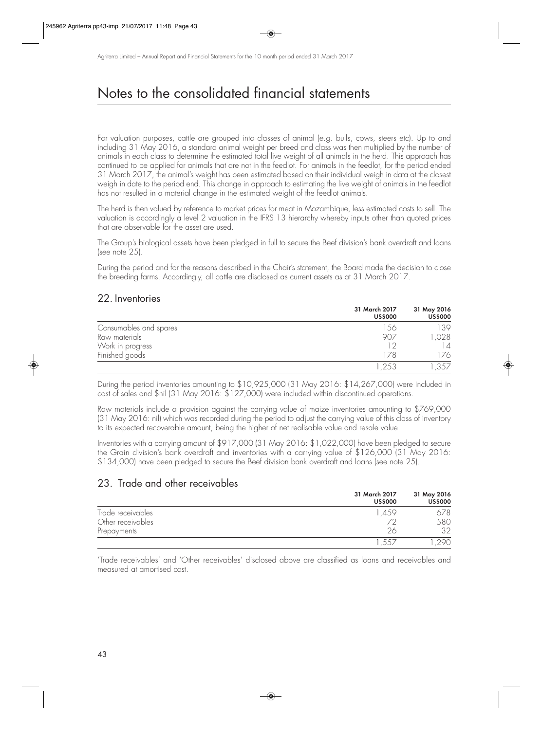# Notes to the consolidated financial statements

For valuation purposes, cattle are grouped into classes of animal (e.g. bulls, cows, steers etc). Up to and including 31 May 2016, a standard animal weight per breed and class was then multiplied by the number of animals in each class to determine the estimated total live weight of all animals in the herd. This approach has continued to be applied for animals that are not in the feedlot. For animals in the feedlot, for the period ended 31 March 2017, the animal's weight has been estimated based on their individual weigh in data at the closest weigh in date to the period end. This change in approach to estimating the live weight of animals in the feedlot has not resulted in a material change in the estimated weight of the feedlot animals.

The herd is then valued by reference to market prices for meat in Mozambique, less estimated costs to sell. The valuation is accordingly a level 2 valuation in the IFRS 13 hierarchy whereby inputs other than quoted prices that are observable for the asset are used.

The Group's biological assets have been pledged in full to secure the Beef division's bank overdraft and loans (see note 25).

During the period and for the reasons described in the Chair's statement, the Board made the decision to close the breeding farms. Accordingly, all cattle are disclosed as current assets as at 31 March 2017.

## 22. Inventories

| | 31 March 2017 US$000 | 31 May 2016 US$000 |
|---|---|---|
| Consumables and spares | 156 | 139 |
| Raw materials | 907 | 1,028 |
| Work in progress | 12 | 14 |
| Finished goods | 178 | 176 |
| | 1,253 | 1,357 |

During the period inventories amounting to $10,925,000 (31 May 2016: $14,267,000) were included in cost of sales and $nil (31 May 2016: $127,000) were included within discontinued operations.

Raw materials include a provision against the carrying value of maize inventories amounting to $769,000 (31 May 2016: nil) which was recorded during the period to adjust the carrying value of this class of inventory to its expected recoverable amount, being the higher of net realisable value and resale value.

Inventories with a carrying amount of $917,000 (31 May 2016: $1,022,000) have been pledged to secure the Grain division's bank overdraft and inventories with a carrying value of $126,000 (31 May 2016: $134,000) have been pledged to secure the Beef division bank overdraft and loans (see note 25).

## 23. Trade and other receivables

| | 31 March 2017 US$000 | 31 May 2016 US$000 |
|---|---|---|
| Trade receivables | 1,459 | 678 |
| Other receivables | 72 | 580 |
| Prepayments | 26 | 32 |
| | 1,557 | 1,290 |

'Trade receivables' and 'Other receivables' disclosed above are classified as loans and receivables and measured at amortised cost.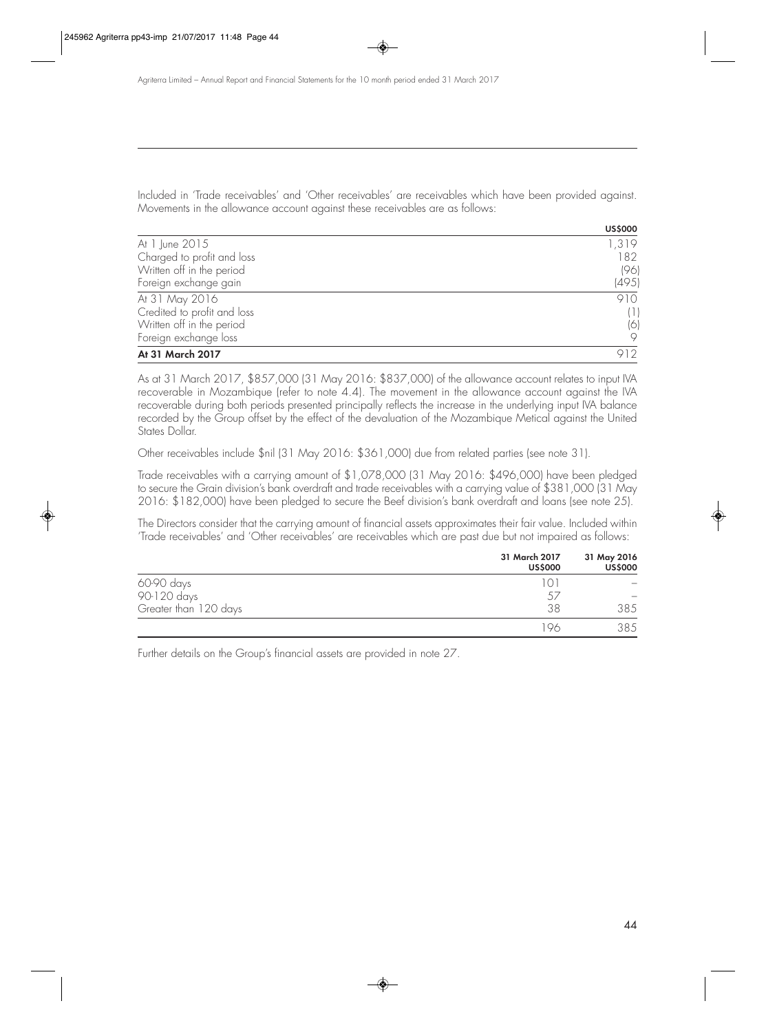Included in 'Trade receivables' and 'Other receivables' are receivables which have been provided against. Movements in the allowance account against these receivables are as follows:

| | US$000 |
|---|---|
| At 1 June 2015 | 1,319 |
| Charged to profit and loss | 182 |
| Written off in the period | (96) |
| Foreign exchange gain | (495) |
| At 31 May 2016 | 910 |
| Credited to profit and loss | (1) |
| Written off in the period | (6) |
| Foreign exchange loss | 9 |
| **At 31 March 2017** | 912 |

As at 31 March 2017, $857,000 (31 May 2016: $837,000) of the allowance account relates to input IVA recoverable in Mozambique (refer to note 4.4). The movement in the allowance account against the IVA recoverable during both periods presented principally reflects the increase in the underlying input IVA balance recorded by the Group offset by the effect of the devaluation of the Mozambique Metical against the United States Dollar.

Other receivables include $nil (31 May 2016: $361,000) due from related parties (see note 31).

Trade receivables with a carrying amount of $1,078,000 (31 May 2016: $496,000) have been pledged to secure the Grain division's bank overdraft and trade receivables with a carrying value of $381,000 (31 May 2016: $182,000) have been pledged to secure the Beef division's bank overdraft and loans (see note 25).

The Directors consider that the carrying amount of financial assets approximates their fair value. Included within 'Trade receivables' and 'Other receivables' are receivables which are past due but not impaired as follows:

| | 31 March 2017 US$000 | 31 May 2016 US$000 |
|---|---|---|
| 60-90 days | 101 | – |
| 90-120 days | 57 | – |
| Greater than 120 days | 38 | 385 |
| | 196 | 385 |

Further details on the Group's financial assets are provided in note 27.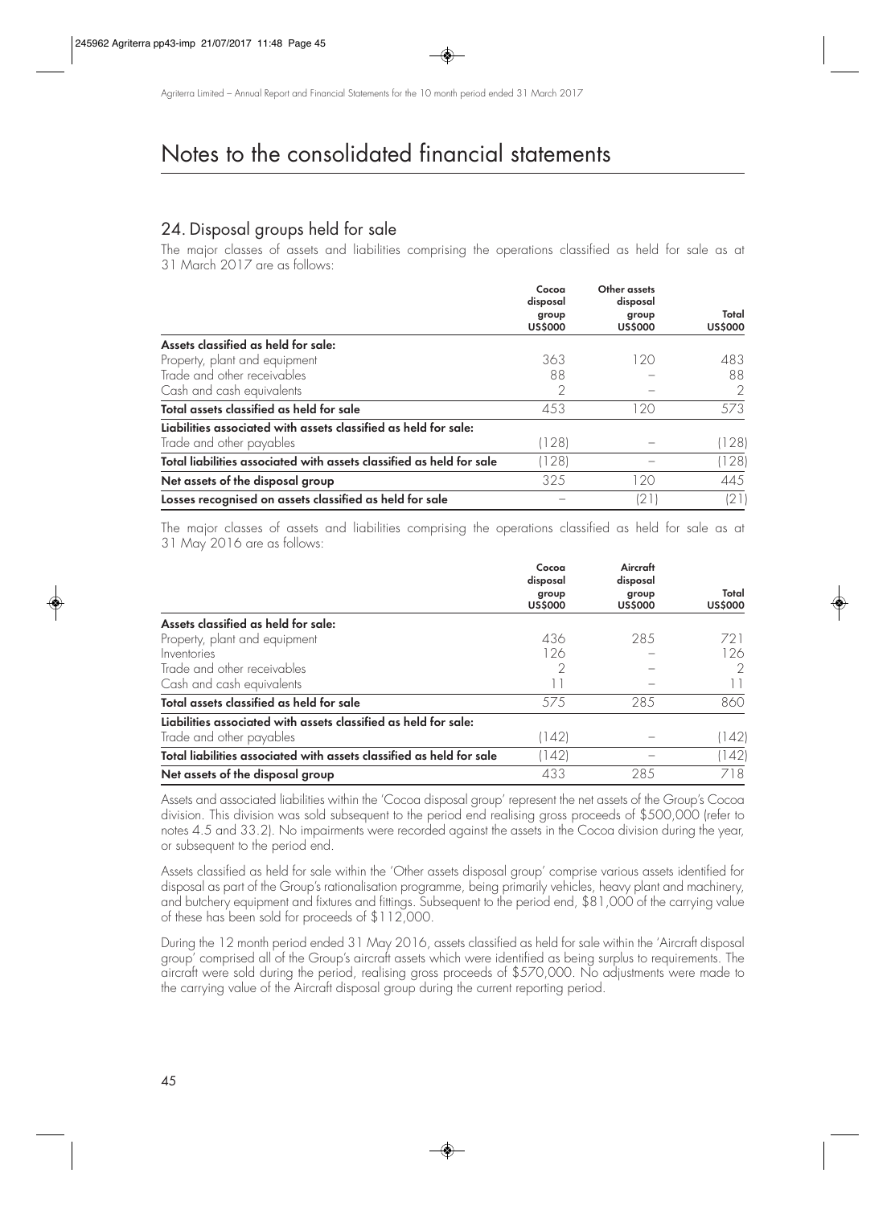# Notes to the consolidated financial statements

## 24. Disposal groups held for sale

The major classes of assets and liabilities comprising the operations classified as held for sale as at 31 March 2017 are as follows:

| | Cocoa disposal group US$000 | Other assets disposal group US$000 | Total US$000 |
|---|---|---|---|
| **Assets classified as held for sale:** | | | |
| Property, plant and equipment | 363 | 120 | 483 |
| Trade and other receivables | 88 | – | 88 |
| Cash and cash equivalents | 2 | – | 2 |
| **Total assets classified as held for sale** | 453 | 120 | 573 |
| **Liabilities associated with assets classified as held for sale:** | | | |
| Trade and other payables | (128) | – | (128) |
| **Total liabilities associated with assets classified as held for sale** | (128) | – | (128) |
| **Net assets of the disposal group** | 325 | 120 | 445 |
| **Losses recognised on assets classified as held for sale** | – | (21) | (21) |

The major classes of assets and liabilities comprising the operations classified as held for sale as at 31 May 2016 are as follows:

| | Cocoa disposal group US$000 | Aircraft disposal group US$000 | Total US$000 |
|---|---|---|---|
| **Assets classified as held for sale:** | | | |
| Property, plant and equipment | 436 | 285 | 721 |
| Inventories | 126 | – | 126 |
| Trade and other receivables | 2 | – | 2 |
| Cash and cash equivalents | 11 | – | 11 |
| **Total assets classified as held for sale** | 575 | 285 | 860 |
| **Liabilities associated with assets classified as held for sale:** | | | |
| Trade and other payables | (142) | – | (142) |
| **Total liabilities associated with assets classified as held for sale** | (142) | – | (142) |
| **Net assets of the disposal group** | 433 | 285 | 718 |

Assets and associated liabilities within the 'Cocoa disposal group' represent the net assets of the Group's Cocoa division. This division was sold subsequent to the period end realising gross proceeds of $500,000 (refer to notes 4.5 and 33.2). No impairments were recorded against the assets in the Cocoa division during the year, or subsequent to the period end.

Assets classified as held for sale within the 'Other assets disposal group' comprise various assets identified for disposal as part of the Group's rationalisation programme, being primarily vehicles, heavy plant and machinery, and butchery equipment and fixtures and fittings. Subsequent to the period end, $81,000 of the carrying value of these has been sold for proceeds of $112,000.

During the 12 month period ended 31 May 2016, assets classified as held for sale within the 'Aircraft disposal group' comprised all of the Group's aircraft assets which were identified as being surplus to requirements. The aircraft were sold during the period, realising gross proceeds of $570,000. No adjustments were made to the carrying value of the Aircraft disposal group during the current reporting period.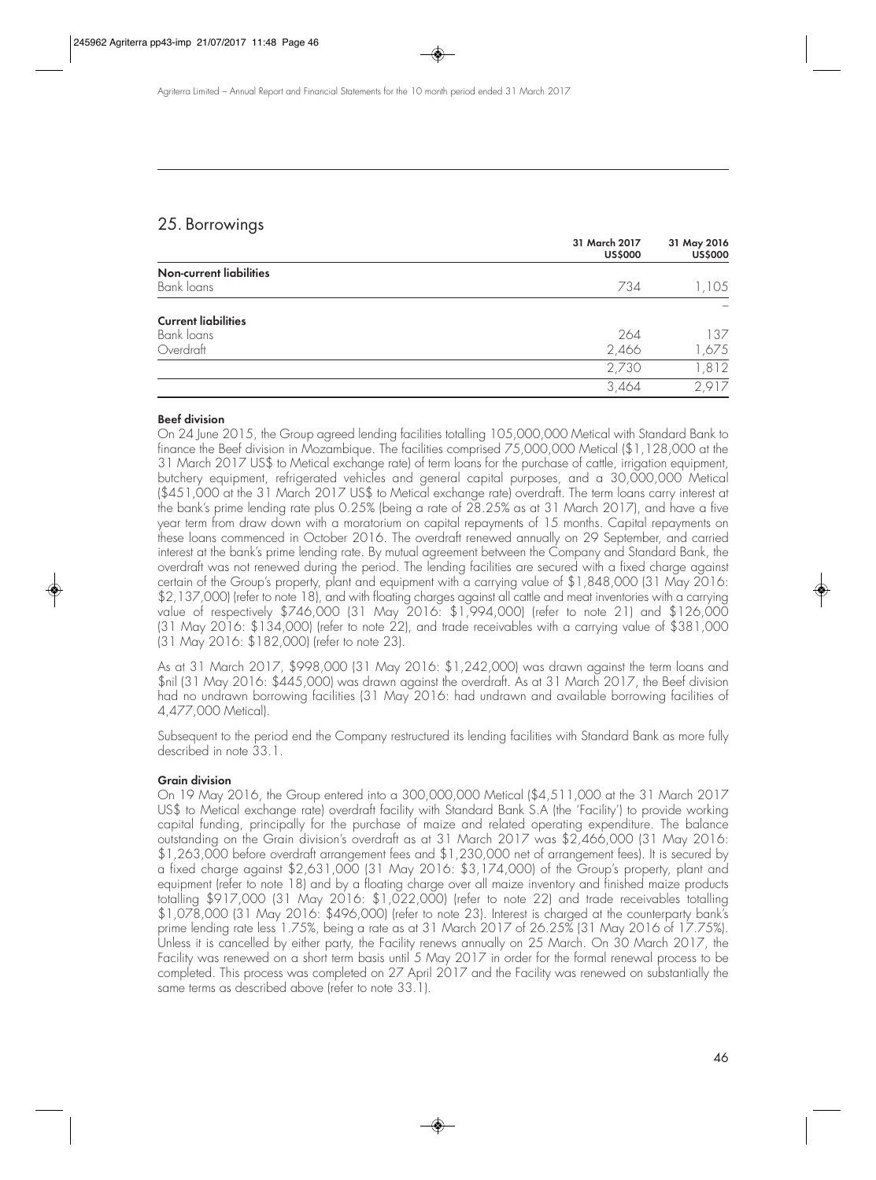## 25. Borrowings

| | 31 March 2017 US$000 | 31 May 2016 US$000 |
|---|---|---|
| **Non-current liabilities** | | |
| Bank loans | 734 | 1,105 |
| | | – |
| **Current liabilities** | | |
| Bank loans | 264 | 137 |
| Overdraft | 2,466 | 1,675 |
| | 2,730 | 1,812 |
| | 3,464 | 2,917 |

**Beef division**

On 24 June 2015, the Group agreed lending facilities totalling 105,000,000 Metical with Standard Bank to finance the Beef division in Mozambique. The facilities comprised 75,000,000 Metical ($1,128,000 at the 31 March 2017 US$ to Metical exchange rate) of term loans for the purchase of cattle, irrigation equipment, butchery equipment, refrigerated vehicles and general capital purposes, and a 30,000,000 Metical ($451,000 at the 31 March 2017 US$ to Metical exchange rate) overdraft. The term loans carry interest at the bank's prime lending rate plus 0.25% (being a rate of 28.25% as at 31 March 2017), and have a five year term from draw down with a moratorium on capital repayments of 15 months. Capital repayments on these loans commenced in October 2016. The overdraft renewed annually on 29 September, and carried interest at the bank's prime lending rate. By mutual agreement between the Company and Standard Bank, the overdraft was not renewed during the period. The lending facilities are secured with a fixed charge against certain of the Group's property, plant and equipment with a carrying value of $1,848,000 (31 May 2016: $2,137,000) (refer to note 18), and with floating charges against all cattle and meat inventories with a carrying value of respectively $746,000 (31 May 2016: $1,994,000) (refer to note 21) and $126,000 (31 May 2016: $134,000) (refer to note 22), and trade receivables with a carrying value of $381,000 (31 May 2016: $182,000) (refer to note 23).

As at 31 March 2017, $998,000 (31 May 2016: $1,242,000) was drawn against the term loans and $nil (31 May 2016: $445,000) was drawn against the overdraft. As at 31 March 2017, the Beef division had no undrawn borrowing facilities (31 May 2016: had undrawn and available borrowing facilities of 4,477,000 Metical).

Subsequent to the period end the Company restructured its lending facilities with Standard Bank as more fully described in note 33.1.

**Grain division**

On 19 May 2016, the Group entered into a 300,000,000 Metical ($4,511,000 at the 31 March 2017 US$ to Metical exchange rate) overdraft facility with Standard Bank S.A (the 'Facility') to provide working capital funding, principally for the purchase of maize and related operating expenditure. The balance outstanding on the Grain division's overdraft as at 31 March 2017 was $2,466,000 (31 May 2016: $1,263,000 before overdraft arrangement fees and $1,230,000 net of arrangement fees). It is secured by a fixed charge against $2,631,000 (31 May 2016: $3,174,000) of the Group's property, plant and equipment (refer to note 18) and by a floating charge over all maize inventory and finished maize products totalling $917,000 (31 May 2016: $1,022,000) (refer to note 22) and trade receivables totalling $1,078,000 (31 May 2016: $496,000) (refer to note 23). Interest is charged at the counterparty bank's prime lending rate less 1.75%, being a rate as at 31 March 2017 of 26.25% (31 May 2016 of 17.75%). Unless it is cancelled by either party, the Facility renews annually on 25 March. On 30 March 2017, the Facility was renewed on a short term basis until 5 May 2017 in order for the formal renewal process to be completed. This process was completed on 27 April 2017 and the Facility was renewed on substantially the same terms as described above (refer to note 33.1).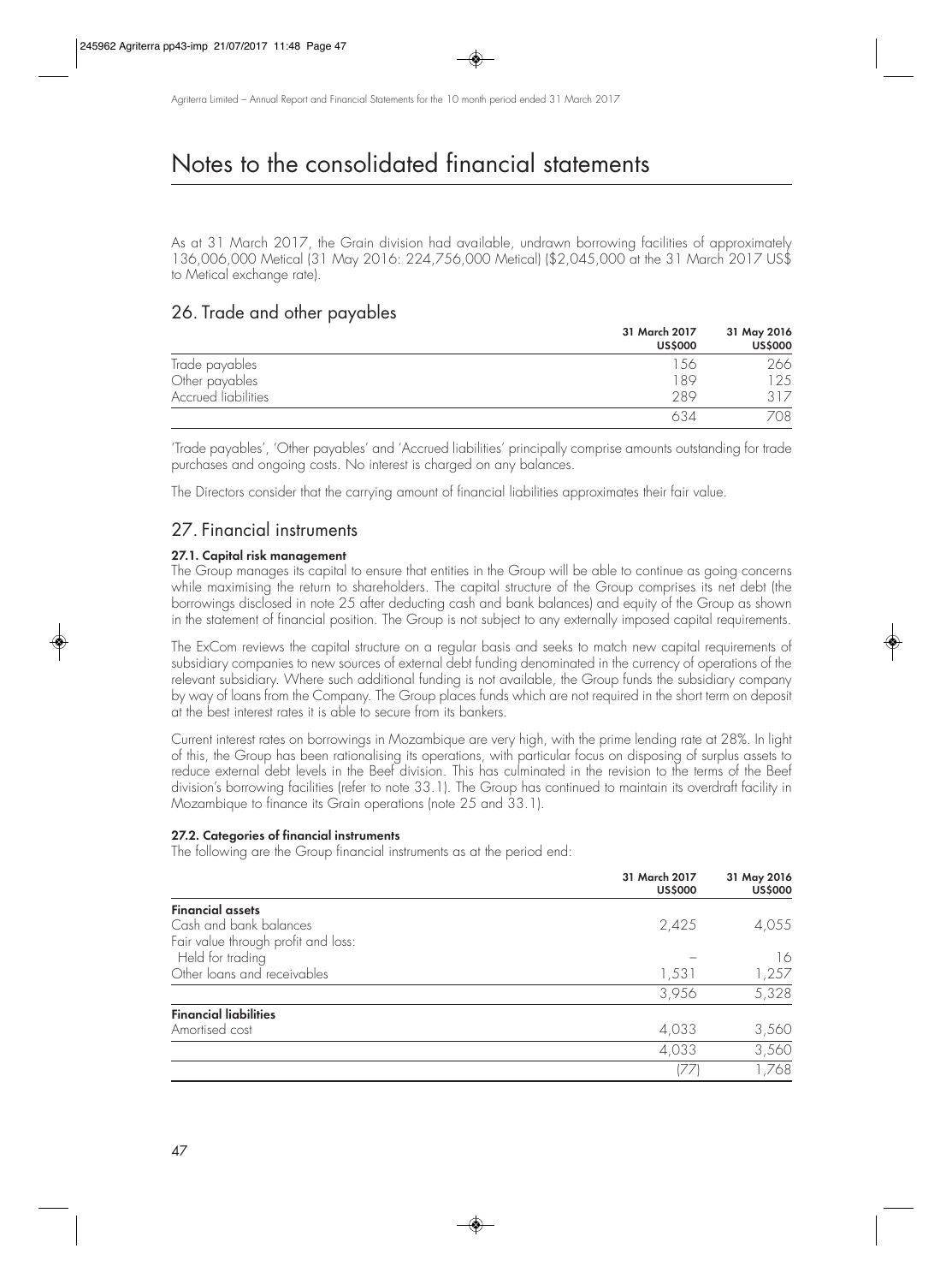# Notes to the consolidated financial statements

As at 31 March 2017, the Grain division had available, undrawn borrowing facilities of approximately 136,006,000 Metical (31 May 2016: 224,756,000 Metical) ($2,045,000 at the 31 March 2017 US$ to Metical exchange rate).

## 26. Trade and other payables

| | 31 March 2017 US$000 | 31 May 2016 US$000 |
|---|---|---|
| Trade payables | 156 | 266 |
| Other payables | 189 | 125 |
| Accrued liabilities | 289 | 317 |
| | 634 | 708 |

'Trade payables', 'Other payables' and 'Accrued liabilities' principally comprise amounts outstanding for trade purchases and ongoing costs. No interest is charged on any balances.

The Directors consider that the carrying amount of financial liabilities approximates their fair value.

## 27. Financial instruments

**27.1. Capital risk management**

The Group manages its capital to ensure that entities in the Group will be able to continue as going concerns while maximising the return to shareholders. The capital structure of the Group comprises its net debt (the borrowings disclosed in note 25 after deducting cash and bank balances) and equity of the Group as shown in the statement of financial position. The Group is not subject to any externally imposed capital requirements.

The ExCom reviews the capital structure on a regular basis and seeks to match new capital requirements of subsidiary companies to new sources of external debt funding denominated in the currency of operations of the relevant subsidiary. Where such additional funding is not available, the Group funds the subsidiary company by way of loans from the Company. The Group places funds which are not required in the short term on deposit at the best interest rates it is able to secure from its bankers.

Current interest rates on borrowings in Mozambique are very high, with the prime lending rate at 28%. In light of this, the Group has been rationalising its operations, with particular focus on disposing of surplus assets to reduce external debt levels in the Beef division. This has culminated in the revision to the terms of the Beef division's borrowing facilities (refer to note 33.1). The Group has continued to maintain its overdraft facility in Mozambique to finance its Grain operations (note 25 and 33.1).

**27.2. Categories of financial instruments**

The following are the Group financial instruments as at the period end:

| | 31 March 2017 US$000 | 31 May 2016 US$000 |
|---|---|---|
| **Financial assets** | | |
| Cash and bank balances | 2,425 | 4,055 |
| Fair value through profit and loss: | | |
| Held for trading | – | 16 |
| Other loans and receivables | 1,531 | 1,257 |
| | 3,956 | 5,328 |
| **Financial liabilities** | | |
| Amortised cost | 4,033 | 3,560 |
| | 4,033 | 3,560 |
| | (77) | 1,768 |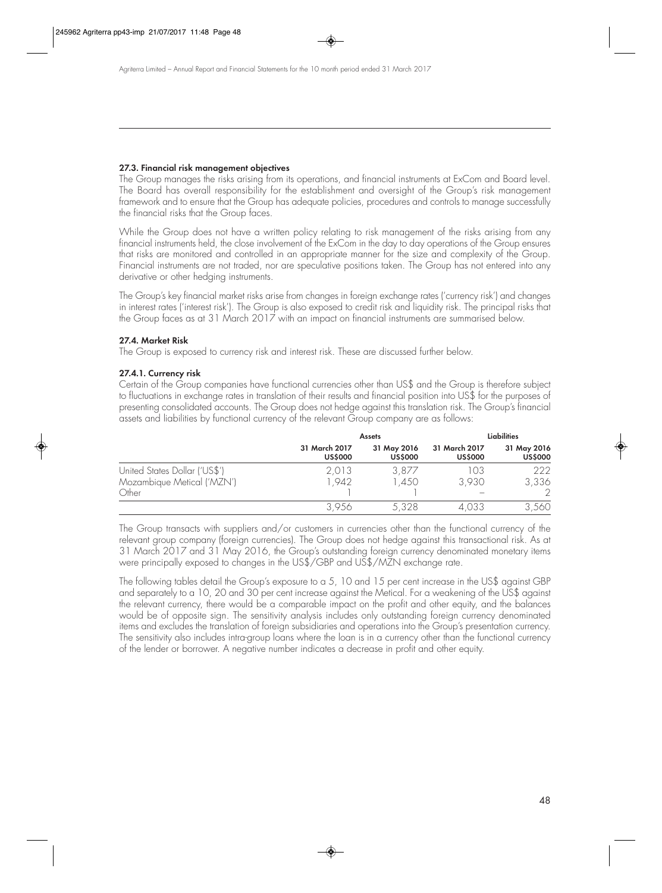#### 27.3. Financial risk management objectives

The Group manages the risks arising from its operations, and financial instruments at ExCom and Board level. The Board has overall responsibility for the establishment and oversight of the Group's risk management framework and to ensure that the Group has adequate policies, procedures and controls to manage successfully the financial risks that the Group faces.

While the Group does not have a written policy relating to risk management of the risks arising from any financial instruments held, the close involvement of the ExCom in the day to day operations of the Group ensures that risks are monitored and controlled in an appropriate manner for the size and complexity of the Group. Financial instruments are not traded, nor are speculative positions taken. The Group has not entered into any derivative or other hedging instruments.

The Group's key financial market risks arise from changes in foreign exchange rates ('currency risk') and changes in interest rates ('interest risk'). The Group is also exposed to credit risk and liquidity risk. The principal risks that the Group faces as at 31 March 2017 with an impact on financial instruments are summarised below.

#### 27.4. Market Risk

The Group is exposed to currency risk and interest risk. These are discussed further below.

#### 27.4.1. Currency risk

Certain of the Group companies have functional currencies other than US$ and the Group is therefore subject to fluctuations in exchange rates in translation of their results and financial position into US$ for the purposes of presenting consolidated accounts. The Group does not hedge against this translation risk. The Group's financial assets and liabilities by functional currency of the relevant Group company are as follows:

| | Assets | | Liabilities | |
|---|---|---|---|---|
| | 31 March 2017 US$000 | 31 May 2016 US$000 | 31 March 2017 US$000 | 31 May 2016 US$000 |
| United States Dollar ('US$') | 2,013 | 3,877 | 103 | 222 |
| Mozambique Metical ('MZN') | 1,942 | 1,450 | 3,930 | 3,336 |
| Other | 1 | 1 | – | 2 |
| | 3,956 | 5,328 | 4,033 | 3,560 |

The Group transacts with suppliers and/or customers in currencies other than the functional currency of the relevant group company (foreign currencies). The Group does not hedge against this transactional risk. As at 31 March 2017 and 31 May 2016, the Group's outstanding foreign currency denominated monetary items were principally exposed to changes in the US$/GBP and US$/MZN exchange rate.

The following tables detail the Group's exposure to a 5, 10 and 15 per cent increase in the US$ against GBP and separately to a 10, 20 and 30 per cent increase against the Metical. For a weakening of the US$ against the relevant currency, there would be a comparable impact on the profit and other equity, and the balances would be of opposite sign. The sensitivity analysis includes only outstanding foreign currency denominated items and excludes the translation of foreign subsidiaries and operations into the Group's presentation currency. The sensitivity also includes intra-group loans where the loan is in a currency other than the functional currency of the lender or borrower. A negative number indicates a decrease in profit and other equity.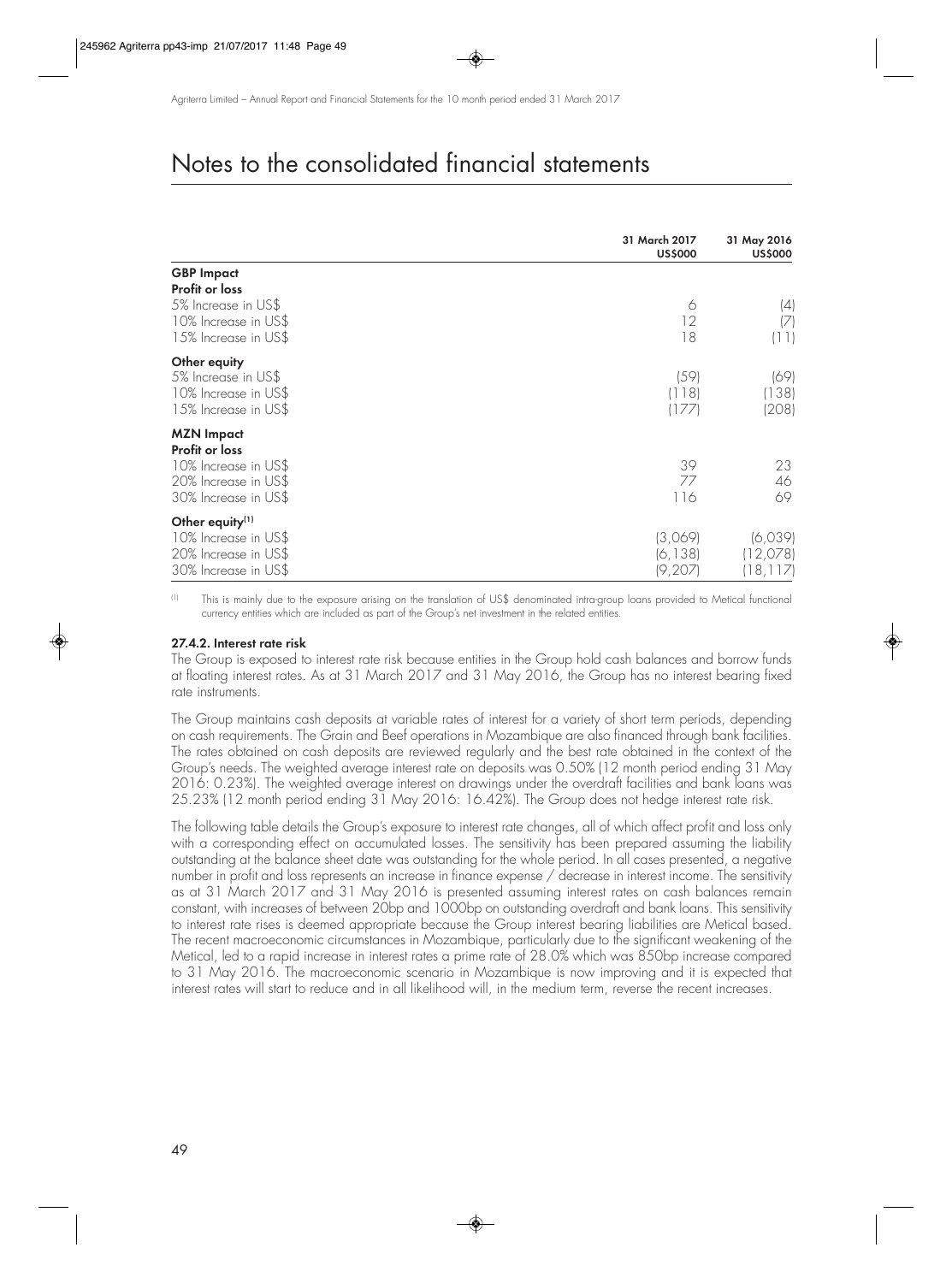# Notes to the consolidated financial statements

| | 31 March 2017 US$000 | 31 May 2016 US$000 |
|---|---|---|
| **GBP Impact** | | |
| **Profit or loss** | | |
| 5% Increase in US$ | 6 | (4) |
| 10% Increase in US$ | 12 | (7) |
| 15% Increase in US$ | 18 | (11) |
| **Other equity** | | |
| 5% Increase in US$ | (59) | (69) |
| 10% Increase in US$ | (118) | (138) |
| 15% Increase in US$ | (177) | (208) |
| **MZN Impact** | | |
| **Profit or loss** | | |
| 10% Increase in US$ | 39 | 23 |
| 20% Increase in US$ | 77 | 46 |
| 30% Increase in US$ | 116 | 69 |
| **Other equity**[1] | | |
| 10% Increase in US$ | (3,069) | (6,039) |
| 20% Increase in US$ | (6,138) | (12,078) |
| 30% Increase in US$ | (9,207) | (18,117) |

[1] This is mainly due to the exposure arising on the translation of US$ denominated intra-group loans provided to Metical functional currency entities which are included as part of the Group's net investment in the related entities.

**27.4.2. Interest rate risk**

The Group is exposed to interest rate risk because entities in the Group hold cash balances and borrow funds at floating interest rates. As at 31 March 2017 and 31 May 2016, the Group has no interest bearing fixed rate instruments.

The Group maintains cash deposits at variable rates of interest for a variety of short term periods, depending on cash requirements. The Grain and Beef operations in Mozambique are also financed through bank facilities. The rates obtained on cash deposits are reviewed regularly and the best rate obtained in the context of the Group's needs. The weighted average interest rate on deposits was 0.50% (12 month period ending 31 May 2016: 0.23%). The weighted average interest on drawings under the overdraft facilities and bank loans was 25.23% (12 month period ending 31 May 2016: 16.42%). The Group does not hedge interest rate risk.

The following table details the Group's exposure to interest rate changes, all of which affect profit and loss only with a corresponding effect on accumulated losses. The sensitivity has been prepared assuming the liability outstanding at the balance sheet date was outstanding for the whole period. In all cases presented, a negative number in profit and loss represents an increase in finance expense / decrease in interest income. The sensitivity as at 31 March 2017 and 31 May 2016 is presented assuming interest rates on cash balances remain constant, with increases of between 20bp and 1000bp on outstanding overdraft and bank loans. This sensitivity to interest rate rises is deemed appropriate because the Group interest bearing liabilities are Metical based. The recent macroeconomic circumstances in Mozambique, particularly due to the significant weakening of the Metical, led to a rapid increase in interest rates a prime rate of 28.0% which was 850bp increase compared to 31 May 2016. The macroeconomic scenario in Mozambique is now improving and it is expected that interest rates will start to reduce and in all likelihood will, in the medium term, reverse the recent increases.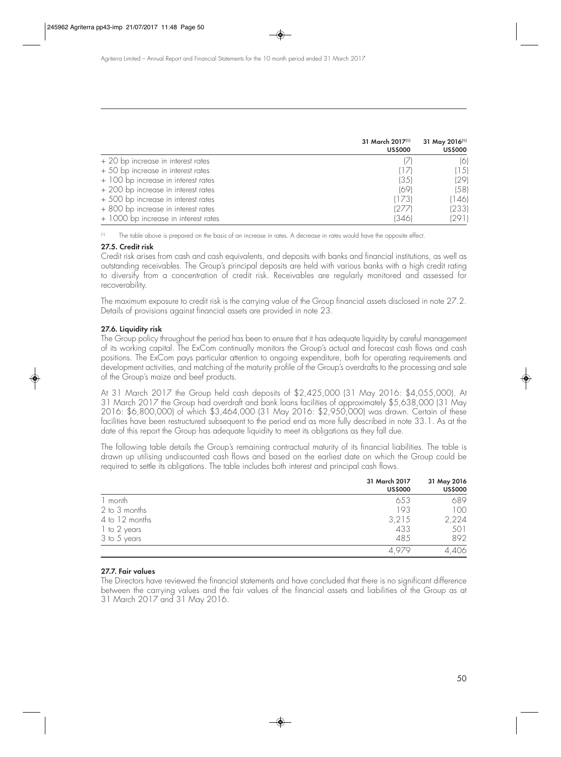| | 31 March 2017[(1)] US$000 | 31 May 2016[(1)] US$000 |
|---|---|---|
| + 20 bp increase in interest rates | (7) | (6) |
| + 50 bp increase in interest rates | (17) | (15) |
| + 100 bp increase in interest rates | (35) | (29) |
| + 200 bp increase in interest rates | (69) | (58) |
| + 500 bp increase in interest rates | (173) | (146) |
| + 800 bp increase in interest rates | (277) | (233) |
| + 1000 bp increase in interest rates | (346) | (291) |

(1) The table above is prepared on the basis of an increase in rates. A decrease in rates would have the opposite effect.

**27.5. Credit risk**

Credit risk arises from cash and cash equivalents, and deposits with banks and financial institutions, as well as outstanding receivables. The Group's principal deposits are held with various banks with a high credit rating to diversify from a concentration of credit risk. Receivables are regularly monitored and assessed for recoverability.

The maximum exposure to credit risk is the carrying value of the Group financial assets disclosed in note 27.2. Details of provisions against financial assets are provided in note 23.

**27.6. Liquidity risk**

The Group policy throughout the period has been to ensure that it has adequate liquidity by careful management of its working capital. The ExCom continually monitors the Group's actual and forecast cash flows and cash positions. The ExCom pays particular attention to ongoing expenditure, both for operating requirements and development activities, and matching of the maturity profile of the Group's overdrafts to the processing and sale of the Group's maize and beef products.

At 31 March 2017 the Group held cash deposits of $2,425,000 (31 May 2016: $4,055,000). At 31 March 2017 the Group had overdraft and bank loans facilities of approximately $5,638,000 (31 May 2016: $6,800,000) of which $3,464,000 (31 May 2016: $2,950,000) was drawn. Certain of these facilities have been restructured subsequent to the period end as more fully described in note 33.1. As at the date of this report the Group has adequate liquidity to meet its obligations as they fall due.

The following table details the Group's remaining contractual maturity of its financial liabilities. The table is drawn up utilising undiscounted cash flows and based on the earliest date on which the Group could be required to settle its obligations. The table includes both interest and principal cash flows.

| | 31 March 2017 US$000 | 31 May 2016 US$000 |
|---|---|---|
| 1 month | 653 | 689 |
| 2 to 3 months | 193 | 100 |
| 4 to 12 months | 3,215 | 2,224 |
| 1 to 2 years | 433 | 501 |
| 3 to 5 years | 485 | 892 |
| | 4,979 | 4,406 |

**27.7. Fair values**

The Directors have reviewed the financial statements and have concluded that there is no significant difference between the carrying values and the fair values of the financial assets and liabilities of the Group as at 31 March 2017 and 31 May 2016.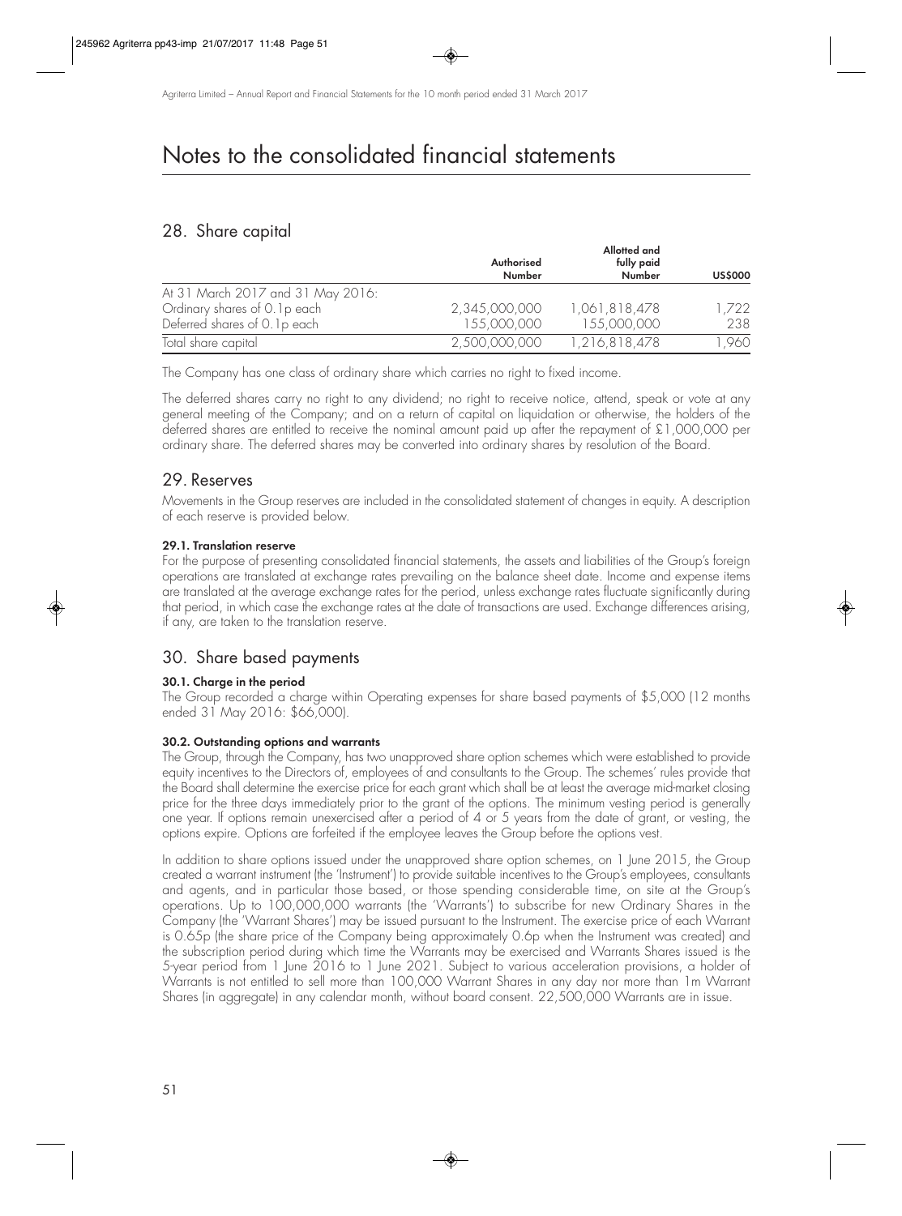#  Notes to the consolidated financial statements

## 28. Share capital

| | Authorised Number | Allotted and fully paid Number | US$000 |
|---|---|---|---|
| At 31 March 2017 and 31 May 2016: | | | |
| Ordinary shares of 0.1p each | 2,345,000,000 | 1,061,818,478 | 1,722 |
| Deferred shares of 0.1p each | 155,000,000 | 155,000,000 | 238 |
| Total share capital | 2,500,000,000 | 1,216,818,478 | 1,960 |

The Company has one class of ordinary share which carries no right to fixed income.

The deferred shares carry no right to any dividend; no right to receive notice, attend, speak or vote at any general meeting of the Company; and on a return of capital on liquidation or otherwise, the holders of the deferred shares are entitled to receive the nominal amount paid up after the repayment of £1,000,000 per ordinary share. The deferred shares may be converted into ordinary shares by resolution of the Board.

## 29. Reserves

Movements in the Group reserves are included in the consolidated statement of changes in equity. A description of each reserve is provided below.

### 29.1. Translation reserve

For the purpose of presenting consolidated financial statements, the assets and liabilities of the Group's foreign operations are translated at exchange rates prevailing on the balance sheet date. Income and expense items are translated at the average exchange rates for the period, unless exchange rates fluctuate significantly during that period, in which case the exchange rates at the date of transactions are used. Exchange differences arising, if any, are taken to the translation reserve.

## 30. Share based payments

### 30.1. Charge in the period

The Group recorded a charge within Operating expenses for share based payments of $5,000 (12 months ended 31 May 2016: $66,000).

### 30.2. Outstanding options and warrants

The Group, through the Company, has two unapproved share option schemes which were established to provide equity incentives to the Directors of, employees of and consultants to the Group. The schemes' rules provide that the Board shall determine the exercise price for each grant which shall be at least the average mid-market closing price for the three days immediately prior to the grant of the options. The minimum vesting period is generally one year. If options remain unexercised after a period of 4 or 5 years from the date of grant, or vesting, the options expire. Options are forfeited if the employee leaves the Group before the options vest.

In addition to share options issued under the unapproved share option schemes, on 1 June 2015, the Group created a warrant instrument (the 'Instrument') to provide suitable incentives to the Group's employees, consultants and agents, and in particular those based, or those spending considerable time, on site at the Group's operations. Up to 100,000,000 warrants (the 'Warrants') to subscribe for new Ordinary Shares in the Company (the 'Warrant Shares') may be issued pursuant to the Instrument. The exercise price of each Warrant is 0.65p (the share price of the Company being approximately 0.6p when the Instrument was created) and the subscription period during which time the Warrants may be exercised and Warrants Shares issued is the 5-year period from 1 June 2016 to 1 June 2021. Subject to various acceleration provisions, a holder of Warrants is not entitled to sell more than 100,000 Warrant Shares in any day nor more than 1m Warrant Shares (in aggregate) in any calendar month, without board consent. 22,500,000 Warrants are in issue.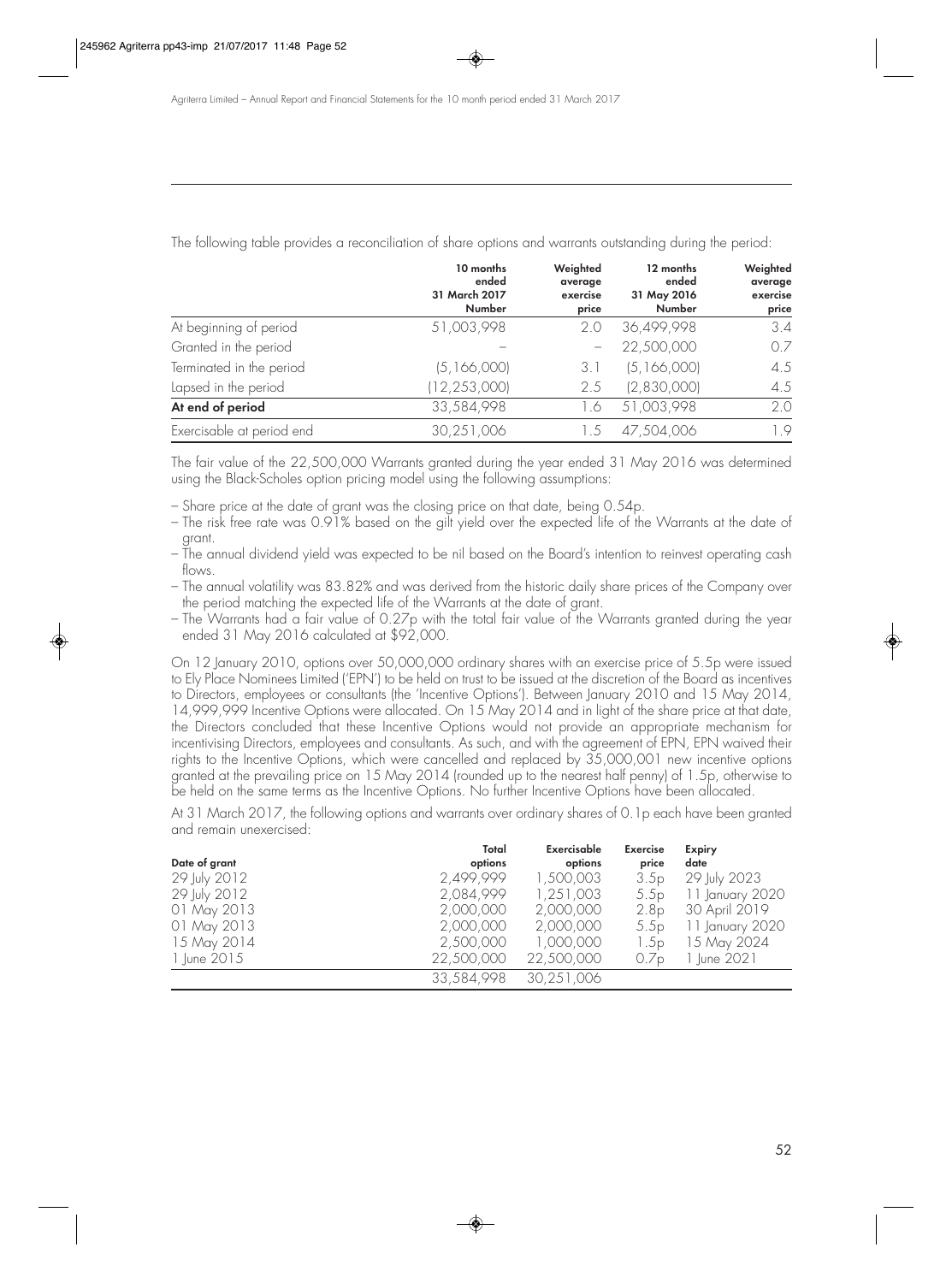The following table provides a reconciliation of share options and warrants outstanding during the period:

| | 10 months ended 31 March 2017 Number | Weighted average exercise price | 12 months ended 31 May 2016 Number | Weighted average exercise price |
|---|---|---|---|---|
| At beginning of period | 51,003,998 | 2.0 | 36,499,998 | 3.4 |
| Granted in the period | – | – | 22,500,000 | 0.7 |
| Terminated in the period | (5,166,000) | 3.1 | (5,166,000) | 4.5 |
| Lapsed in the period | (12,253,000) | 2.5 | (2,830,000) | 4.5 |
| **At end of period** | 33,584,998 | 1.6 | 51,003,998 | 2.0 |
| Exercisable at period end | 30,251,006 | 1.5 | 47,504,006 | 1.9 |

The fair value of the 22,500,000 Warrants granted during the year ended 31 May 2016 was determined using the Black-Scholes option pricing model using the following assumptions:

- Share price at the date of grant was the closing price on that date, being 0.54p.
- The risk free rate was 0.91% based on the gilt yield over the expected life of the Warrants at the date of grant.
- The annual dividend yield was expected to be nil based on the Board's intention to reinvest operating cash flows.
- The annual volatility was 83.82% and was derived from the historic daily share prices of the Company over the period matching the expected life of the Warrants at the date of grant.
- The Warrants had a fair value of 0.27p with the total fair value of the Warrants granted during the year ended 31 May 2016 calculated at $92,000.

On 12 January 2010, options over 50,000,000 ordinary shares with an exercise price of 5.5p were issued to Ely Place Nominees Limited ('EPN') to be held on trust to be issued at the discretion of the Board as incentives to Directors, employees or consultants (the 'Incentive Options'). Between January 2010 and 15 May 2014, 14,999,999 Incentive Options were allocated. On 15 May 2014 and in light of the share price at that date, the Directors concluded that these Incentive Options would not provide an appropriate mechanism for incentivising Directors, employees and consultants. As such, and with the agreement of EPN, EPN waived their rights to the Incentive Options, which were cancelled and replaced by 35,000,001 new incentive options granted at the prevailing price on 15 May 2014 (rounded up to the nearest half penny) of 1.5p, otherwise to be held on the same terms as the Incentive Options. No further Incentive Options have been allocated.

At 31 March 2017, the following options and warrants over ordinary shares of 0.1p each have been granted and remain unexercised:

| Date of grant | Total options | Exercisable options | Exercise price | Expiry date |
|---|---|---|---|---|
| 29 July 2012 | 2,499,999 | 1,500,003 | 3.5p | 29 July 2023 |
| 29 July 2012 | 2,084,999 | 1,251,003 | 5.5p | 11 January 2020 |
| 01 May 2013 | 2,000,000 | 2,000,000 | 2.8p | 30 April 2019 |
| 01 May 2013 | 2,000,000 | 2,000,000 | 5.5p | 11 January 2020 |
| 15 May 2014 | 2,500,000 | 1,000,000 | 1.5p | 15 May 2024 |
| 1 June 2015 | 22,500,000 | 22,500,000 | 0.7p | 1 June 2021 |
| | 33,584,998 | 30,251,006 | | |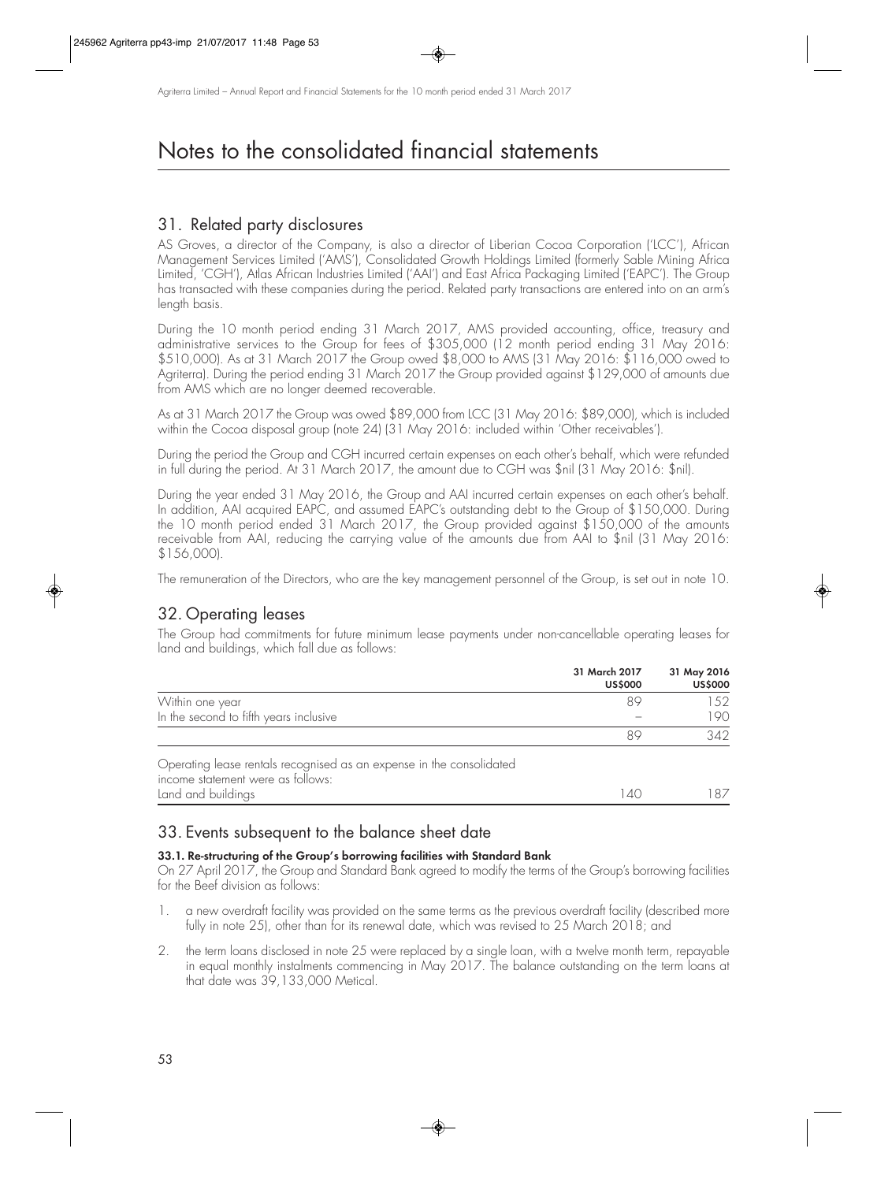# Notes to the consolidated financial statements

## 31. Related party disclosures

AS Groves, a director of the Company, is also a director of Liberian Cocoa Corporation ('LCC'), African Management Services Limited ('AMS'), Consolidated Growth Holdings Limited (formerly Sable Mining Africa Limited, 'CGH'), Atlas African Industries Limited ('AAI') and East Africa Packaging Limited ('EAPC'). The Group has transacted with these companies during the period. Related party transactions are entered into on an arm's length basis.

During the 10 month period ending 31 March 2017, AMS provided accounting, office, treasury and administrative services to the Group for fees of $305,000 (12 month period ending 31 May 2016: $510,000). As at 31 March 2017 the Group owed $8,000 to AMS (31 May 2016: $116,000 owed to Agriterra). During the period ending 31 March 2017 the Group provided against $129,000 of amounts due from AMS which are no longer deemed recoverable.

As at 31 March 2017 the Group was owed $89,000 from LCC (31 May 2016: $89,000), which is included within the Cocoa disposal group (note 24) (31 May 2016: included within 'Other receivables').

During the period the Group and CGH incurred certain expenses on each other's behalf, which were refunded in full during the period. At 31 March 2017, the amount due to CGH was $nil (31 May 2016: $nil).

During the year ended 31 May 2016, the Group and AAI incurred certain expenses on each other's behalf. In addition, AAI acquired EAPC, and assumed EAPC's outstanding debt to the Group of $150,000. During the 10 month period ended 31 March 2017, the Group provided against $150,000 of the amounts receivable from AAI, reducing the carrying value of the amounts due from AAI to $nil (31 May 2016: $156,000).

The remuneration of the Directors, who are the key management personnel of the Group, is set out in note 10.

## 32. Operating leases

The Group had commitments for future minimum lease payments under non-cancellable operating leases for land and buildings, which fall due as follows:

| | 31 March 2017<br>US$000 | 31 May 2016<br>US$000 |
|---|---|---|
| Within one year | 89 | 152 |
| In the second to fifth years inclusive | – | 190 |
| | 89 | 342 |
| Operating lease rentals recognised as an expense in the consolidated income statement were as follows: | | |
| Land and buildings | 140 | 187 |

## 33. Events subsequent to the balance sheet date

### 33.1. Re-structuring of the Group's borrowing facilities with Standard Bank

On 27 April 2017, the Group and Standard Bank agreed to modify the terms of the Group's borrowing facilities for the Beef division as follows:

1. a new overdraft facility was provided on the same terms as the previous overdraft facility (described more fully in note 25), other than for its renewal date, which was revised to 25 March 2018; and
2. the term loans disclosed in note 25 were replaced by a single loan, with a twelve month term, repayable in equal monthly instalments commencing in May 2017. The balance outstanding on the term loans at that date was 39,133,000 Metical.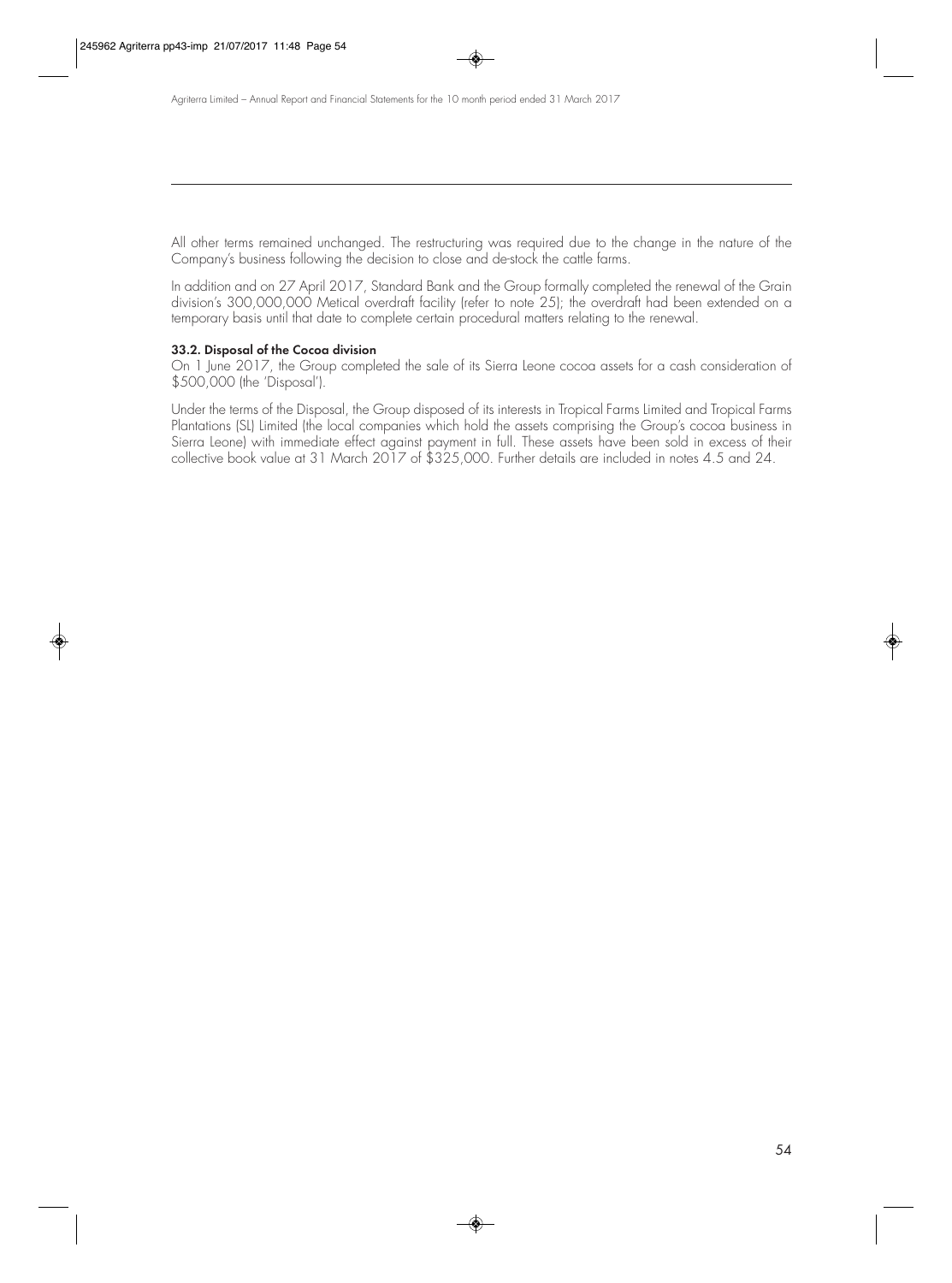All other terms remained unchanged. The restructuring was required due to the change in the nature of the Company's business following the decision to close and de-stock the cattle farms.

In addition and on 27 April 2017, Standard Bank and the Group formally completed the renewal of the Grain division's 300,000,000 Metical overdraft facility (refer to note 25); the overdraft had been extended on a temporary basis until that date to complete certain procedural matters relating to the renewal.

**33.2. Disposal of the Cocoa division**

On 1 June 2017, the Group completed the sale of its Sierra Leone cocoa assets for a cash consideration of \$500,000 (the 'Disposal').

Under the terms of the Disposal, the Group disposed of its interests in Tropical Farms Limited and Tropical Farms Plantations (SL) Limited (the local companies which hold the assets comprising the Group's cocoa business in Sierra Leone) with immediate effect against payment in full. These assets have been sold in excess of their collective book value at 31 March 2017 of \$325,000. Further details are included in notes 4.5 and 24.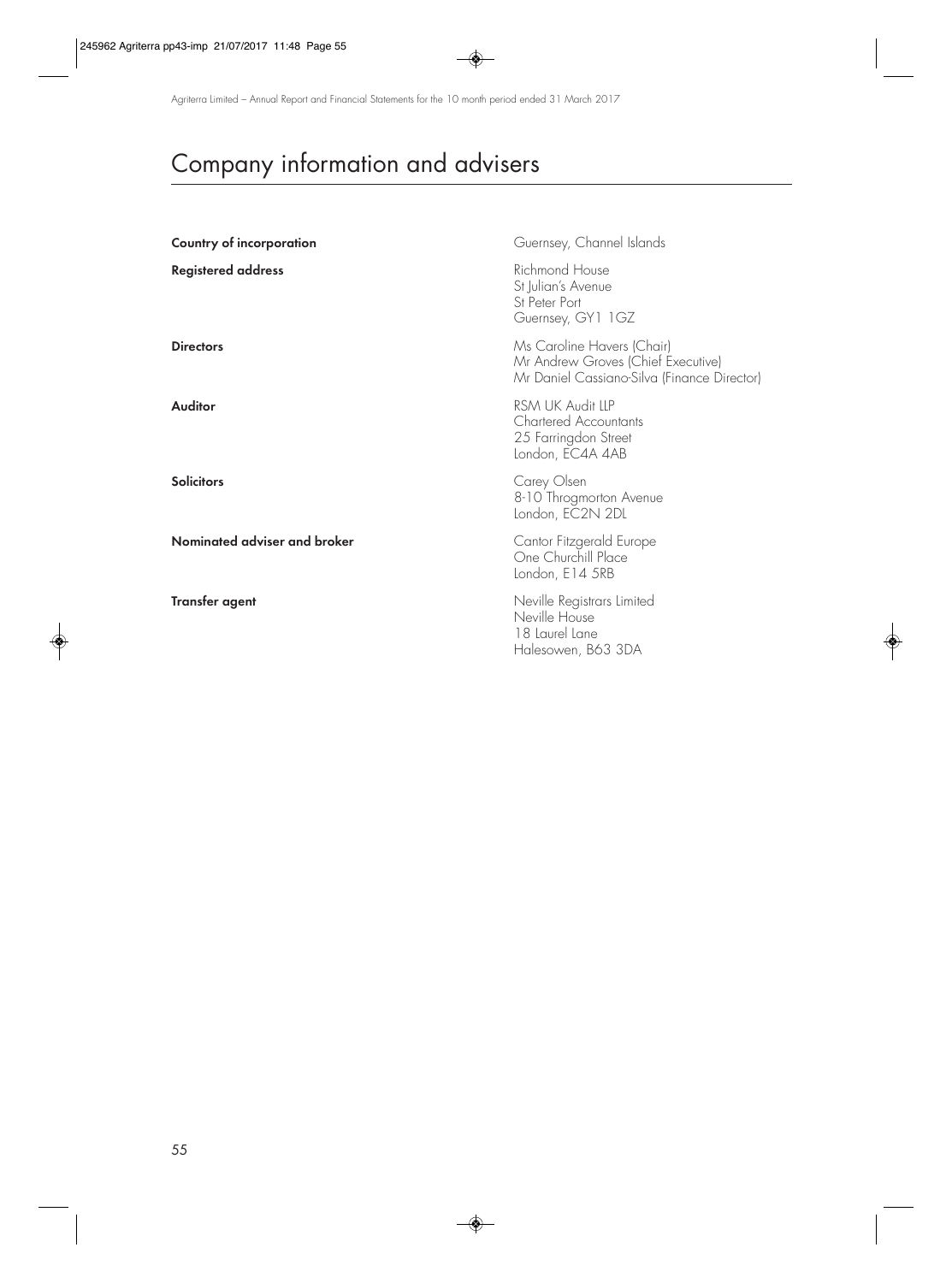# Company information and advisers

| | |
|---|---|
| **Country of incorporation** | Guernsey, Channel Islands |
| **Registered address** | Richmond House<br>St Julian's Avenue<br>St Peter Port<br>Guernsey, GY1 1GZ |
| **Directors** | Ms Caroline Havers (Chair)<br>Mr Andrew Groves (Chief Executive)<br>Mr Daniel Cassiano-Silva (Finance Director) |
| **Auditor** | RSM UK Audit LLP<br>Chartered Accountants<br>25 Farringdon Street<br>London, EC4A 4AB |
| **Solicitors** | Carey Olsen<br>8-10 Throgmorton Avenue<br>London, EC2N 2DL |
| **Nominated adviser and broker** | Cantor Fitzgerald Europe<br>One Churchill Place<br>London, E14 5RB |
| **Transfer agent** | Neville Registrars Limited<br>Neville House<br>18 Laurel Lane<br>Halesowen, B63 3DA |